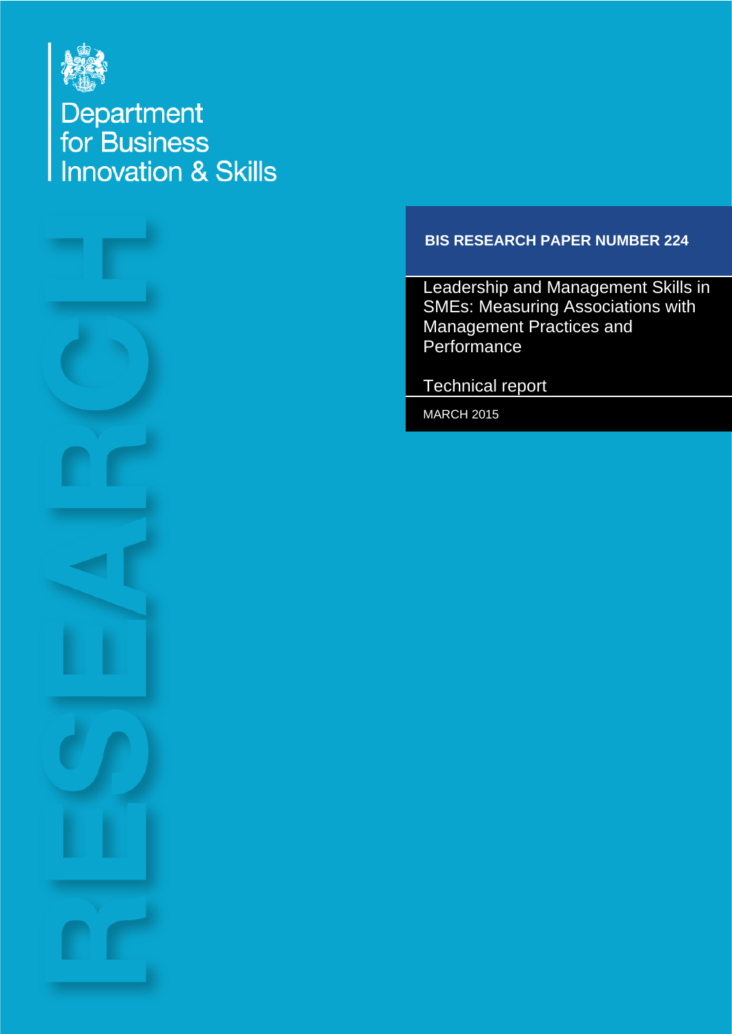Department for Business Innovation & Skills

RESEARCH

**BIS RESEARCH PAPER NUMBER 224**

# Leadership and Management Skills in SMEs: Measuring Associations with Management Practices and Performance

Technical report

MARCH 2015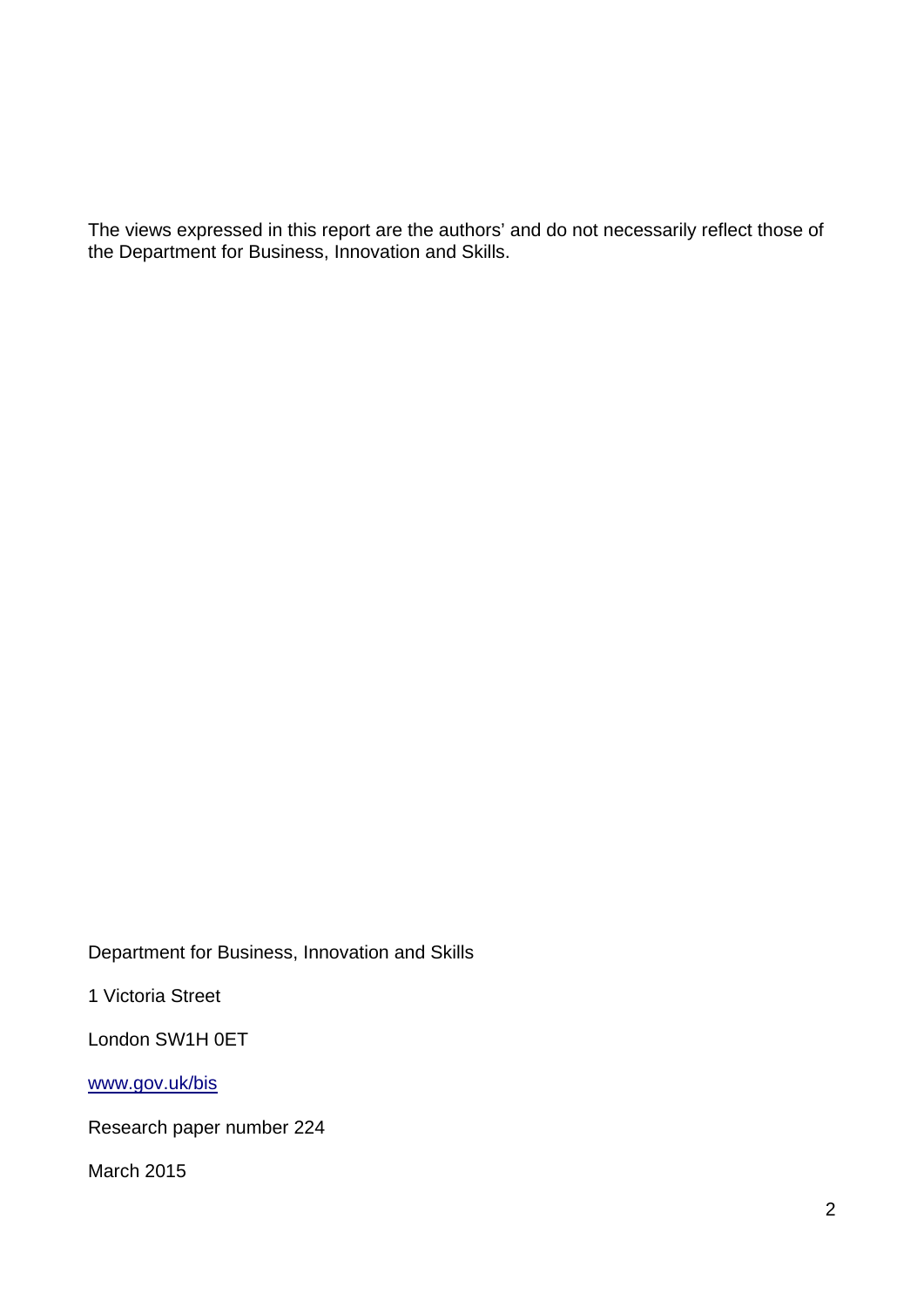The views expressed in this report are the authors' and do not necessarily reflect those of the Department for Business, Innovation and Skills.

Department for Business, Innovation and Skills

1 Victoria Street

London SW1H 0ET

[www.gov.uk/bis](http://www.gov.uk/bis)

Research paper number 224

March 2015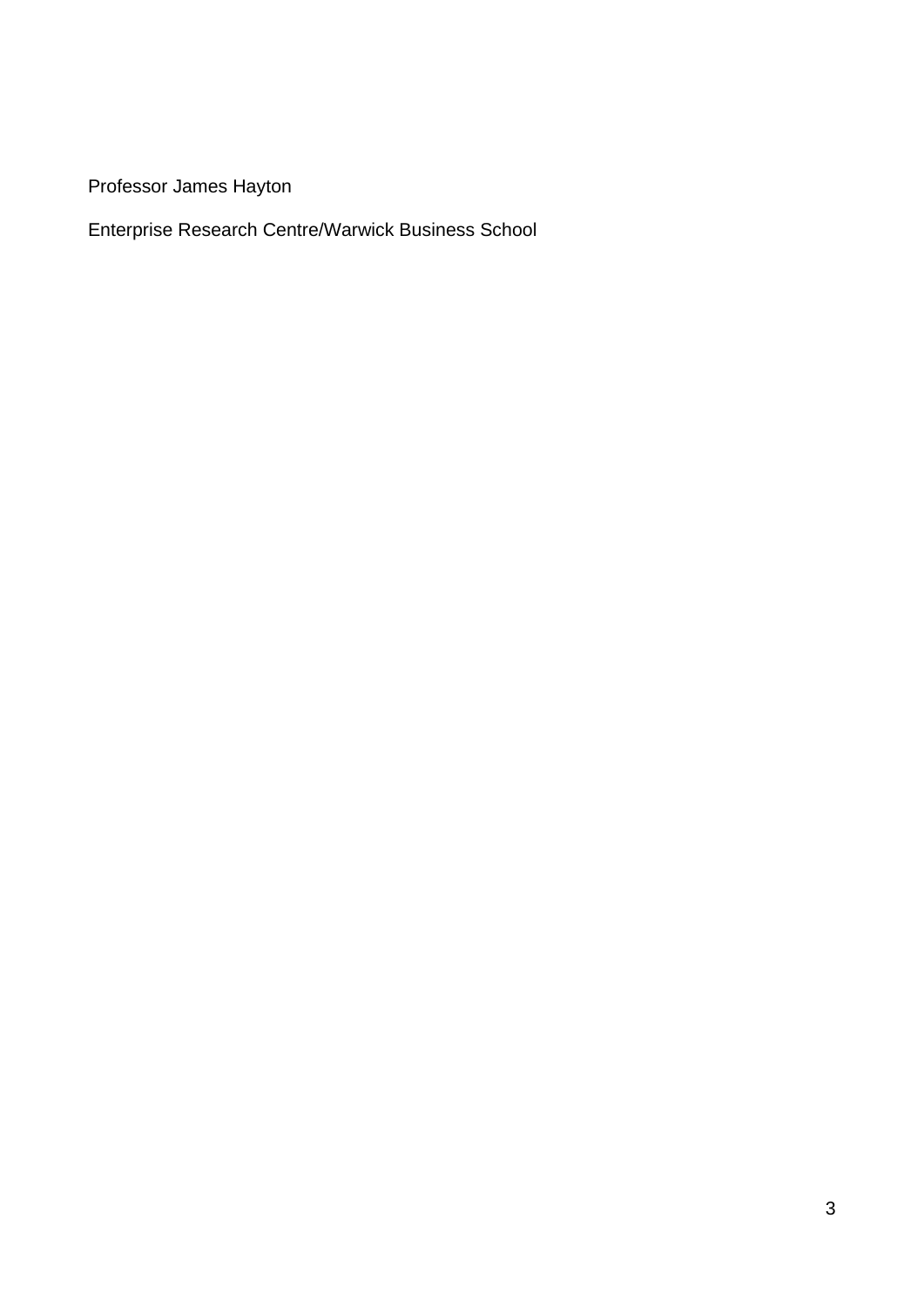Professor James Hayton

Enterprise Research Centre/Warwick Business School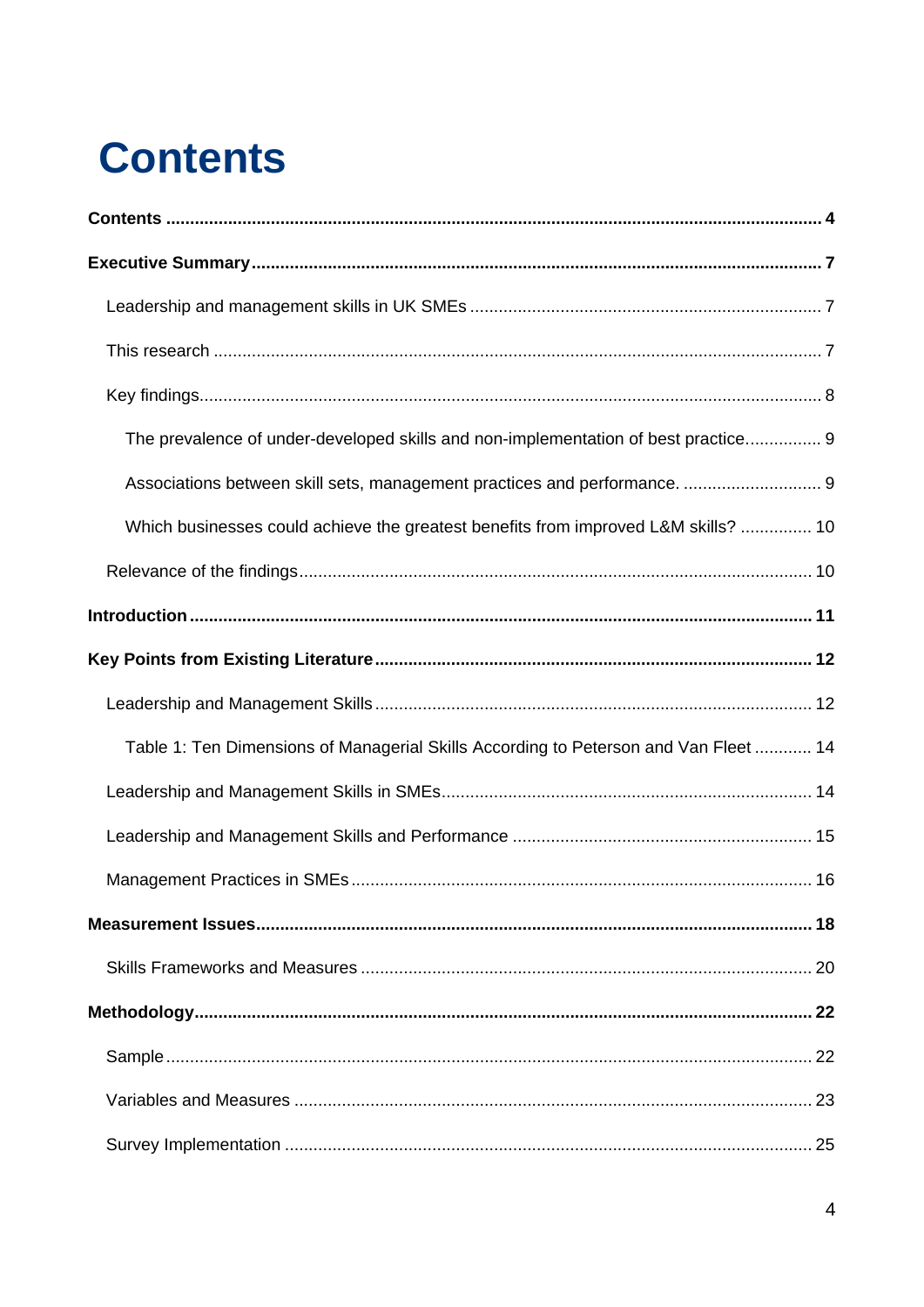# Contents

**Contents** ..... **4**

**Executive Summary** ..... **7**

- Leadership and management skills in UK SMEs ..... 7
- This research ..... 7
- Key findings ..... 8
  - The prevalence of under-developed skills and non-implementation of best practice ..... 9
  - Associations between skill sets, management practices and performance. ..... 9
  - Which businesses could achieve the greatest benefits from improved L&M skills? ..... 10
- Relevance of the findings ..... 10

**Introduction** ..... **11**

**Key Points from Existing Literature** ..... **12**

- Leadership and Management Skills ..... 12
  - Table 1: Ten Dimensions of Managerial Skills According to Peterson and Van Fleet ..... 14
- Leadership and Management Skills in SMEs ..... 14
- Leadership and Management Skills and Performance ..... 15
- Management Practices in SMEs ..... 16

**Measurement Issues** ..... **18**

- Skills Frameworks and Measures ..... 20

**Methodology** ..... **22**

- Sample ..... 22
- Variables and Measures ..... 23
- Survey Implementation ..... 25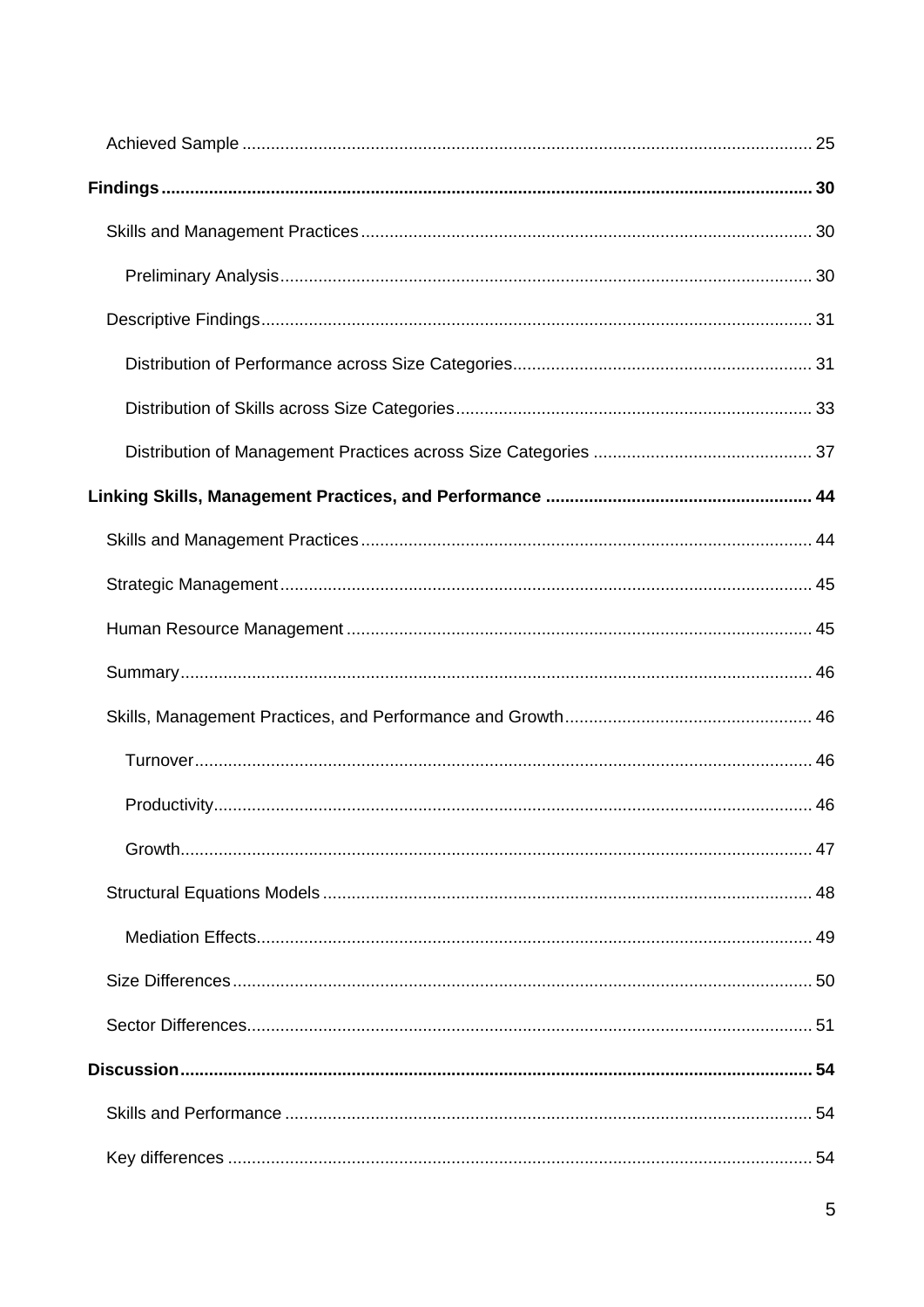- Achieved Sample ........ 25

**Findings** ........ **30**

- Skills and Management Practices ........ 30
    - Preliminary Analysis ........ 30
- Descriptive Findings ........ 31
    - Distribution of Performance across Size Categories ........ 31
    - Distribution of Skills across Size Categories ........ 33
    - Distribution of Management Practices across Size Categories ........ 37

**Linking Skills, Management Practices, and Performance** ........ **44**

- Skills and Management Practices ........ 44
- Strategic Management ........ 45
- Human Resource Management ........ 45
- Summary ........ 46
- Skills, Management Practices, and Performance and Growth ........ 46
    - Turnover ........ 46
    - Productivity ........ 46
    - Growth ........ 47
- Structural Equations Models ........ 48
    - Mediation Effects ........ 49
- Size Differences ........ 50
- Sector Differences ........ 51

**Discussion** ........ **54**

- Skills and Performance ........ 54
- Key differences ........ 54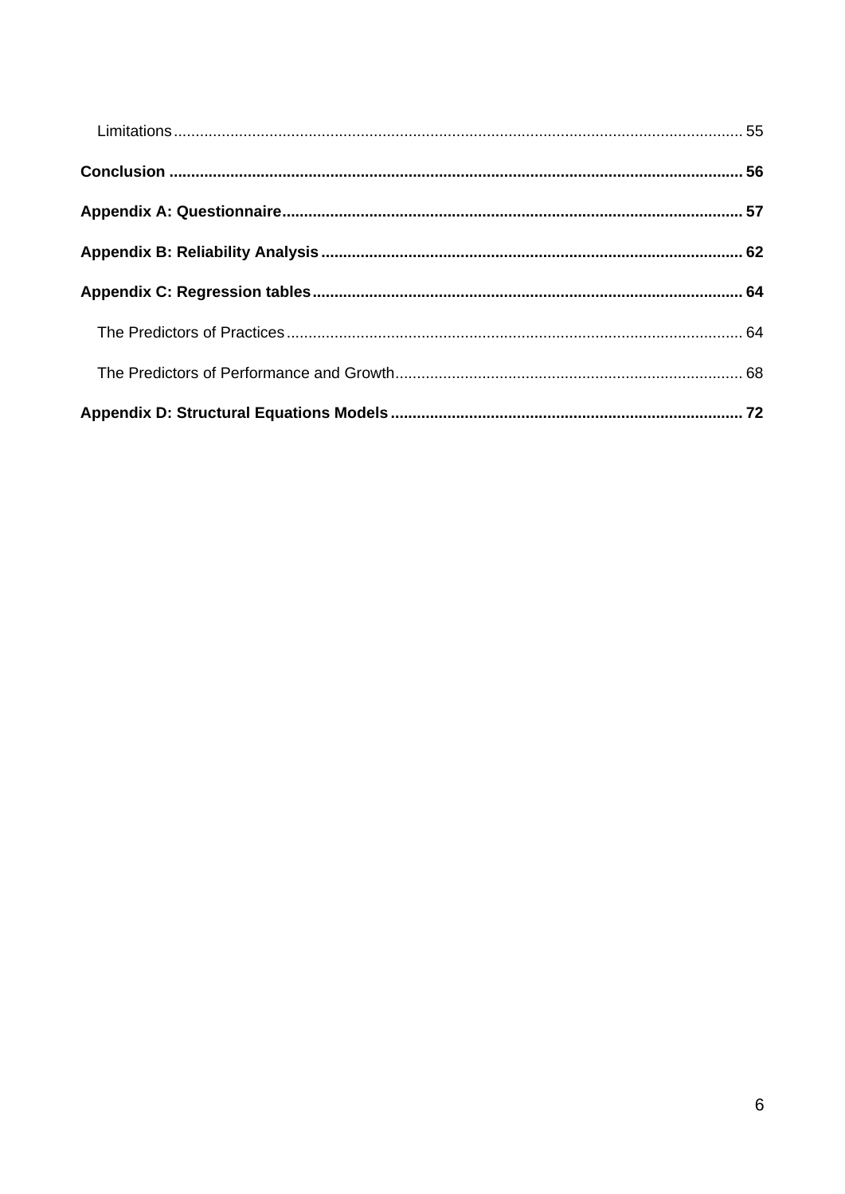Limitations ..... 55

**Conclusion ..... 56**

**Appendix A: Questionnaire ..... 57**

**Appendix B: Reliability Analysis ..... 62**

**Appendix C: Regression tables ..... 64**

The Predictors of Practices ..... 64

The Predictors of Performance and Growth ..... 68

**Appendix D: Structural Equations Models ..... 72**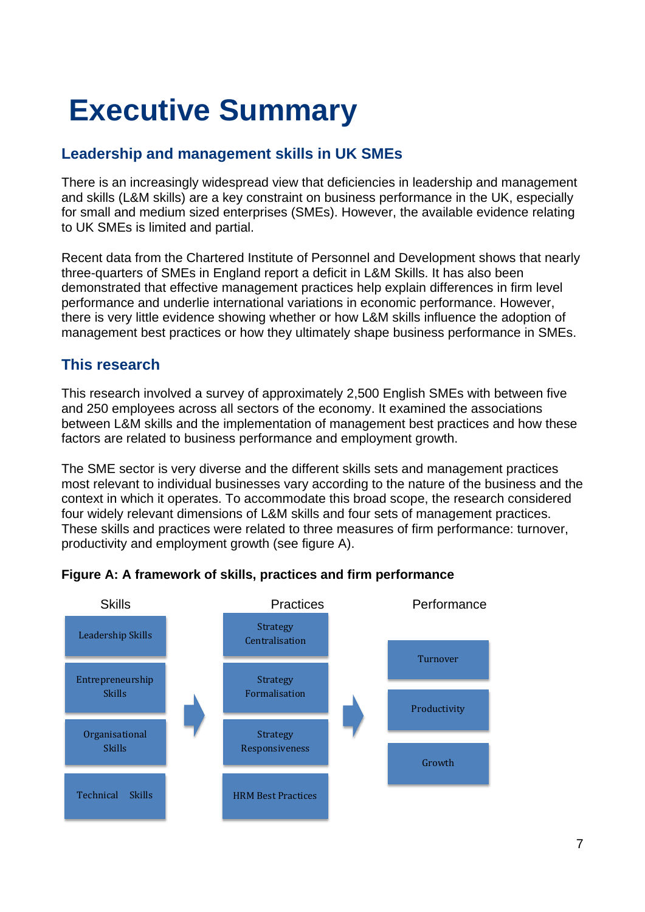# Executive Summary

## Leadership and management skills in UK SMEs

There is an increasingly widespread view that deficiencies in leadership and management and skills (L&M skills) are a key constraint on business performance in the UK, especially for small and medium sized enterprises (SMEs). However, the available evidence relating to UK SMEs is limited and partial.

Recent data from the Chartered Institute of Personnel and Development shows that nearly three-quarters of SMEs in England report a deficit in L&M Skills. It has also been demonstrated that effective management practices help explain differences in firm level performance and underlie international variations in economic performance. However, there is very little evidence showing whether or how L&M skills influence the adoption of management best practices or how they ultimately shape business performance in SMEs.

## This research

This research involved a survey of approximately 2,500 English SMEs with between five and 250 employees across all sectors of the economy. It examined the associations between L&M skills and the implementation of management best practices and how these factors are related to business performance and employment growth.

The SME sector is very diverse and the different skills sets and management practices most relevant to individual businesses vary according to the nature of the business and the context in which it operates. To accommodate this broad scope, the research considered four widely relevant dimensions of L&M skills and four sets of management practices. These skills and practices were related to three measures of firm performance: turnover, productivity and employment growth (see figure A).

**Figure A: A framework of skills, practices and firm performance**

| Skills | | Practices | | Performance |
|---|---|---|---|---|
| Leadership Skills | → | Strategy Centralisation | → | Turnover |
| Entrepreneurship Skills | | Strategy Formalisation | | Productivity |
| Organisational Skills | | Strategy Responsiveness | | Growth |
| Technical Skills | | HRM Best Practices | | |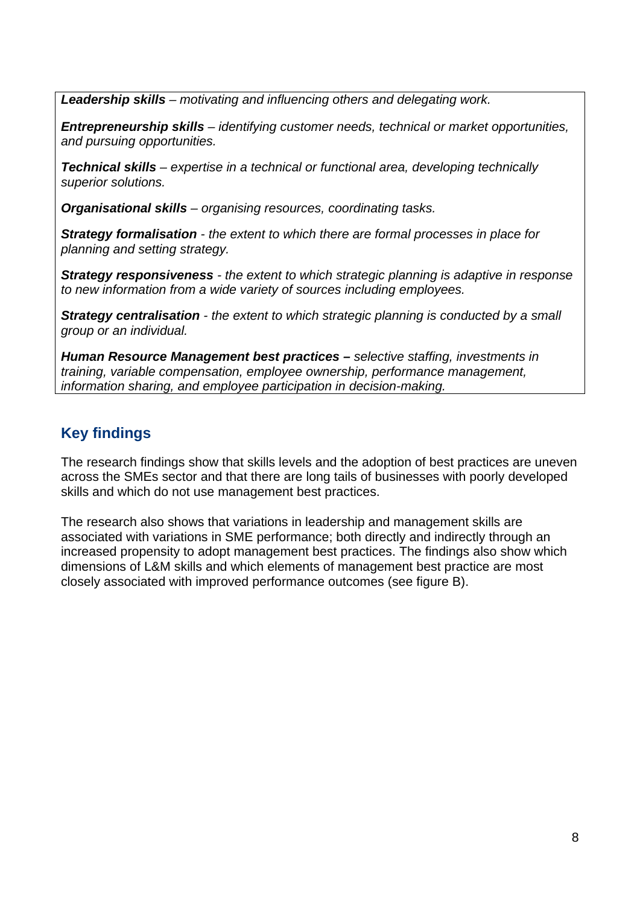***Leadership skills*** *– motivating and influencing others and delegating work.*

***Entrepreneurship skills*** *– identifying customer needs, technical or market opportunities, and pursuing opportunities.*

***Technical skills*** *– expertise in a technical or functional area, developing technically superior solutions.*

***Organisational skills*** *– organising resources, coordinating tasks.*

***Strategy formalisation*** *- the extent to which there are formal processes in place for planning and setting strategy.*

***Strategy responsiveness*** *- the extent to which strategic planning is adaptive in response to new information from a wide variety of sources including employees.*

***Strategy centralisation*** *- the extent to which strategic planning is conducted by a small group or an individual.*

***Human Resource Management best practices –*** *selective staffing, investments in training, variable compensation, employee ownership, performance management, information sharing, and employee participation in decision-making.*

## Key findings

The research findings show that skills levels and the adoption of best practices are uneven across the SMEs sector and that there are long tails of businesses with poorly developed skills and which do not use management best practices.

The research also shows that variations in leadership and management skills are associated with variations in SME performance; both directly and indirectly through an increased propensity to adopt management best practices. The findings also show which dimensions of L&M skills and which elements of management best practice are most closely associated with improved performance outcomes (see figure B).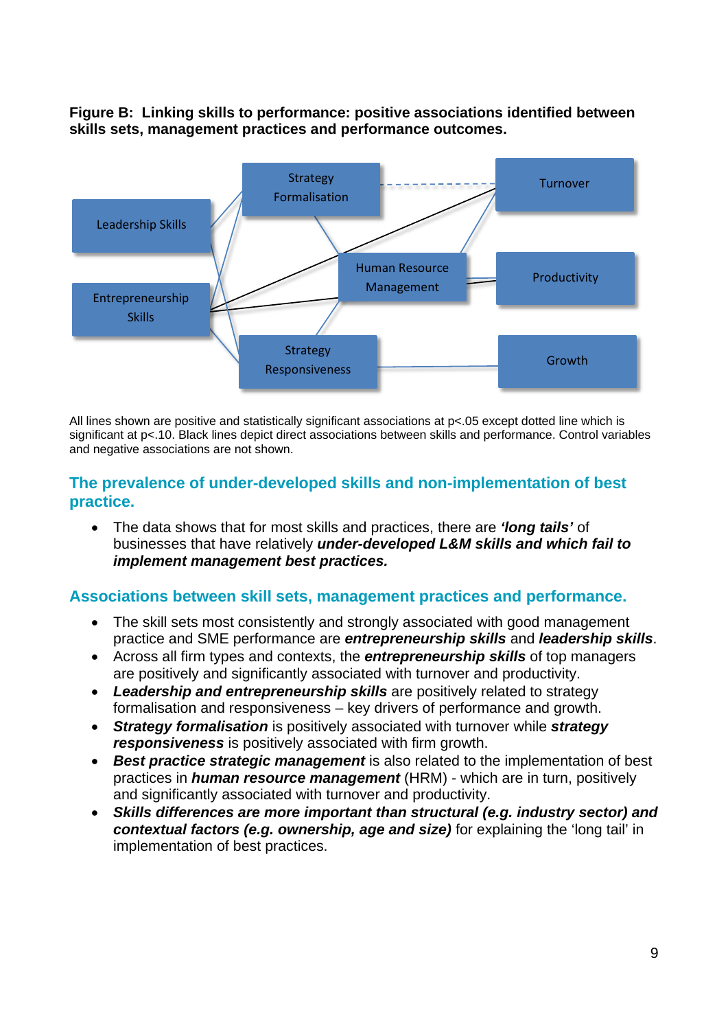**Figure B: Linking skills to performance: positive associations identified between skills sets, management practices and performance outcomes.**

Leadership Skills

Entrepreneurship Skills

Strategy Formalisation

Human Resource Management

Strategy Responsiveness

Turnover

Productivity

Growth

All lines shown are positive and statistically significant associations at $p<.05$ except dotted line which is significant at $p<.10$. Black lines depict direct associations between skills and performance. Control variables and negative associations are not shown.

## The prevalence of under-developed skills and non-implementation of best practice.

- The data shows that for most skills and practices, there are ***'long tails'*** of businesses that have relatively ***under-developed L&M skills and which fail to implement management best practices.***

## Associations between skill sets, management practices and performance.

- The skill sets most consistently and strongly associated with good management practice and SME performance are ***entrepreneurship skills*** and ***leadership skills***.
- Across all firm types and contexts, the ***entrepreneurship skills*** of top managers are positively and significantly associated with turnover and productivity.
- ***Leadership and entrepreneurship skills*** are positively related to strategy formalisation and responsiveness – key drivers of performance and growth.
- ***Strategy formalisation*** is positively associated with turnover while ***strategy responsiveness*** is positively associated with firm growth.
- ***Best practice strategic management*** is also related to the implementation of best practices in ***human resource management*** (HRM) - which are in turn, positively and significantly associated with turnover and productivity.
- ***Skills differences are more important than structural (e.g. industry sector) and contextual factors (e.g. ownership, age and size)*** for explaining the 'long tail' in implementation of best practices.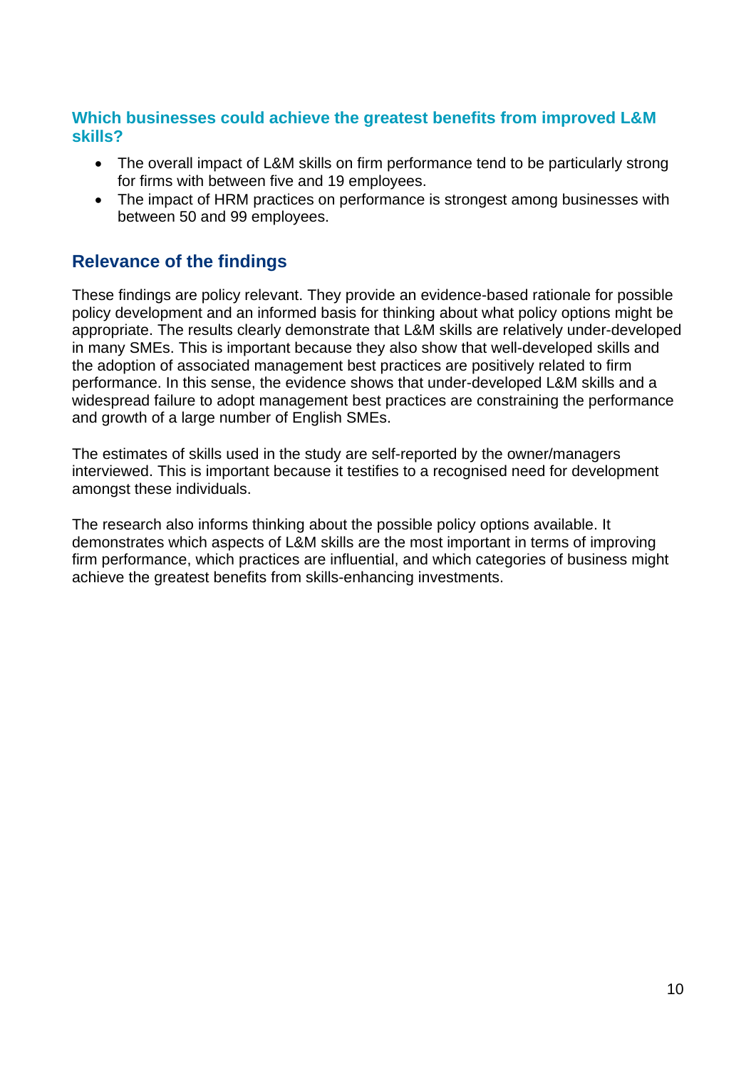### Which businesses could achieve the greatest benefits from improved L&M skills?

- The overall impact of L&M skills on firm performance tend to be particularly strong for firms with between five and 19 employees.
- The impact of HRM practices on performance is strongest among businesses with between 50 and 99 employees.

## Relevance of the findings

These findings are policy relevant. They provide an evidence-based rationale for possible policy development and an informed basis for thinking about what policy options might be appropriate. The results clearly demonstrate that L&M skills are relatively under-developed in many SMEs. This is important because they also show that well-developed skills and the adoption of associated management best practices are positively related to firm performance. In this sense, the evidence shows that under-developed L&M skills and a widespread failure to adopt management best practices are constraining the performance and growth of a large number of English SMEs.

The estimates of skills used in the study are self-reported by the owner/managers interviewed. This is important because it testifies to a recognised need for development amongst these individuals.

The research also informs thinking about the possible policy options available. It demonstrates which aspects of L&M skills are the most important in terms of improving firm performance, which practices are influential, and which categories of business might achieve the greatest benefits from skills-enhancing investments.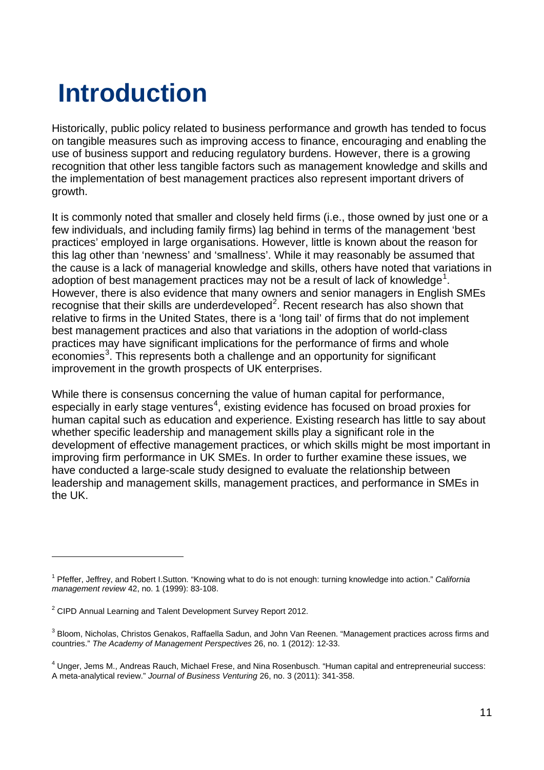# Introduction

Historically, public policy related to business performance and growth has tended to focus on tangible measures such as improving access to finance, encouraging and enabling the use of business support and reducing regulatory burdens. However, there is a growing recognition that other less tangible factors such as management knowledge and skills and the implementation of best management practices also represent important drivers of growth.

It is commonly noted that smaller and closely held firms (i.e., those owned by just one or a few individuals, and including family firms) lag behind in terms of the management 'best practices' employed in large organisations. However, little is known about the reason for this lag other than 'newness' and 'smallness'. While it may reasonably be assumed that the cause is a lack of managerial knowledge and skills, others have noted that variations in adoption of best management practices may not be a result of lack of knowledge[1]. However, there is also evidence that many owners and senior managers in English SMEs recognise that their skills are underdeveloped[2]. Recent research has also shown that relative to firms in the United States, there is a 'long tail' of firms that do not implement best management practices and also that variations in the adoption of world-class practices may have significant implications for the performance of firms and whole economies[3]. This represents both a challenge and an opportunity for significant improvement in the growth prospects of UK enterprises.

While there is consensus concerning the value of human capital for performance, especially in early stage ventures[4], existing evidence has focused on broad proxies for human capital such as education and experience. Existing research has little to say about whether specific leadership and management skills play a significant role in the development of effective management practices, or which skills might be most important in improving firm performance in UK SMEs. In order to further examine these issues, we have conducted a large-scale study designed to evaluate the relationship between leadership and management skills, management practices, and performance in SMEs in the UK.

---

[1] Pfeffer, Jeffrey, and Robert I.Sutton. "Knowing what to do is not enough: turning knowledge into action." *California management review* 42, no. 1 (1999): 83-108.

[2] CIPD Annual Learning and Talent Development Survey Report 2012.

[3] Bloom, Nicholas, Christos Genakos, Raffaella Sadun, and John Van Reenen. "Management practices across firms and countries." *The Academy of Management Perspectives* 26, no. 1 (2012): 12-33.

[4] Unger, Jems M., Andreas Rauch, Michael Frese, and Nina Rosenbusch. "Human capital and entrepreneurial success: A meta-analytical review." *Journal of Business Venturing* 26, no. 3 (2011): 341-358.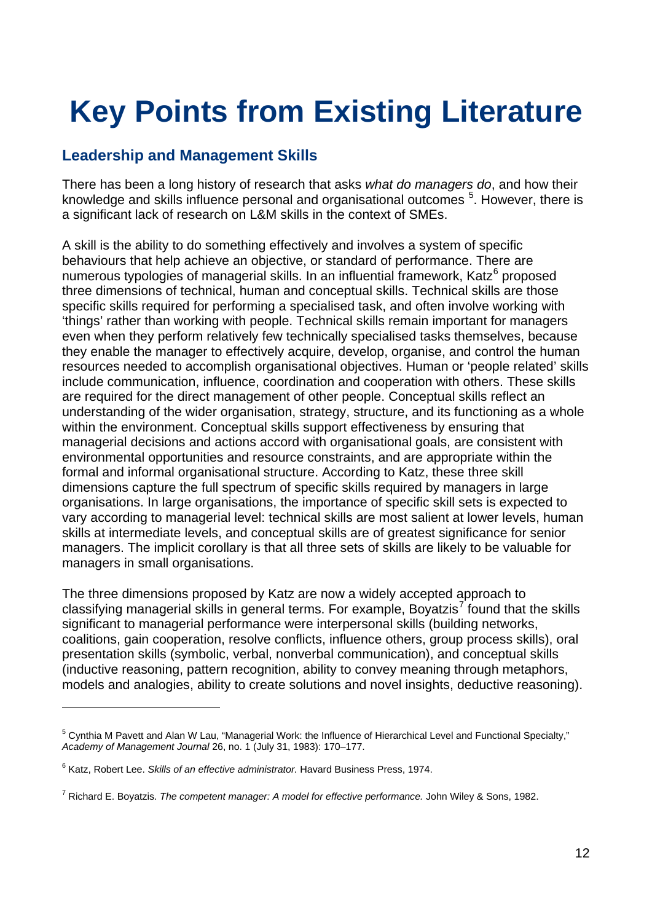# Key Points from Existing Literature

## Leadership and Management Skills

There has been a long history of research that asks *what do managers do*, and how their knowledge and skills influence personal and organisational outcomes [5]. However, there is a significant lack of research on L&M skills in the context of SMEs.

A skill is the ability to do something effectively and involves a system of specific behaviours that help achieve an objective, or standard of performance. There are numerous typologies of managerial skills. In an influential framework, Katz[6] proposed three dimensions of technical, human and conceptual skills. Technical skills are those specific skills required for performing a specialised task, and often involve working with 'things' rather than working with people. Technical skills remain important for managers even when they perform relatively few technically specialised tasks themselves, because they enable the manager to effectively acquire, develop, organise, and control the human resources needed to accomplish organisational objectives. Human or 'people related' skills include communication, influence, coordination and cooperation with others. These skills are required for the direct management of other people. Conceptual skills reflect an understanding of the wider organisation, strategy, structure, and its functioning as a whole within the environment. Conceptual skills support effectiveness by ensuring that managerial decisions and actions accord with organisational goals, are consistent with environmental opportunities and resource constraints, and are appropriate within the formal and informal organisational structure. According to Katz, these three skill dimensions capture the full spectrum of specific skills required by managers in large organisations. In large organisations, the importance of specific skill sets is expected to vary according to managerial level: technical skills are most salient at lower levels, human skills at intermediate levels, and conceptual skills are of greatest significance for senior managers. The implicit corollary is that all three sets of skills are likely to be valuable for managers in small organisations.

The three dimensions proposed by Katz are now a widely accepted approach to classifying managerial skills in general terms. For example, Boyatzis[7] found that the skills significant to managerial performance were interpersonal skills (building networks, coalitions, gain cooperation, resolve conflicts, influence others, group process skills), oral presentation skills (symbolic, verbal, nonverbal communication), and conceptual skills (inductive reasoning, pattern recognition, ability to convey meaning through metaphors, models and analogies, ability to create solutions and novel insights, deductive reasoning).

---

[5] Cynthia M Pavett and Alan W Lau, "Managerial Work: the Influence of Hierarchical Level and Functional Specialty," *Academy of Management Journal* 26, no. 1 (July 31, 1983): 170–177.

[6] Katz, Robert Lee. *Skills of an effective administrator.* Havard Business Press, 1974.

[7] Richard E. Boyatzis. *The competent manager: A model for effective performance.* John Wiley & Sons, 1982.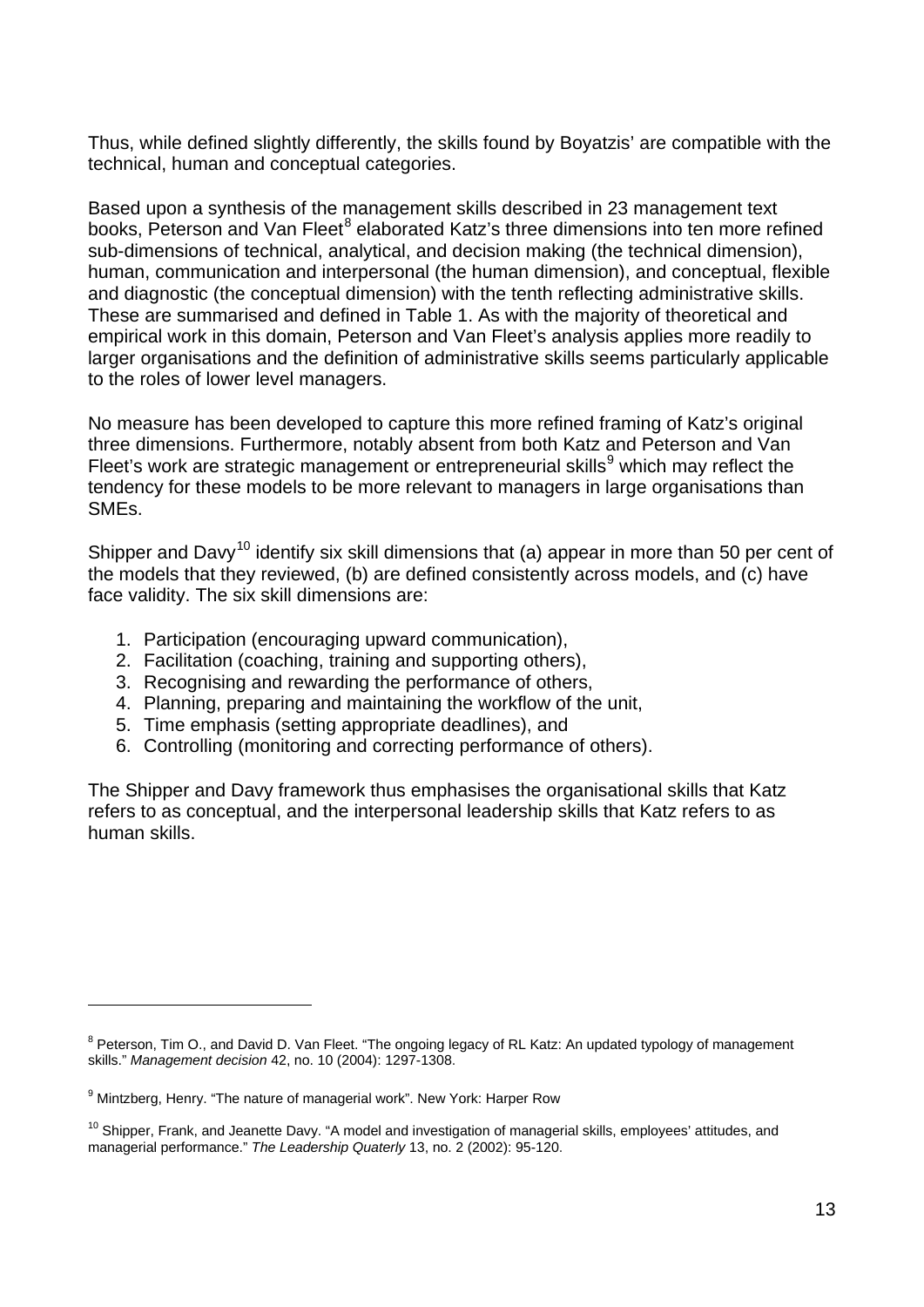Thus, while defined slightly differently, the skills found by Boyatzis' are compatible with the technical, human and conceptual categories.

Based upon a synthesis of the management skills described in 23 management text books, Peterson and Van Fleet[8] elaborated Katz's three dimensions into ten more refined sub-dimensions of technical, analytical, and decision making (the technical dimension), human, communication and interpersonal (the human dimension), and conceptual, flexible and diagnostic (the conceptual dimension) with the tenth reflecting administrative skills. These are summarised and defined in Table 1. As with the majority of theoretical and empirical work in this domain, Peterson and Van Fleet's analysis applies more readily to larger organisations and the definition of administrative skills seems particularly applicable to the roles of lower level managers.

No measure has been developed to capture this more refined framing of Katz's original three dimensions. Furthermore, notably absent from both Katz and Peterson and Van Fleet's work are strategic management or entrepreneurial skills[9] which may reflect the tendency for these models to be more relevant to managers in large organisations than SMEs.

Shipper and Davy[10] identify six skill dimensions that (a) appear in more than 50 per cent of the models that they reviewed, (b) are defined consistently across models, and (c) have face validity. The six skill dimensions are:

1. Participation (encouraging upward communication),
2. Facilitation (coaching, training and supporting others),
3. Recognising and rewarding the performance of others,
4. Planning, preparing and maintaining the workflow of the unit,
5. Time emphasis (setting appropriate deadlines), and
6. Controlling (monitoring and correcting performance of others).

The Shipper and Davy framework thus emphasises the organisational skills that Katz refers to as conceptual, and the interpersonal leadership skills that Katz refers to as human skills.

---

[8] Peterson, Tim O., and David D. Van Fleet. "The ongoing legacy of RL Katz: An updated typology of management skills." *Management decision* 42, no. 10 (2004): 1297-1308.

[9] Mintzberg, Henry. "The nature of managerial work". New York: Harper Row

[10] Shipper, Frank, and Jeanette Davy. "A model and investigation of managerial skills, employees' attitudes, and managerial performance." *The Leadership Quaterly* 13, no. 2 (2002): 95-120.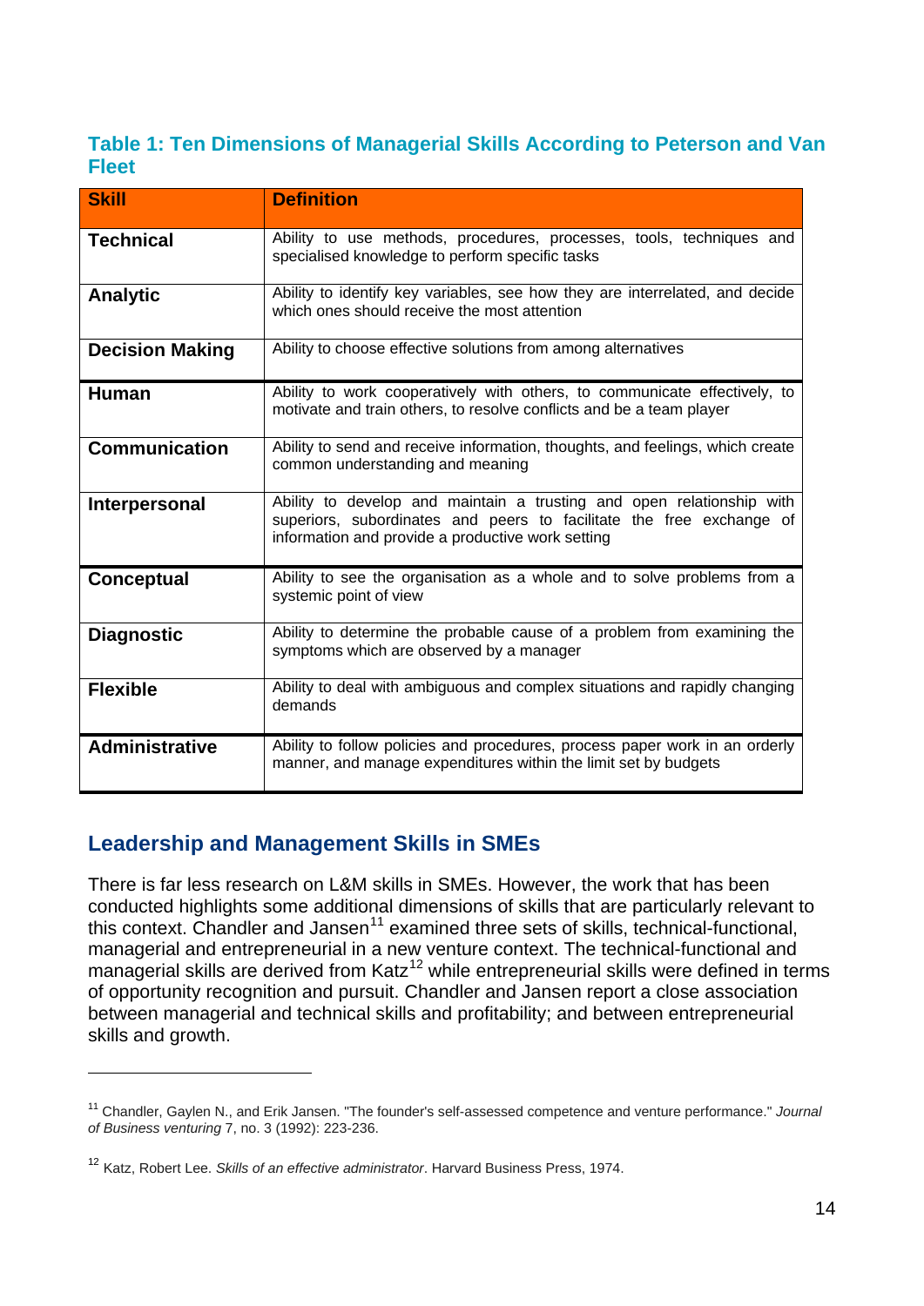### Table 1: Ten Dimensions of Managerial Skills According to Peterson and Van Fleet

| Skill | Definition |
|---|---|
| **Technical** | Ability to use methods, procedures, processes, tools, techniques and specialised knowledge to perform specific tasks |
| **Analytic** | Ability to identify key variables, see how they are interrelated, and decide which ones should receive the most attention |
| **Decision Making** | Ability to choose effective solutions from among alternatives |
| **Human** | Ability to work cooperatively with others, to communicate effectively, to motivate and train others, to resolve conflicts and be a team player |
| **Communication** | Ability to send and receive information, thoughts, and feelings, which create common understanding and meaning |
| **Interpersonal** | Ability to develop and maintain a trusting and open relationship with superiors, subordinates and peers to facilitate the free exchange of information and provide a productive work setting |
| **Conceptual** | Ability to see the organisation as a whole and to solve problems from a systemic point of view |
| **Diagnostic** | Ability to determine the probable cause of a problem from examining the symptoms which are observed by a manager |
| **Flexible** | Ability to deal with ambiguous and complex situations and rapidly changing demands |
| **Administrative** | Ability to follow policies and procedures, process paper work in an orderly manner, and manage expenditures within the limit set by budgets |

## Leadership and Management Skills in SMEs

There is far less research on L&M skills in SMEs. However, the work that has been conducted highlights some additional dimensions of skills that are particularly relevant to this context. Chandler and Jansen[11] examined three sets of skills, technical-functional, managerial and entrepreneurial in a new venture context. The technical-functional and managerial skills are derived from Katz[12] while entrepreneurial skills were defined in terms of opportunity recognition and pursuit. Chandler and Jansen report a close association between managerial and technical skills and profitability; and between entrepreneurial skills and growth.

---

[11] Chandler, Gaylen N., and Erik Jansen. "The founder's self-assessed competence and venture performance." *Journal of Business venturing* 7, no. 3 (1992): 223-236.

[12] Katz, Robert Lee. *Skills of an effective administrator*. Harvard Business Press, 1974.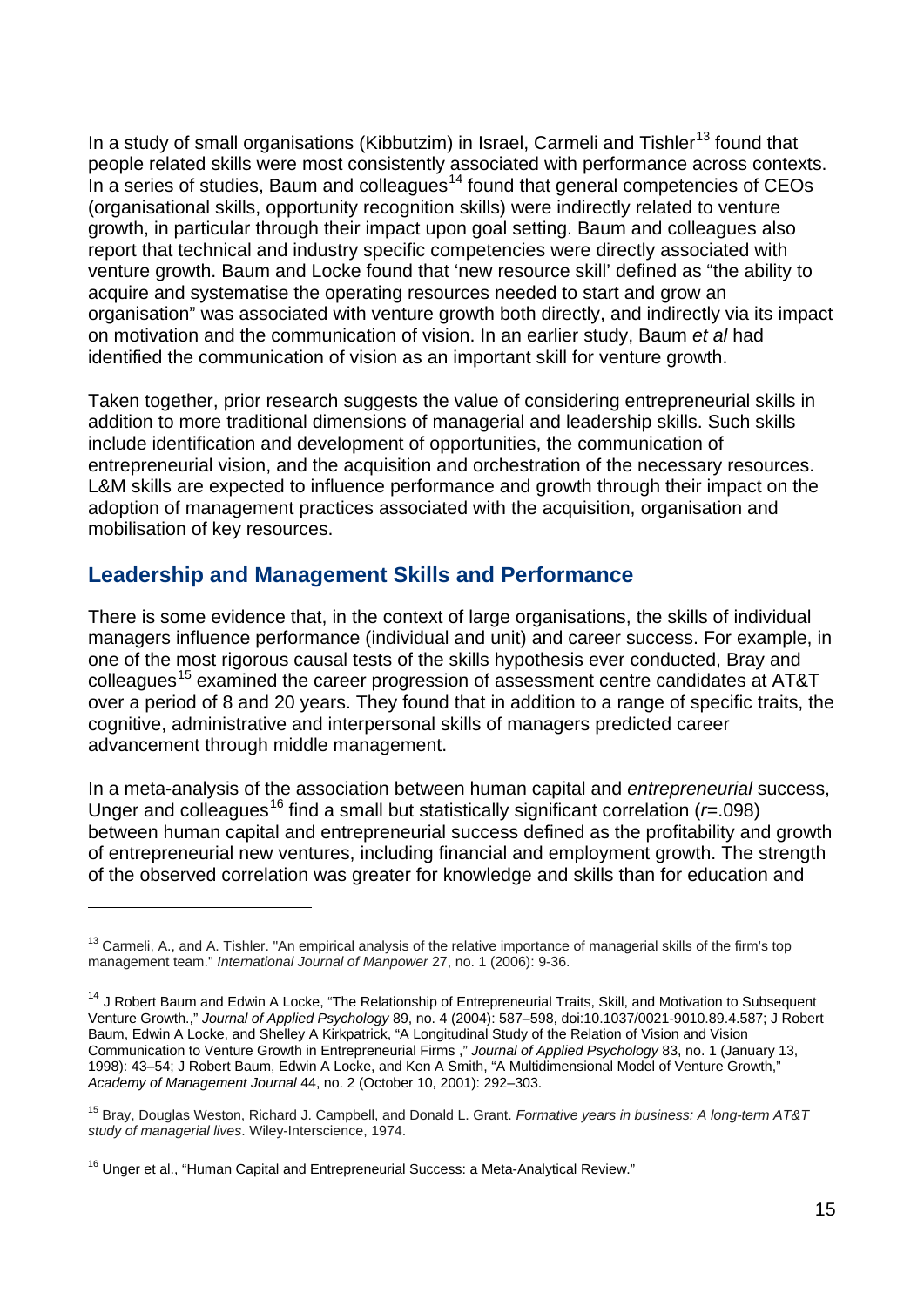In a study of small organisations (Kibbutzim) in Israel, Carmeli and Tishler[13] found that people related skills were most consistently associated with performance across contexts. In a series of studies, Baum and colleagues[14] found that general competencies of CEOs (organisational skills, opportunity recognition skills) were indirectly related to venture growth, in particular through their impact upon goal setting. Baum and colleagues also report that technical and industry specific competencies were directly associated with venture growth. Baum and Locke found that 'new resource skill' defined as "the ability to acquire and systematise the operating resources needed to start and grow an organisation" was associated with venture growth both directly, and indirectly via its impact on motivation and the communication of vision. In an earlier study, Baum *et al* had identified the communication of vision as an important skill for venture growth.

Taken together, prior research suggests the value of considering entrepreneurial skills in addition to more traditional dimensions of managerial and leadership skills. Such skills include identification and development of opportunities, the communication of entrepreneurial vision, and the acquisition and orchestration of the necessary resources. L&M skills are expected to influence performance and growth through their impact on the adoption of management practices associated with the acquisition, organisation and mobilisation of key resources.

## Leadership and Management Skills and Performance

There is some evidence that, in the context of large organisations, the skills of individual managers influence performance (individual and unit) and career success. For example, in one of the most rigorous causal tests of the skills hypothesis ever conducted, Bray and colleagues[15] examined the career progression of assessment centre candidates at AT&T over a period of 8 and 20 years. They found that in addition to a range of specific traits, the cognitive, administrative and interpersonal skills of managers predicted career advancement through middle management.

In a meta-analysis of the association between human capital and *entrepreneurial* success, Unger and colleagues[16] find a small but statistically significant correlation ($r$=.098) between human capital and entrepreneurial success defined as the profitability and growth of entrepreneurial new ventures, including financial and employment growth. The strength of the observed correlation was greater for knowledge and skills than for education and

---

[13] Carmeli, A., and A. Tishler. "An empirical analysis of the relative importance of managerial skills of the firm's top management team." *International Journal of Manpower* 27, no. 1 (2006): 9-36.

[14] J Robert Baum and Edwin A Locke, "The Relationship of Entrepreneurial Traits, Skill, and Motivation to Subsequent Venture Growth.," *Journal of Applied Psychology* 89, no. 4 (2004): 587–598, doi:10.1037/0021-9010.89.4.587; J Robert Baum, Edwin A Locke, and Shelley A Kirkpatrick, "A Longitudinal Study of the Relation of Vision and Vision Communication to Venture Growth in Entrepreneurial Firms ," *Journal of Applied Psychology* 83, no. 1 (January 13, 1998): 43–54; J Robert Baum, Edwin A Locke, and Ken A Smith, "A Multidimensional Model of Venture Growth," *Academy of Management Journal* 44, no. 2 (October 10, 2001): 292–303.

[15] Bray, Douglas Weston, Richard J. Campbell, and Donald L. Grant. *Formative years in business: A long-term AT&T study of managerial lives*. Wiley-Interscience, 1974.

[16] Unger et al., "Human Capital and Entrepreneurial Success: a Meta-Analytical Review."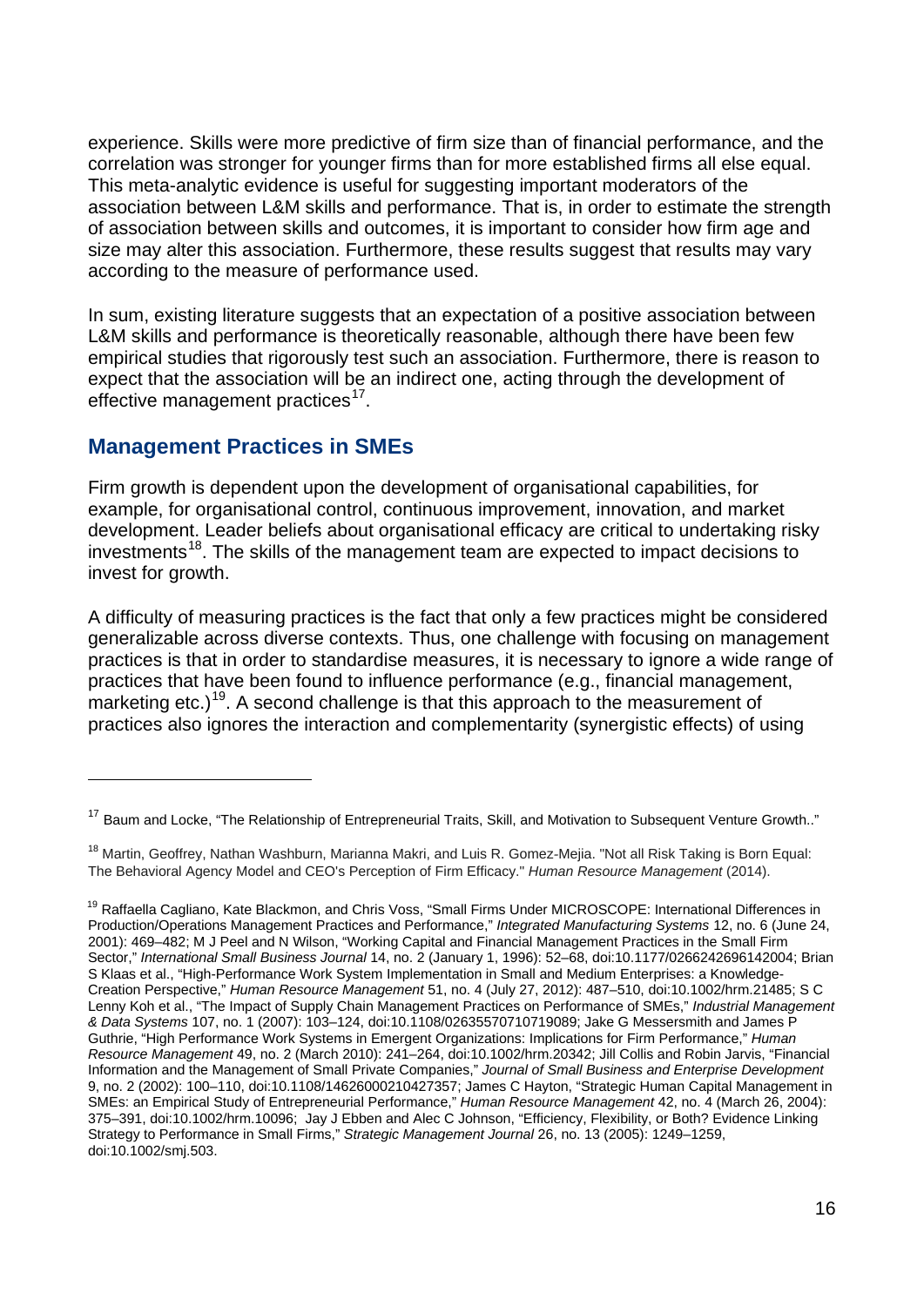experience. Skills were more predictive of firm size than of financial performance, and the correlation was stronger for younger firms than for more established firms all else equal. This meta-analytic evidence is useful for suggesting important moderators of the association between L&M skills and performance. That is, in order to estimate the strength of association between skills and outcomes, it is important to consider how firm age and size may alter this association. Furthermore, these results suggest that results may vary according to the measure of performance used.

In sum, existing literature suggests that an expectation of a positive association between L&M skills and performance is theoretically reasonable, although there have been few empirical studies that rigorously test such an association. Furthermore, there is reason to expect that the association will be an indirect one, acting through the development of effective management practices[17].

## Management Practices in SMEs

Firm growth is dependent upon the development of organisational capabilities, for example, for organisational control, continuous improvement, innovation, and market development. Leader beliefs about organisational efficacy are critical to undertaking risky investments[18]. The skills of the management team are expected to impact decisions to invest for growth.

A difficulty of measuring practices is the fact that only a few practices might be considered generalizable across diverse contexts. Thus, one challenge with focusing on management practices is that in order to standardise measures, it is necessary to ignore a wide range of practices that have been found to influence performance (e.g., financial management, marketing etc.)[19]. A second challenge is that this approach to the measurement of practices also ignores the interaction and complementarity (synergistic effects) of using

---

[17] Baum and Locke, "The Relationship of Entrepreneurial Traits, Skill, and Motivation to Subsequent Venture Growth.."

[18] Martin, Geoffrey, Nathan Washburn, Marianna Makri, and Luis R. Gomez-Mejia. "Not all Risk Taking is Born Equal: The Behavioral Agency Model and CEO's Perception of Firm Efficacy." *Human Resource Management* (2014).

[19] Raffaella Cagliano, Kate Blackmon, and Chris Voss, "Small Firms Under MICROSCOPE: International Differences in Production/Operations Management Practices and Performance," *Integrated Manufacturing Systems* 12, no. 6 (June 24, 2001): 469–482; M J Peel and N Wilson, "Working Capital and Financial Management Practices in the Small Firm Sector," *International Small Business Journal* 14, no. 2 (January 1, 1996): 52–68, doi:10.1177/0266242696142004; Brian S Klaas et al., "High-Performance Work System Implementation in Small and Medium Enterprises: a Knowledge-Creation Perspective," *Human Resource Management* 51, no. 4 (July 27, 2012): 487–510, doi:10.1002/hrm.21485; S C Lenny Koh et al., "The Impact of Supply Chain Management Practices on Performance of SMEs," *Industrial Management & Data Systems* 107, no. 1 (2007): 103–124, doi:10.1108/02635570710719089; Jake G Messersmith and James P Guthrie, "High Performance Work Systems in Emergent Organizations: Implications for Firm Performance," *Human Resource Management* 49, no. 2 (March 2010): 241–264, doi:10.1002/hrm.20342; Jill Collis and Robin Jarvis, "Financial Information and the Management of Small Private Companies," *Journal of Small Business and Enterprise Development* 9, no. 2 (2002): 100–110, doi:10.1108/14626000210427357; James C Hayton, "Strategic Human Capital Management in SMEs: an Empirical Study of Entrepreneurial Performance," *Human Resource Management* 42, no. 4 (March 26, 2004): 375–391, doi:10.1002/hrm.10096; Jay J Ebben and Alec C Johnson, "Efficiency, Flexibility, or Both? Evidence Linking Strategy to Performance in Small Firms," *Strategic Management Journal* 26, no. 13 (2005): 1249–1259, doi:10.1002/smj.503.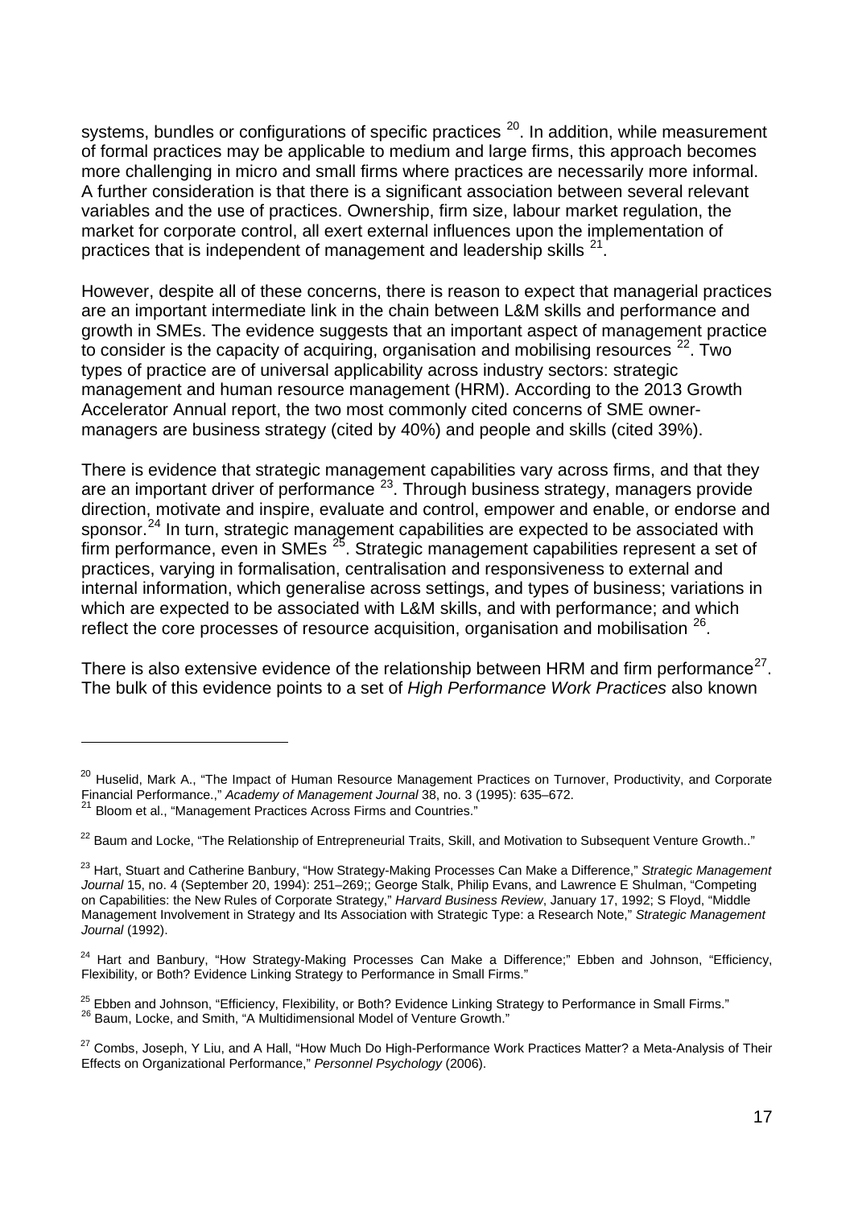systems, bundles or configurations of specific practices [20]. In addition, while measurement of formal practices may be applicable to medium and large firms, this approach becomes more challenging in micro and small firms where practices are necessarily more informal. A further consideration is that there is a significant association between several relevant variables and the use of practices. Ownership, firm size, labour market regulation, the market for corporate control, all exert external influences upon the implementation of practices that is independent of management and leadership skills [21].

However, despite all of these concerns, there is reason to expect that managerial practices are an important intermediate link in the chain between L&M skills and performance and growth in SMEs. The evidence suggests that an important aspect of management practice to consider is the capacity of acquiring, organisation and mobilising resources [22]. Two types of practice are of universal applicability across industry sectors: strategic management and human resource management (HRM). According to the 2013 Growth Accelerator Annual report, the two most commonly cited concerns of SME owner-managers are business strategy (cited by 40%) and people and skills (cited 39%).

There is evidence that strategic management capabilities vary across firms, and that they are an important driver of performance [23]. Through business strategy, managers provide direction, motivate and inspire, evaluate and control, empower and enable, or endorse and sponsor.[24] In turn, strategic management capabilities are expected to be associated with firm performance, even in SMEs [25]. Strategic management capabilities represent a set of practices, varying in formalisation, centralisation and responsiveness to external and internal information, which generalise across settings, and types of business; variations in which are expected to be associated with L&M skills, and with performance; and which reflect the core processes of resource acquisition, organisation and mobilisation [26].

There is also extensive evidence of the relationship between HRM and firm performance[27]. The bulk of this evidence points to a set of *High Performance Work Practices* also known

---

[20] Huselid, Mark A., "The Impact of Human Resource Management Practices on Turnover, Productivity, and Corporate Financial Performance.," *Academy of Management Journal* 38, no. 3 (1995): 635–672.

[21] Bloom et al., "Management Practices Across Firms and Countries."

[22] Baum and Locke, "The Relationship of Entrepreneurial Traits, Skill, and Motivation to Subsequent Venture Growth.."

[23] Hart, Stuart and Catherine Banbury, "How Strategy-Making Processes Can Make a Difference," *Strategic Management Journal* 15, no. 4 (September 20, 1994): 251–269;; George Stalk, Philip Evans, and Lawrence E Shulman, "Competing on Capabilities: the New Rules of Corporate Strategy," *Harvard Business Review*, January 17, 1992; S Floyd, "Middle Management Involvement in Strategy and Its Association with Strategic Type: a Research Note," *Strategic Management Journal* (1992).

[24] Hart and Banbury, "How Strategy-Making Processes Can Make a Difference;" Ebben and Johnson, "Efficiency, Flexibility, or Both? Evidence Linking Strategy to Performance in Small Firms."

[25] Ebben and Johnson, "Efficiency, Flexibility, or Both? Evidence Linking Strategy to Performance in Small Firms."

[26] Baum, Locke, and Smith, "A Multidimensional Model of Venture Growth."

[27] Combs, Joseph, Y Liu, and A Hall, "How Much Do High-Performance Work Practices Matter? a Meta-Analysis of Their Effects on Organizational Performance," *Personnel Psychology* (2006).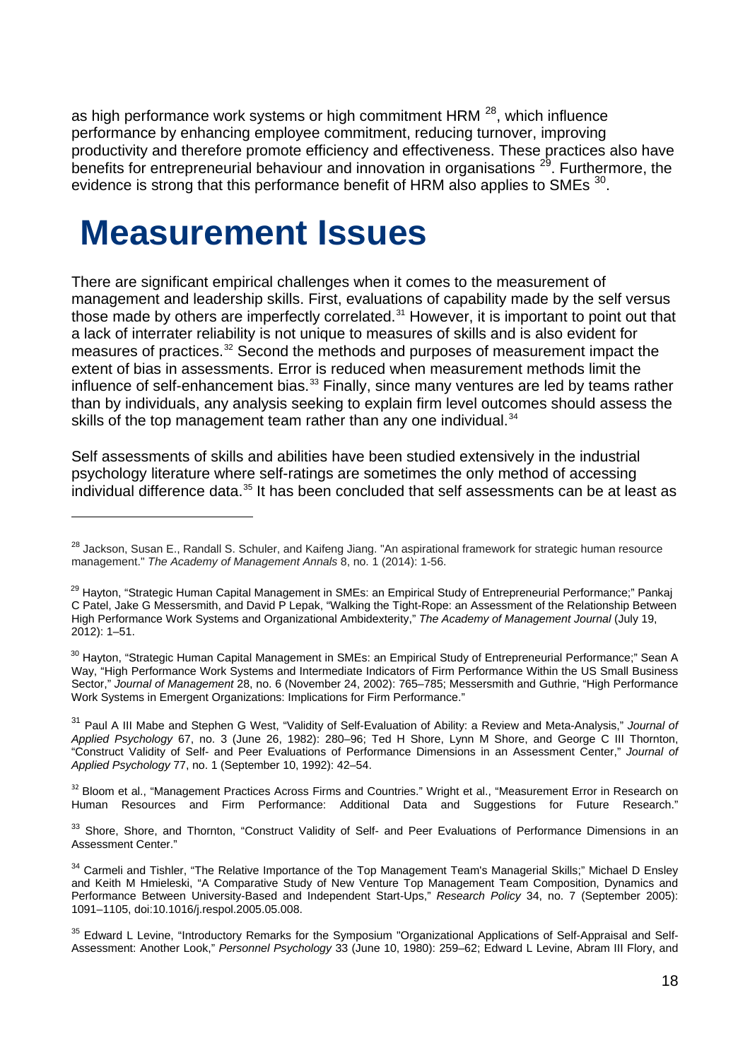as high performance work systems or high commitment HRM [28], which influence performance by enhancing employee commitment, reducing turnover, improving productivity and therefore promote efficiency and effectiveness. These practices also have benefits for entrepreneurial behaviour and innovation in organisations [29]. Furthermore, the evidence is strong that this performance benefit of HRM also applies to SMEs [30].

# Measurement Issues

There are significant empirical challenges when it comes to the measurement of management and leadership skills. First, evaluations of capability made by the self versus those made by others are imperfectly correlated.[31] However, it is important to point out that a lack of interrater reliability is not unique to measures of skills and is also evident for measures of practices.[32] Second the methods and purposes of measurement impact the extent of bias in assessments. Error is reduced when measurement methods limit the influence of self-enhancement bias.[33] Finally, since many ventures are led by teams rather than by individuals, any analysis seeking to explain firm level outcomes should assess the skills of the top management team rather than any one individual.[34]

Self assessments of skills and abilities have been studied extensively in the industrial psychology literature where self-ratings are sometimes the only method of accessing individual difference data.[35] It has been concluded that self assessments can be at least as

---

[28] Jackson, Susan E., Randall S. Schuler, and Kaifeng Jiang. "An aspirational framework for strategic human resource management." *The Academy of Management Annals* 8, no. 1 (2014): 1-56.

[29] Hayton, "Strategic Human Capital Management in SMEs: an Empirical Study of Entrepreneurial Performance;" Pankaj C Patel, Jake G Messersmith, and David P Lepak, "Walking the Tight-Rope: an Assessment of the Relationship Between High Performance Work Systems and Organizational Ambidexterity," *The Academy of Management Journal* (July 19, 2012): 1–51.

[30] Hayton, "Strategic Human Capital Management in SMEs: an Empirical Study of Entrepreneurial Performance;" Sean A Way, "High Performance Work Systems and Intermediate Indicators of Firm Performance Within the US Small Business Sector," *Journal of Management* 28, no. 6 (November 24, 2002): 765–785; Messersmith and Guthrie, "High Performance Work Systems in Emergent Organizations: Implications for Firm Performance."

[31] Paul A III Mabe and Stephen G West, "Validity of Self-Evaluation of Ability: a Review and Meta-Analysis," *Journal of Applied Psychology* 67, no. 3 (June 26, 1982): 280–96; Ted H Shore, Lynn M Shore, and George C III Thornton, "Construct Validity of Self- and Peer Evaluations of Performance Dimensions in an Assessment Center," *Journal of Applied Psychology* 77, no. 1 (September 10, 1992): 42–54.

[32] Bloom et al., "Management Practices Across Firms and Countries." Wright et al., "Measurement Error in Research on Human Resources and Firm Performance: Additional Data and Suggestions for Future Research."

[33] Shore, Shore, and Thornton, "Construct Validity of Self- and Peer Evaluations of Performance Dimensions in an Assessment Center."

[34] Carmeli and Tishler, "The Relative Importance of the Top Management Team's Managerial Skills;" Michael D Ensley and Keith M Hmieleski, "A Comparative Study of New Venture Top Management Team Composition, Dynamics and Performance Between University-Based and Independent Start-Ups," *Research Policy* 34, no. 7 (September 2005): 1091–1105, doi:10.1016/j.respol.2005.05.008.

[35] Edward L Levine, "Introductory Remarks for the Symposium "Organizational Applications of Self-Appraisal and Self-Assessment: Another Look," *Personnel Psychology* 33 (June 10, 1980): 259–62; Edward L Levine, Abram III Flory, and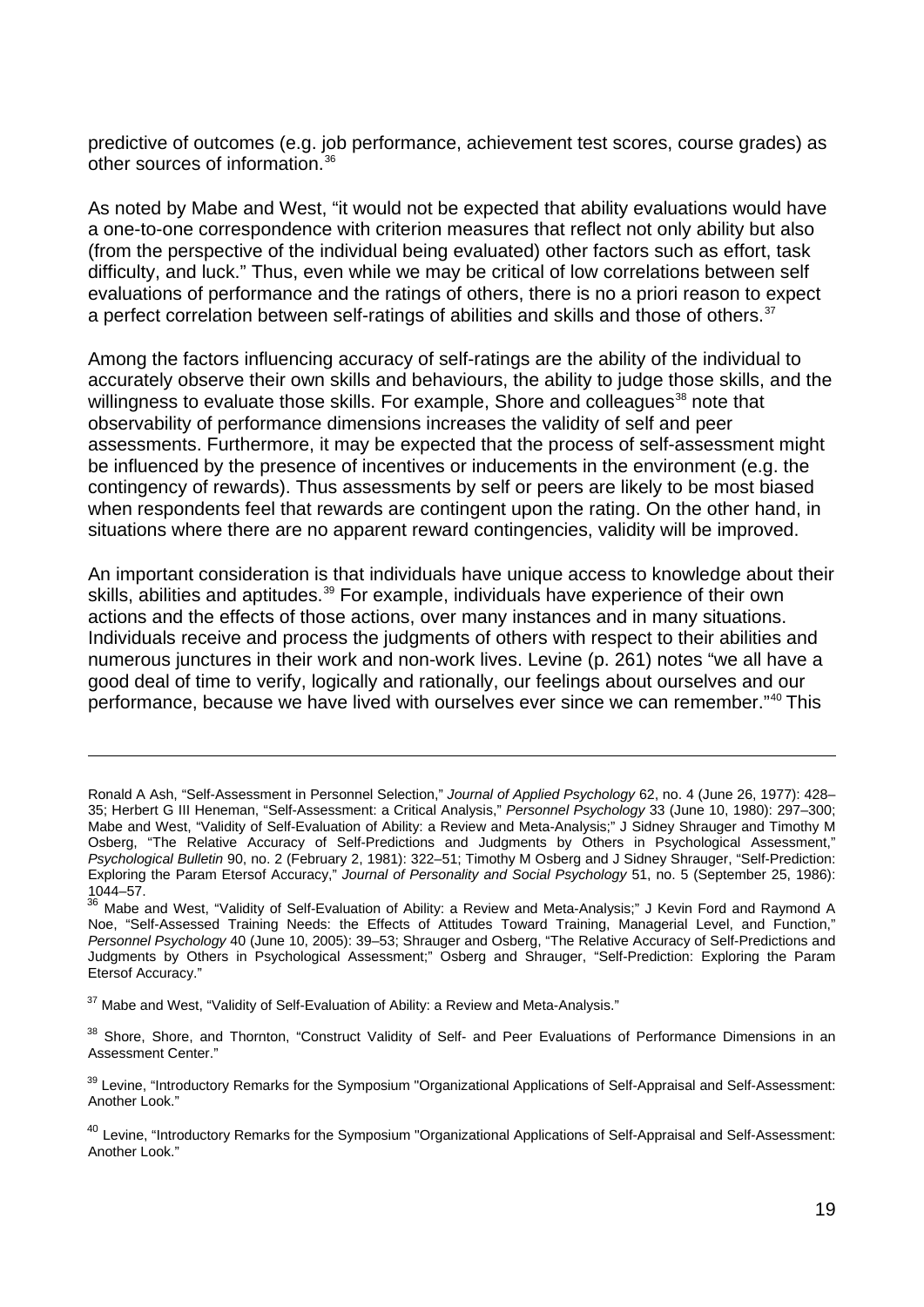predictive of outcomes (e.g. job performance, achievement test scores, course grades) as other sources of information.[36]

As noted by Mabe and West, "it would not be expected that ability evaluations would have a one-to-one correspondence with criterion measures that reflect not only ability but also (from the perspective of the individual being evaluated) other factors such as effort, task difficulty, and luck." Thus, even while we may be critical of low correlations between self evaluations of performance and the ratings of others, there is no a priori reason to expect a perfect correlation between self-ratings of abilities and skills and those of others.[37]

Among the factors influencing accuracy of self-ratings are the ability of the individual to accurately observe their own skills and behaviours, the ability to judge those skills, and the willingness to evaluate those skills. For example, Shore and colleagues[38] note that observability of performance dimensions increases the validity of self and peer assessments. Furthermore, it may be expected that the process of self-assessment might be influenced by the presence of incentives or inducements in the environment (e.g. the contingency of rewards). Thus assessments by self or peers are likely to be most biased when respondents feel that rewards are contingent upon the rating. On the other hand, in situations where there are no apparent reward contingencies, validity will be improved.

An important consideration is that individuals have unique access to knowledge about their skills, abilities and aptitudes.[39] For example, individuals have experience of their own actions and the effects of those actions, over many instances and in many situations. Individuals receive and process the judgments of others with respect to their abilities and numerous junctures in their work and non-work lives. Levine (p. 261) notes "we all have a good deal of time to verify, logically and rationally, our feelings about ourselves and our performance, because we have lived with ourselves ever since we can remember."[40] This

---

Ronald A Ash, "Self-Assessment in Personnel Selection," *Journal of Applied Psychology* 62, no. 4 (June 26, 1977): 428–35; Herbert G III Heneman, "Self-Assessment: a Critical Analysis," *Personnel Psychology* 33 (June 10, 1980): 297–300; Mabe and West, "Validity of Self-Evaluation of Ability: a Review and Meta-Analysis;" J Sidney Shrauger and Timothy M Osberg, "The Relative Accuracy of Self-Predictions and Judgments by Others in Psychological Assessment," *Psychological Bulletin* 90, no. 2 (February 2, 1981): 322–51; Timothy M Osberg and J Sidney Shrauger, "Self-Prediction: Exploring the Param Etersof Accuracy," *Journal of Personality and Social Psychology* 51, no. 5 (September 25, 1986): 1044–57.

[36] Mabe and West, "Validity of Self-Evaluation of Ability: a Review and Meta-Analysis;" J Kevin Ford and Raymond A Noe, "Self-Assessed Training Needs: the Effects of Attitudes Toward Training, Managerial Level, and Function," *Personnel Psychology* 40 (June 10, 2005): 39–53; Shrauger and Osberg, "The Relative Accuracy of Self-Predictions and Judgments by Others in Psychological Assessment;" Osberg and Shrauger, "Self-Prediction: Exploring the Param Etersof Accuracy."

[37] Mabe and West, "Validity of Self-Evaluation of Ability: a Review and Meta-Analysis."

[38] Shore, Shore, and Thornton, "Construct Validity of Self- and Peer Evaluations of Performance Dimensions in an Assessment Center."

[39] Levine, "Introductory Remarks for the Symposium "Organizational Applications of Self-Appraisal and Self-Assessment: Another Look."

[40] Levine, "Introductory Remarks for the Symposium "Organizational Applications of Self-Appraisal and Self-Assessment: Another Look."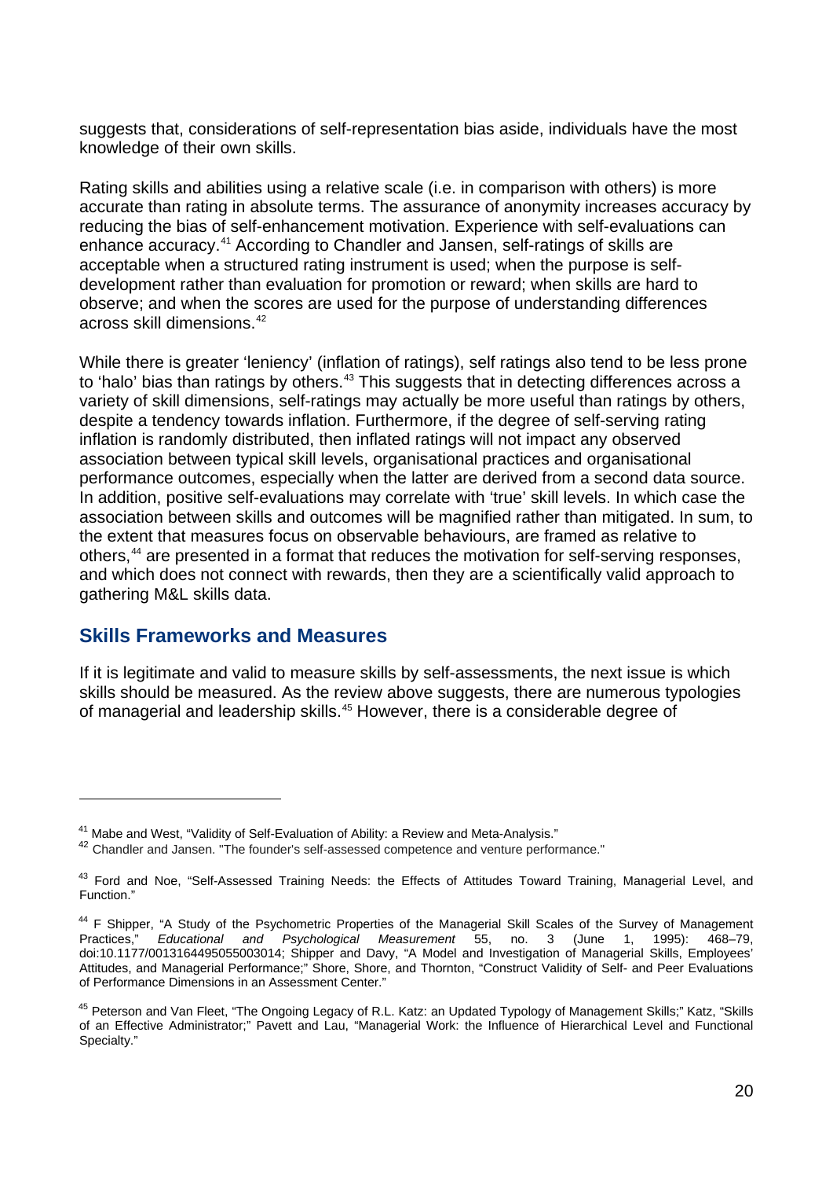suggests that, considerations of self-representation bias aside, individuals have the most knowledge of their own skills.

Rating skills and abilities using a relative scale (i.e. in comparison with others) is more accurate than rating in absolute terms. The assurance of anonymity increases accuracy by reducing the bias of self-enhancement motivation. Experience with self-evaluations can enhance accuracy.[41] According to Chandler and Jansen, self-ratings of skills are acceptable when a structured rating instrument is used; when the purpose is self-development rather than evaluation for promotion or reward; when skills are hard to observe; and when the scores are used for the purpose of understanding differences across skill dimensions.[42]

While there is greater 'leniency' (inflation of ratings), self ratings also tend to be less prone to 'halo' bias than ratings by others.[43] This suggests that in detecting differences across a variety of skill dimensions, self-ratings may actually be more useful than ratings by others, despite a tendency towards inflation. Furthermore, if the degree of self-serving rating inflation is randomly distributed, then inflated ratings will not impact any observed association between typical skill levels, organisational practices and organisational performance outcomes, especially when the latter are derived from a second data source. In addition, positive self-evaluations may correlate with 'true' skill levels. In which case the association between skills and outcomes will be magnified rather than mitigated. In sum, to the extent that measures focus on observable behaviours, are framed as relative to others,[44] are presented in a format that reduces the motivation for self-serving responses, and which does not connect with rewards, then they are a scientifically valid approach to gathering M&L skills data.

## Skills Frameworks and Measures

If it is legitimate and valid to measure skills by self-assessments, the next issue is which skills should be measured. As the review above suggests, there are numerous typologies of managerial and leadership skills.[45] However, there is a considerable degree of

---

[41] Mabe and West, "Validity of Self-Evaluation of Ability: a Review and Meta-Analysis."

[42] Chandler and Jansen. "The founder's self-assessed competence and venture performance."

[43] Ford and Noe, "Self-Assessed Training Needs: the Effects of Attitudes Toward Training, Managerial Level, and Function."

[44] F Shipper, "A Study of the Psychometric Properties of the Managerial Skill Scales of the Survey of Management Practices," *Educational and Psychological Measurement* 55, no. 3 (June 1, 1995): 468–79, doi:10.1177/0013164495055003014; Shipper and Davy, "A Model and Investigation of Managerial Skills, Employees' Attitudes, and Managerial Performance;" Shore, Shore, and Thornton, "Construct Validity of Self- and Peer Evaluations of Performance Dimensions in an Assessment Center."

[45] Peterson and Van Fleet, "The Ongoing Legacy of R.L. Katz: an Updated Typology of Management Skills;" Katz, "Skills of an Effective Administrator;" Pavett and Lau, "Managerial Work: the Influence of Hierarchical Level and Functional Specialty."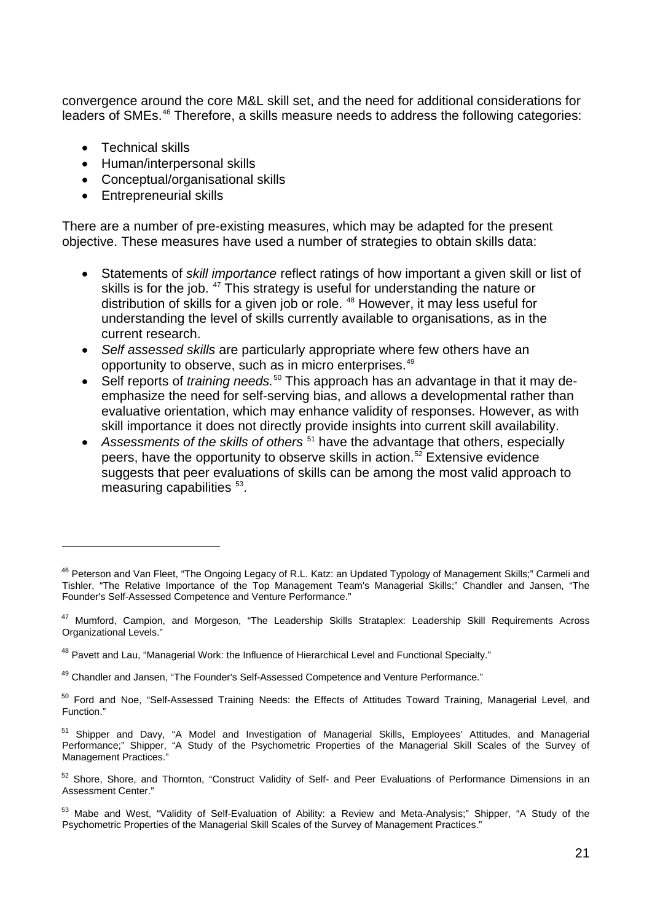convergence around the core M&L skill set, and the need for additional considerations for leaders of SMEs.[46] Therefore, a skills measure needs to address the following categories:

- Technical skills
- Human/interpersonal skills
- Conceptual/organisational skills
- Entrepreneurial skills

There are a number of pre-existing measures, which may be adapted for the present objective. These measures have used a number of strategies to obtain skills data:

- Statements of *skill importance* reflect ratings of how important a given skill or list of skills is for the job. [47] This strategy is useful for understanding the nature or distribution of skills for a given job or role. [48] However, it may less useful for understanding the level of skills currently available to organisations, as in the current research.
- *Self assessed skills* are particularly appropriate where few others have an opportunity to observe, such as in micro enterprises.[49]
- Self reports of *training needs.*[50] This approach has an advantage in that it may de-emphasize the need for self-serving bias, and allows a developmental rather than evaluative orientation, which may enhance validity of responses. However, as with skill importance it does not directly provide insights into current skill availability.
- *Assessments of the skills of others* [51] have the advantage that others, especially peers, have the opportunity to observe skills in action.[52] Extensive evidence suggests that peer evaluations of skills can be among the most valid approach to measuring capabilities [53].

---

[46] Peterson and Van Fleet, "The Ongoing Legacy of R.L. Katz: an Updated Typology of Management Skills;" Carmeli and Tishler, "The Relative Importance of the Top Management Team's Managerial Skills;" Chandler and Jansen, "The Founder's Self-Assessed Competence and Venture Performance."

[47] Mumford, Campion, and Morgeson, "The Leadership Skills Strataplex: Leadership Skill Requirements Across Organizational Levels."

[48] Pavett and Lau, "Managerial Work: the Influence of Hierarchical Level and Functional Specialty."

[49] Chandler and Jansen, "The Founder's Self-Assessed Competence and Venture Performance."

[50] Ford and Noe, "Self-Assessed Training Needs: the Effects of Attitudes Toward Training, Managerial Level, and Function."

[51] Shipper and Davy, "A Model and Investigation of Managerial Skills, Employees' Attitudes, and Managerial Performance;" Shipper, "A Study of the Psychometric Properties of the Managerial Skill Scales of the Survey of Management Practices."

[52] Shore, Shore, and Thornton, "Construct Validity of Self- and Peer Evaluations of Performance Dimensions in an Assessment Center."

[53] Mabe and West, "Validity of Self-Evaluation of Ability: a Review and Meta-Analysis;" Shipper, "A Study of the Psychometric Properties of the Managerial Skill Scales of the Survey of Management Practices."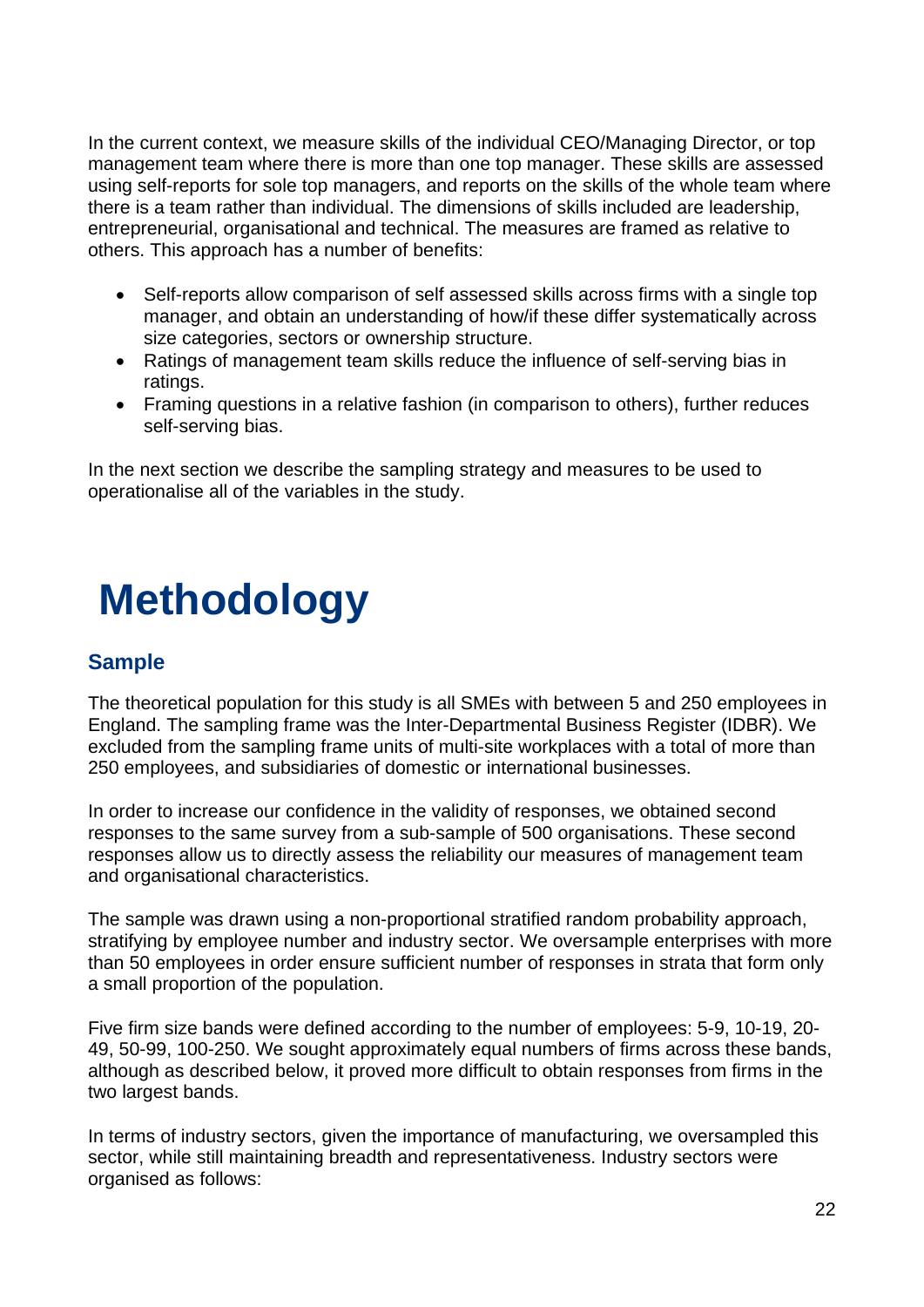In the current context, we measure skills of the individual CEO/Managing Director, or top management team where there is more than one top manager. These skills are assessed using self-reports for sole top managers, and reports on the skills of the whole team where there is a team rather than individual. The dimensions of skills included are leadership, entrepreneurial, organisational and technical. The measures are framed as relative to others. This approach has a number of benefits:

- Self-reports allow comparison of self assessed skills across firms with a single top manager, and obtain an understanding of how/if these differ systematically across size categories, sectors or ownership structure.
- Ratings of management team skills reduce the influence of self-serving bias in ratings.
- Framing questions in a relative fashion (in comparison to others), further reduces self-serving bias.

In the next section we describe the sampling strategy and measures to be used to operationalise all of the variables in the study.

# Methodology

## Sample

The theoretical population for this study is all SMEs with between 5 and 250 employees in England. The sampling frame was the Inter-Departmental Business Register (IDBR). We excluded from the sampling frame units of multi-site workplaces with a total of more than 250 employees, and subsidiaries of domestic or international businesses.

In order to increase our confidence in the validity of responses, we obtained second responses to the same survey from a sub-sample of 500 organisations. These second responses allow us to directly assess the reliability our measures of management team and organisational characteristics.

The sample was drawn using a non-proportional stratified random probability approach, stratifying by employee number and industry sector. We oversample enterprises with more than 50 employees in order ensure sufficient number of responses in strata that form only a small proportion of the population.

Five firm size bands were defined according to the number of employees: 5-9, 10-19, 20-49, 50-99, 100-250. We sought approximately equal numbers of firms across these bands, although as described below, it proved more difficult to obtain responses from firms in the two largest bands.

In terms of industry sectors, given the importance of manufacturing, we oversampled this sector, while still maintaining breadth and representativeness. Industry sectors were organised as follows: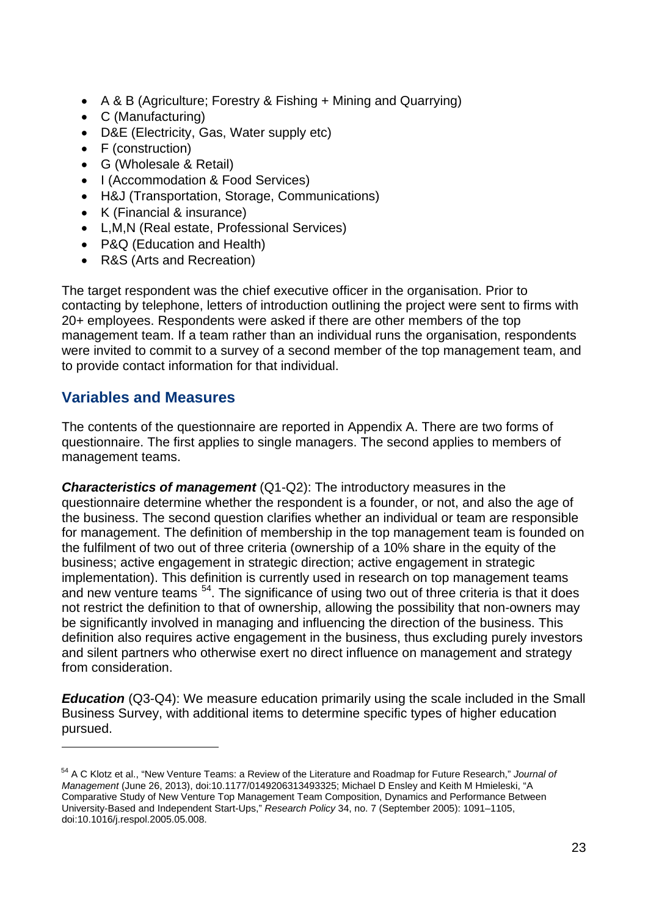- A & B (Agriculture; Forestry & Fishing + Mining and Quarrying)
- C (Manufacturing)
- D&E (Electricity, Gas, Water supply etc)
- F (construction)
- G (Wholesale & Retail)
- I (Accommodation & Food Services)
- H&J (Transportation, Storage, Communications)
- K (Financial & insurance)
- L,M,N (Real estate, Professional Services)
- P&Q (Education and Health)
- R&S (Arts and Recreation)

The target respondent was the chief executive officer in the organisation. Prior to contacting by telephone, letters of introduction outlining the project were sent to firms with 20+ employees. Respondents were asked if there are other members of the top management team. If a team rather than an individual runs the organisation, respondents were invited to commit to a survey of a second member of the top management team, and to provide contact information for that individual.

## Variables and Measures

The contents of the questionnaire are reported in Appendix A. There are two forms of questionnaire. The first applies to single managers. The second applies to members of management teams.

***Characteristics of management*** (Q1-Q2): The introductory measures in the questionnaire determine whether the respondent is a founder, or not, and also the age of the business. The second question clarifies whether an individual or team are responsible for management. The definition of membership in the top management team is founded on the fulfilment of two out of three criteria (ownership of a 10% share in the equity of the business; active engagement in strategic direction; active engagement in strategic implementation). This definition is currently used in research on top management teams and new venture teams [54]. The significance of using two out of three criteria is that it does not restrict the definition to that of ownership, allowing the possibility that non-owners may be significantly involved in managing and influencing the direction of the business. This definition also requires active engagement in the business, thus excluding purely investors and silent partners who otherwise exert no direct influence on management and strategy from consideration.

***Education*** (Q3-Q4): We measure education primarily using the scale included in the Small Business Survey, with additional items to determine specific types of higher education pursued.

---

[54] A C Klotz et al., "New Venture Teams: a Review of the Literature and Roadmap for Future Research," *Journal of Management* (June 26, 2013), doi:10.1177/0149206313493325; Michael D Ensley and Keith M Hmieleski, "A Comparative Study of New Venture Top Management Team Composition, Dynamics and Performance Between University-Based and Independent Start-Ups," *Research Policy* 34, no. 7 (September 2005): 1091–1105, doi:10.1016/j.respol.2005.05.008.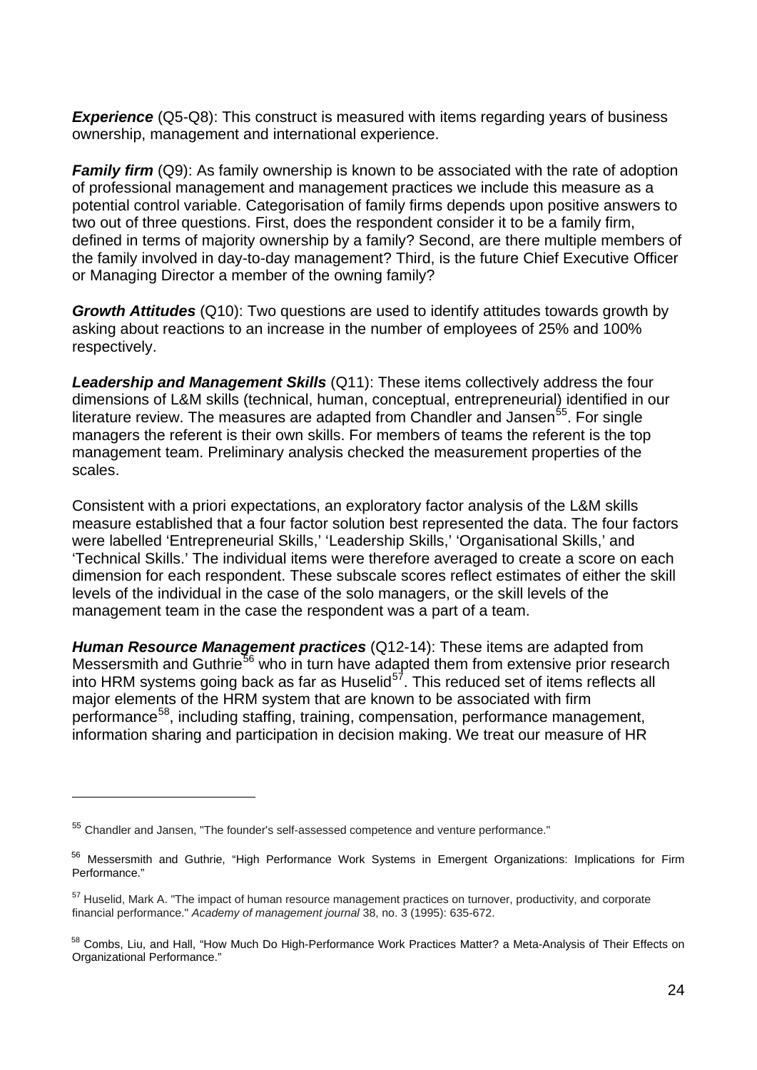***Experience*** (Q5-Q8): This construct is measured with items regarding years of business ownership, management and international experience.

***Family firm*** (Q9): As family ownership is known to be associated with the rate of adoption of professional management and management practices we include this measure as a potential control variable. Categorisation of family firms depends upon positive answers to two out of three questions. First, does the respondent consider it to be a family firm, defined in terms of majority ownership by a family? Second, are there multiple members of the family involved in day-to-day management? Third, is the future Chief Executive Officer or Managing Director a member of the owning family?

***Growth Attitudes*** (Q10): Two questions are used to identify attitudes towards growth by asking about reactions to an increase in the number of employees of 25% and 100% respectively.

***Leadership and Management Skills*** (Q11): These items collectively address the four dimensions of L&M skills (technical, human, conceptual, entrepreneurial) identified in our literature review. The measures are adapted from Chandler and Jansen[55]. For single managers the referent is their own skills. For members of teams the referent is the top management team. Preliminary analysis checked the measurement properties of the scales.

Consistent with a priori expectations, an exploratory factor analysis of the L&M skills measure established that a four factor solution best represented the data. The four factors were labelled 'Entrepreneurial Skills,' 'Leadership Skills,' 'Organisational Skills,' and 'Technical Skills.' The individual items were therefore averaged to create a score on each dimension for each respondent. These subscale scores reflect estimates of either the skill levels of the individual in the case of the solo managers, or the skill levels of the management team in the case the respondent was a part of a team.

***Human Resource Management practices*** (Q12-14): These items are adapted from Messersmith and Guthrie[56] who in turn have adapted them from extensive prior research into HRM systems going back as far as Huselid[57]. This reduced set of items reflects all major elements of the HRM system that are known to be associated with firm performance[58], including staffing, training, compensation, performance management, information sharing and participation in decision making. We treat our measure of HR

---

[55] Chandler and Jansen, "The founder's self-assessed competence and venture performance."

[56] Messersmith and Guthrie, "High Performance Work Systems in Emergent Organizations: Implications for Firm Performance."

[57] Huselid, Mark A. "The impact of human resource management practices on turnover, productivity, and corporate financial performance." *Academy of management journal* 38, no. 3 (1995): 635-672.

[58] Combs, Liu, and Hall, "How Much Do High-Performance Work Practices Matter? a Meta-Analysis of Their Effects on Organizational Performance."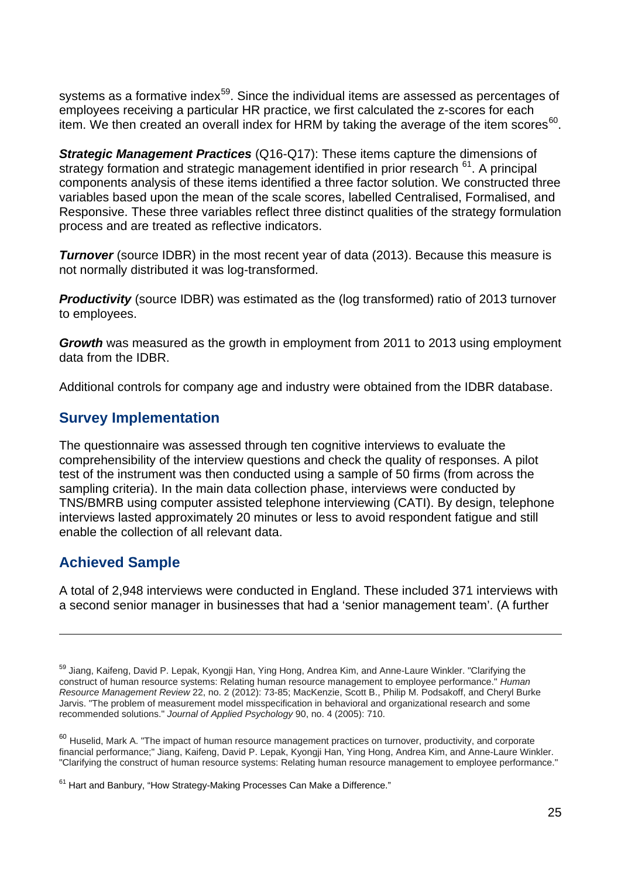systems as a formative index[59]. Since the individual items are assessed as percentages of employees receiving a particular HR practice, we first calculated the z-scores for each item. We then created an overall index for HRM by taking the average of the item scores[60].

***Strategic Management Practices*** (Q16-Q17): These items capture the dimensions of strategy formation and strategic management identified in prior research [61]. A principal components analysis of these items identified a three factor solution. We constructed three variables based upon the mean of the scale scores, labelled Centralised, Formalised, and Responsive. These three variables reflect three distinct qualities of the strategy formulation process and are treated as reflective indicators.

***Turnover*** (source IDBR) in the most recent year of data (2013). Because this measure is not normally distributed it was log-transformed.

***Productivity*** (source IDBR) was estimated as the (log transformed) ratio of 2013 turnover to employees.

***Growth*** was measured as the growth in employment from 2011 to 2013 using employment data from the IDBR.

Additional controls for company age and industry were obtained from the IDBR database.

## Survey Implementation

The questionnaire was assessed through ten cognitive interviews to evaluate the comprehensibility of the interview questions and check the quality of responses. A pilot test of the instrument was then conducted using a sample of 50 firms (from across the sampling criteria). In the main data collection phase, interviews were conducted by TNS/BMRB using computer assisted telephone interviewing (CATI). By design, telephone interviews lasted approximately 20 minutes or less to avoid respondent fatigue and still enable the collection of all relevant data.

## Achieved Sample

A total of 2,948 interviews were conducted in England. These included 371 interviews with a second senior manager in businesses that had a 'senior management team'. (A further

---

[59] Jiang, Kaifeng, David P. Lepak, Kyongji Han, Ying Hong, Andrea Kim, and Anne-Laure Winkler. "Clarifying the construct of human resource systems: Relating human resource management to employee performance." *Human Resource Management Review* 22, no. 2 (2012): 73-85; MacKenzie, Scott B., Philip M. Podsakoff, and Cheryl Burke Jarvis. "The problem of measurement model misspecification in behavioral and organizational research and some recommended solutions." *Journal of Applied Psychology* 90, no. 4 (2005): 710.

[60] Huselid, Mark A. "The impact of human resource management practices on turnover, productivity, and corporate financial performance;" Jiang, Kaifeng, David P. Lepak, Kyongji Han, Ying Hong, Andrea Kim, and Anne-Laure Winkler. "Clarifying the construct of human resource systems: Relating human resource management to employee performance."

[61] Hart and Banbury, "How Strategy-Making Processes Can Make a Difference."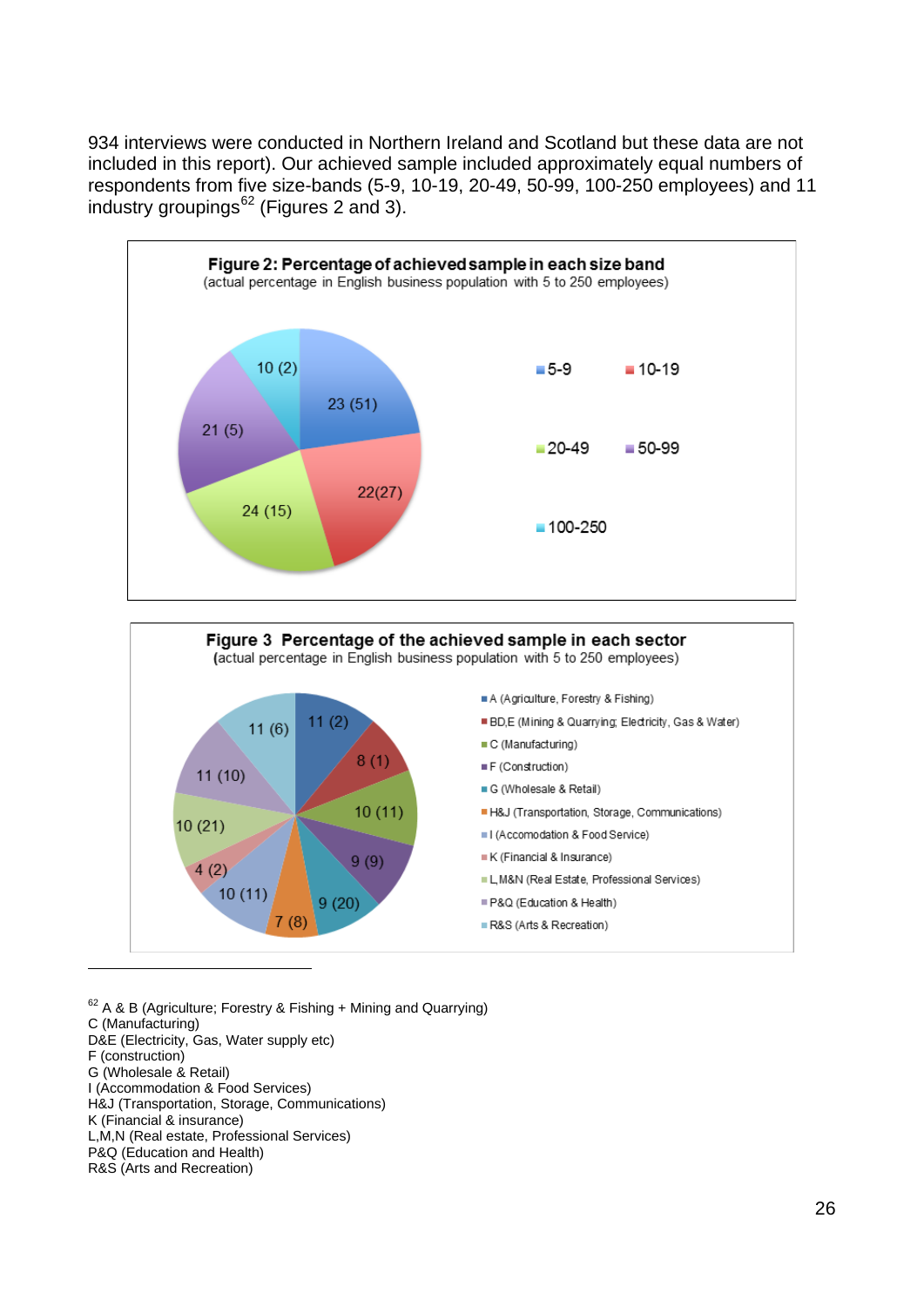934 interviews were conducted in Northern Ireland and Scotland but these data are not included in this report). Our achieved sample included approximately equal numbers of respondents from five size-bands (5-9, 10-19, 20-49, 50-99, 100-250 employees) and 11 industry groupings[62] (Figures 2 and 3).

**Figure 2: Percentage of achieved sample in each size band**
(actual percentage in English business population with 5 to 250 employees)

| Size band | % of achieved sample (actual % in population) |
|---|---|
| 5-9 | 23 (51) |
| 10-19 | 22(27) |
| 20-49 | 24 (15) |
| 50-99 | 21 (5) |
| 100-250 | 10 (2) |

**Figure 3 Percentage of the achieved sample in each sector**
(actual percentage in English business population with 5 to 250 employees)

| Sector | % of achieved sample (actual % in population) |
|---|---|
| A (Agriculture, Forestry & Fishing) | 11 (2) |
| BD,E (Mining & Quarrying; Electricity, Gas & Water) | 8 (1) |
| C (Manufacturing) | 10 (11) |
| F (Construction) | 9 (9) |
| G (Wholesale & Retail) | 9 (20) |
| H&J (Transportation, Storage, Communications) | 7 (8) |
| I (Accomodation & Food Service) | 10 (11) |
| K (Financial & Insurance) | 4 (2) |
| L,M&N (Real Estate, Professional Services) | 10 (21) |
| P&Q (Education & Health) | 11 (10) |
| R&S (Arts & Recreation) | 11 (6) |

---

[62] A & B (Agriculture; Forestry & Fishing + Mining and Quarrying)
C (Manufacturing)
D&E (Electricity, Gas, Water supply etc)
F (construction)
G (Wholesale & Retail)
I (Accommodation & Food Services)
H&J (Transportation, Storage, Communications)
K (Financial & insurance)
L,M,N (Real estate, Professional Services)
P&Q (Education and Health)
R&S (Arts and Recreation)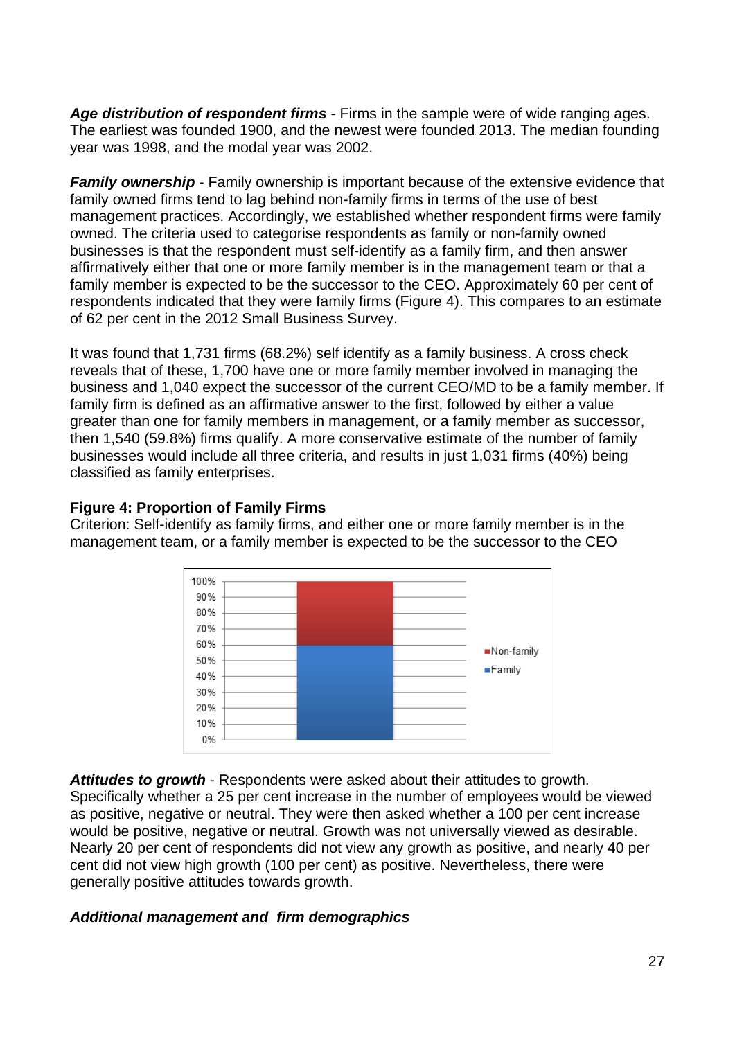***Age distribution of respondent firms*** - Firms in the sample were of wide ranging ages. The earliest was founded 1900, and the newest were founded 2013. The median founding year was 1998, and the modal year was 2002.

***Family ownership*** - Family ownership is important because of the extensive evidence that family owned firms tend to lag behind non-family firms in terms of the use of best management practices. Accordingly, we established whether respondent firms were family owned. The criteria used to categorise respondents as family or non-family owned businesses is that the respondent must self-identify as a family firm, and then answer affirmatively either that one or more family member is in the management team or that a family member is expected to be the successor to the CEO. Approximately 60 per cent of respondents indicated that they were family firms (Figure 4). This compares to an estimate of 62 per cent in the 2012 Small Business Survey.

It was found that 1,731 firms (68.2%) self identify as a family business. A cross check reveals that of these, 1,700 have one or more family member involved in managing the business and 1,040 expect the successor of the current CEO/MD to be a family member. If family firm is defined as an affirmative answer to the first, followed by either a value greater than one for family members in management, or a family member as successor, then 1,540 (59.8%) firms qualify. A more conservative estimate of the number of family businesses would include all three criteria, and results in just 1,031 firms (40%) being classified as family enterprises.

**Figure 4: Proportion of Family Firms**

Criterion: Self-identify as family firms, and either one or more family member is in the management team, or a family member is expected to be the successor to the CEO

***Attitudes to growth*** - Respondents were asked about their attitudes to growth. Specifically whether a 25 per cent increase in the number of employees would be viewed as positive, negative or neutral. They were then asked whether a 100 per cent increase would be positive, negative or neutral. Growth was not universally viewed as desirable. Nearly 20 per cent of respondents did not view any growth as positive, and nearly 40 per cent did not view high growth (100 per cent) as positive. Nevertheless, there were generally positive attitudes towards growth.

***Additional management and firm demographics***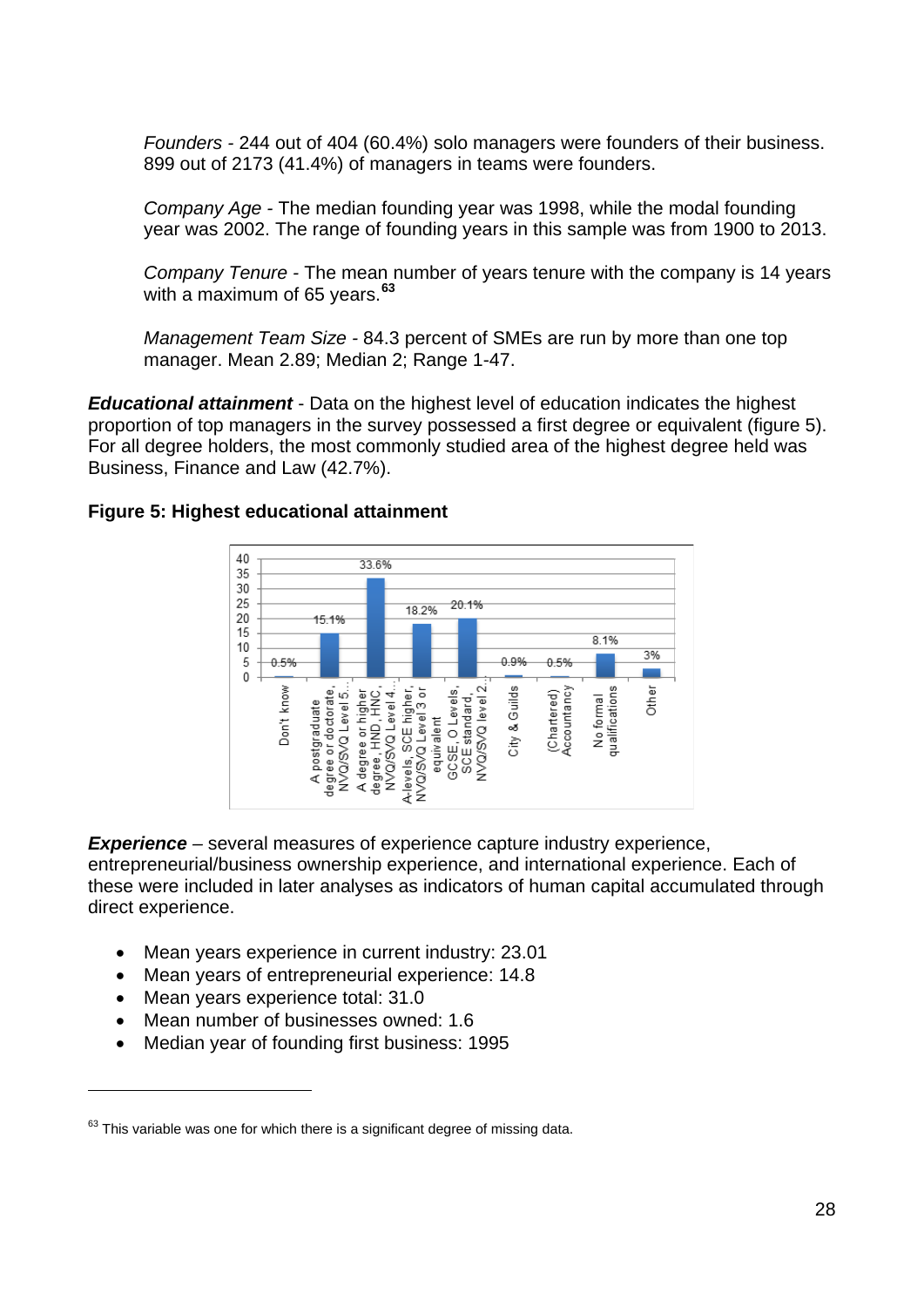*Founders* - 244 out of 404 (60.4%) solo managers were founders of their business. 899 out of 2173 (41.4%) of managers in teams were founders.

*Company Age* - The median founding year was 1998, while the modal founding year was 2002. The range of founding years in this sample was from 1900 to 2013.

*Company Tenure* - The mean number of years tenure with the company is 14 years with a maximum of 65 years.[63]

*Management Team Size* - 84.3 percent of SMEs are run by more than one top manager. Mean 2.89; Median 2; Range 1-47.

***Educational attainment*** - Data on the highest level of education indicates the highest proportion of top managers in the survey possessed a first degree or equivalent (figure 5). For all degree holders, the most commonly studied area of the highest degree held was Business, Finance and Law (42.7%).

**Figure 5: Highest educational attainment**

| Highest educational attainment | % |
|---|---|
| Don't know | 0.5% |
| A postgraduate degree or doctorate, NVQ/SVQ Level 5... | 15.1% |
| A degree or higher degree, HND, HNC, NVQ/SVQ Level 4... | 33.6% |
| A-levels, SCE higher, NVQ/SVQ Level 3 or equivalent | 18.2% |
| GCSE, O Levels, SCE standard, NVQ/SVQ level 2... | 20.1% |
| City & Guilds | 0.9% |
| (Chartered) Accountancy | 0.5% |
| No formal qualifications | 8.1% |
| Other | 3% |

***Experience*** – several measures of experience capture industry experience, entrepreneurial/business ownership experience, and international experience. Each of these were included in later analyses as indicators of human capital accumulated through direct experience.

- Mean years experience in current industry: 23.01
- Mean years of entrepreneurial experience: 14.8
- Mean years experience total: 31.0
- Mean number of businesses owned: 1.6
- Median year of founding first business: 1995

[63] This variable was one for which there is a significant degree of missing data.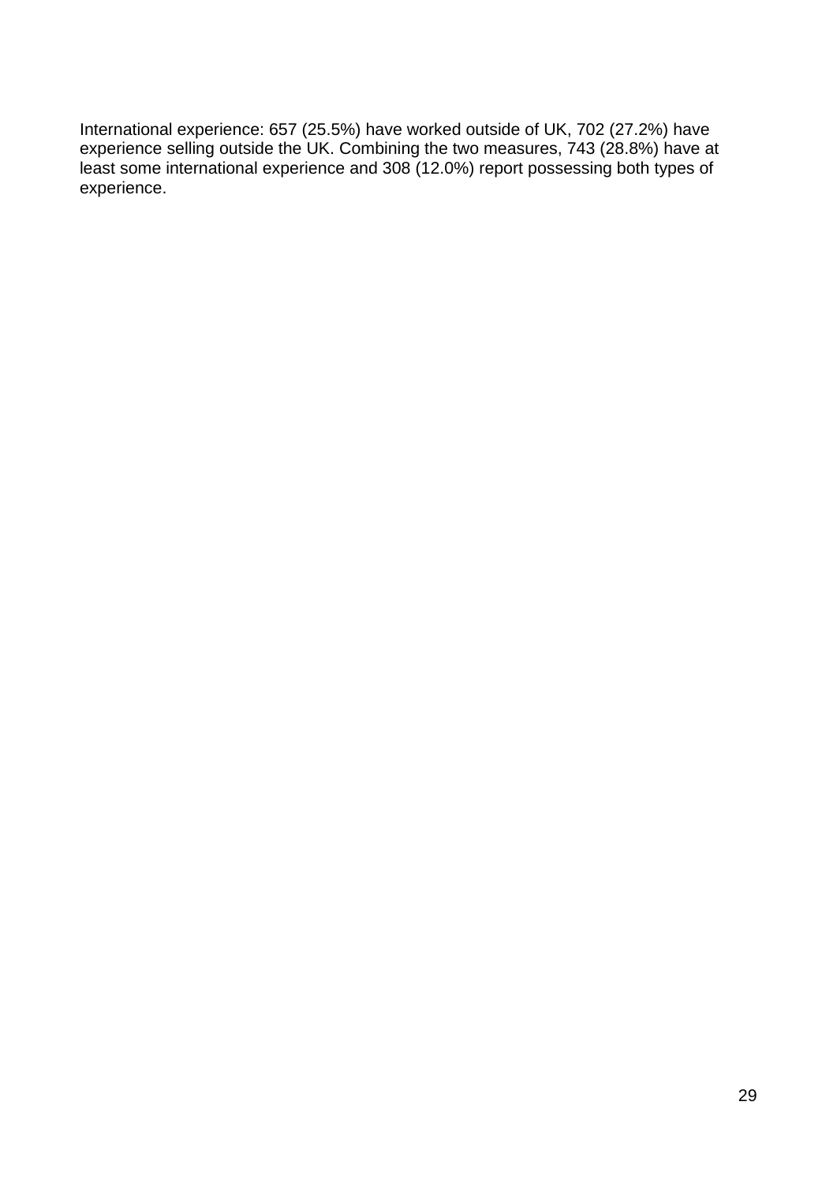International experience: 657 (25.5%) have worked outside of UK, 702 (27.2%) have experience selling outside the UK. Combining the two measures, 743 (28.8%) have at least some international experience and 308 (12.0%) report possessing both types of experience.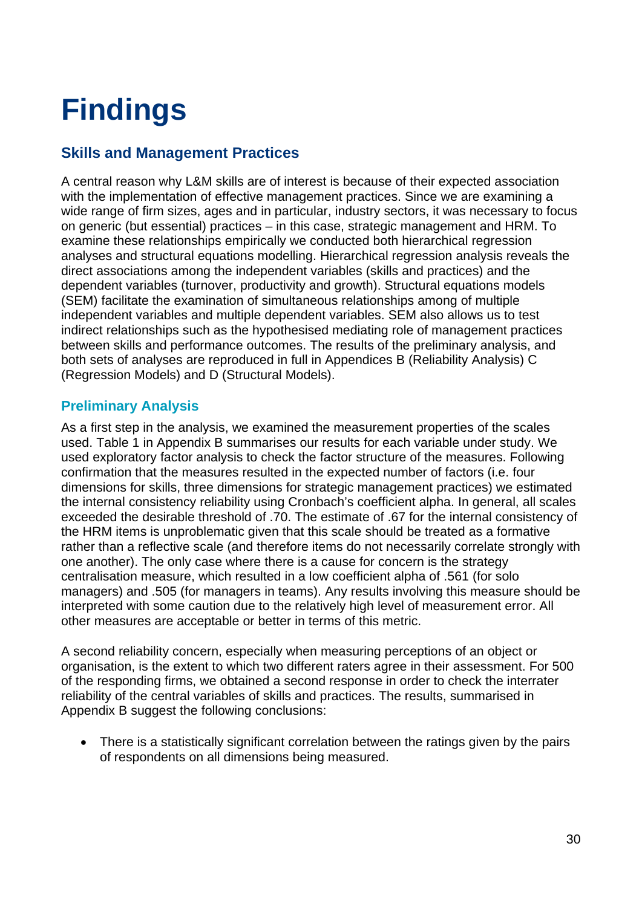# Findings

## Skills and Management Practices

A central reason why L&M skills are of interest is because of their expected association with the implementation of effective management practices. Since we are examining a wide range of firm sizes, ages and in particular, industry sectors, it was necessary to focus on generic (but essential) practices – in this case, strategic management and HRM. To examine these relationships empirically we conducted both hierarchical regression analyses and structural equations modelling. Hierarchical regression analysis reveals the direct associations among the independent variables (skills and practices) and the dependent variables (turnover, productivity and growth). Structural equations models (SEM) facilitate the examination of simultaneous relationships among of multiple independent variables and multiple dependent variables. SEM also allows us to test indirect relationships such as the hypothesised mediating role of management practices between skills and performance outcomes. The results of the preliminary analysis, and both sets of analyses are reproduced in full in Appendices B (Reliability Analysis) C (Regression Models) and D (Structural Models).

### Preliminary Analysis

As a first step in the analysis, we examined the measurement properties of the scales used. Table 1 in Appendix B summarises our results for each variable under study. We used exploratory factor analysis to check the factor structure of the measures. Following confirmation that the measures resulted in the expected number of factors (i.e. four dimensions for skills, three dimensions for strategic management practices) we estimated the internal consistency reliability using Cronbach's coefficient alpha. In general, all scales exceeded the desirable threshold of .70. The estimate of .67 for the internal consistency of the HRM items is unproblematic given that this scale should be treated as a formative rather than a reflective scale (and therefore items do not necessarily correlate strongly with one another). The only case where there is a cause for concern is the strategy centralisation measure, which resulted in a low coefficient alpha of .561 (for solo managers) and .505 (for managers in teams). Any results involving this measure should be interpreted with some caution due to the relatively high level of measurement error. All other measures are acceptable or better in terms of this metric.

A second reliability concern, especially when measuring perceptions of an object or organisation, is the extent to which two different raters agree in their assessment. For 500 of the responding firms, we obtained a second response in order to check the interrater reliability of the central variables of skills and practices. The results, summarised in Appendix B suggest the following conclusions:

- There is a statistically significant correlation between the ratings given by the pairs of respondents on all dimensions being measured.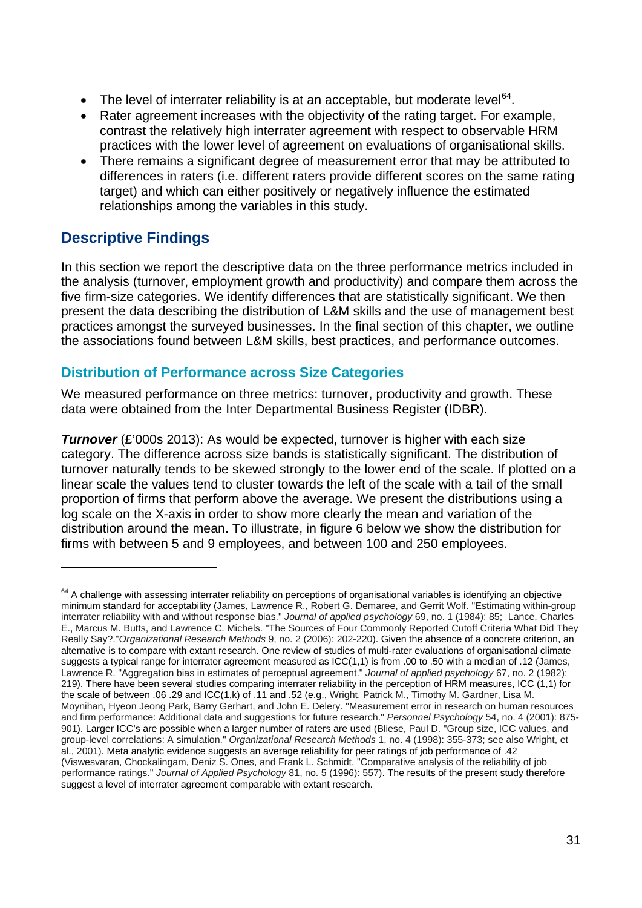- The level of interrater reliability is at an acceptable, but moderate level[64].
- Rater agreement increases with the objectivity of the rating target. For example, contrast the relatively high interrater agreement with respect to observable HRM practices with the lower level of agreement on evaluations of organisational skills.
- There remains a significant degree of measurement error that may be attributed to differences in raters (i.e. different raters provide different scores on the same rating target) and which can either positively or negatively influence the estimated relationships among the variables in this study.

## Descriptive Findings

In this section we report the descriptive data on the three performance metrics included in the analysis (turnover, employment growth and productivity) and compare them across the five firm-size categories. We identify differences that are statistically significant. We then present the data describing the distribution of L&M skills and the use of management best practices amongst the surveyed businesses. In the final section of this chapter, we outline the associations found between L&M skills, best practices, and performance outcomes.

### Distribution of Performance across Size Categories

We measured performance on three metrics: turnover, productivity and growth. These data were obtained from the Inter Departmental Business Register (IDBR).

***Turnover*** (£'000s 2013): As would be expected, turnover is higher with each size category. The difference across size bands is statistically significant. The distribution of turnover naturally tends to be skewed strongly to the lower end of the scale. If plotted on a linear scale the values tend to cluster towards the left of the scale with a tail of the small proportion of firms that perform above the average. We present the distributions using a log scale on the X-axis in order to show more clearly the mean and variation of the distribution around the mean. To illustrate, in figure 6 below we show the distribution for firms with between 5 and 9 employees, and between 100 and 250 employees.

---

[64] A challenge with assessing interrater reliability on perceptions of organisational variables is identifying an objective minimum standard for acceptability (James, Lawrence R., Robert G. Demaree, and Gerrit Wolf. "Estimating within-group interrater reliability with and without response bias." *Journal of applied psychology* 69, no. 1 (1984): 85; Lance, Charles E., Marcus M. Butts, and Lawrence C. Michels. "The Sources of Four Commonly Reported Cutoff Criteria What Did They Really Say?."*Organizational Research Methods* 9, no. 2 (2006): 202-220). Given the absence of a concrete criterion, an alternative is to compare with extant research. One review of studies of multi-rater evaluations of organisational climate suggests a typical range for interrater agreement measured as ICC(1,1) is from .00 to .50 with a median of .12 (James, Lawrence R. "Aggregation bias in estimates of perceptual agreement." *Journal of applied psychology* 67, no. 2 (1982): 219). There have been several studies comparing interrater reliability in the perception of HRM measures, ICC (1,1) for the scale of between .06 .29 and ICC(1,k) of .11 and .52 (e.g., Wright, Patrick M., Timothy M. Gardner, Lisa M. Moynihan, Hyeon Jeong Park, Barry Gerhart, and John E. Delery. "Measurement error in research on human resources and firm performance: Additional data and suggestions for future research." *Personnel Psychology* 54, no. 4 (2001): 875-901). Larger ICC's are possible when a larger number of raters are used (Bliese, Paul D. "Group size, ICC values, and group-level correlations: A simulation." *Organizational Research Methods* 1, no. 4 (1998): 355-373; see also Wright, et al., 2001). Meta analytic evidence suggests an average reliability for peer ratings of job performance of .42 (Viswesvaran, Chockalingam, Deniz S. Ones, and Frank L. Schmidt. "Comparative analysis of the reliability of job performance ratings." *Journal of Applied Psychology* 81, no. 5 (1996): 557). The results of the present study therefore suggest a level of interrater agreement comparable with extant research.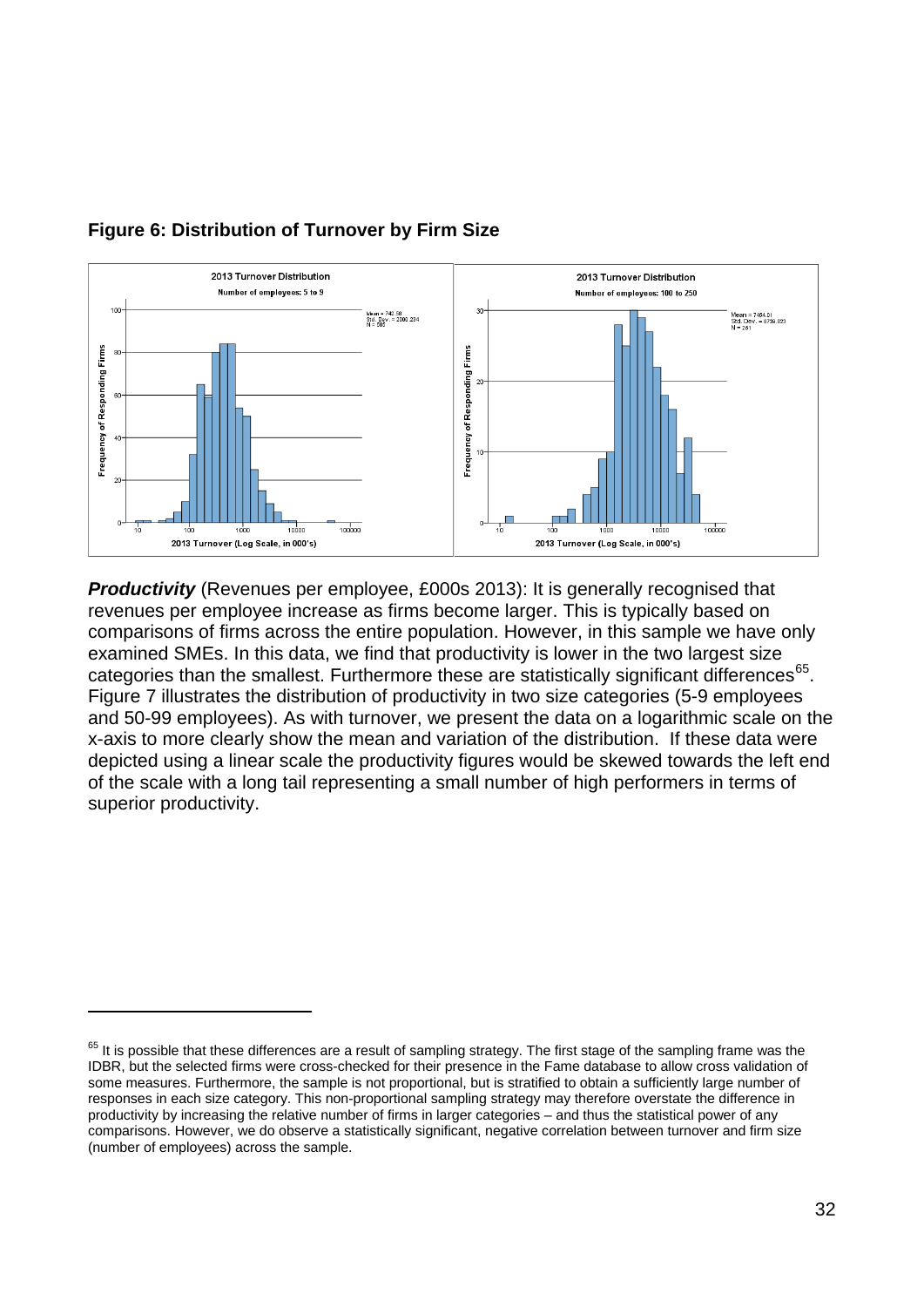**Figure 6: Distribution of Turnover by Firm Size**

***Productivity*** (Revenues per employee, £000s 2013): It is generally recognised that revenues per employee increase as firms become larger. This is typically based on comparisons of firms across the entire population. However, in this sample we have only examined SMEs. In this data, we find that productivity is lower in the two largest size categories than the smallest. Furthermore these are statistically significant differences[65]. Figure 7 illustrates the distribution of productivity in two size categories (5-9 employees and 50-99 employees). As with turnover, we present the data on a logarithmic scale on the x-axis to more clearly show the mean and variation of the distribution. If these data were depicted using a linear scale the productivity figures would be skewed towards the left end of the scale with a long tail representing a small number of high performers in terms of superior productivity.

[65] It is possible that these differences are a result of sampling strategy. The first stage of the sampling frame was the IDBR, but the selected firms were cross-checked for their presence in the Fame database to allow cross validation of some measures. Furthermore, the sample is not proportional, but is stratified to obtain a sufficiently large number of responses in each size category. This non-proportional sampling strategy may therefore overstate the difference in productivity by increasing the relative number of firms in larger categories – and thus the statistical power of any comparisons. However, we do observe a statistically significant, negative correlation between turnover and firm size (number of employees) across the sample.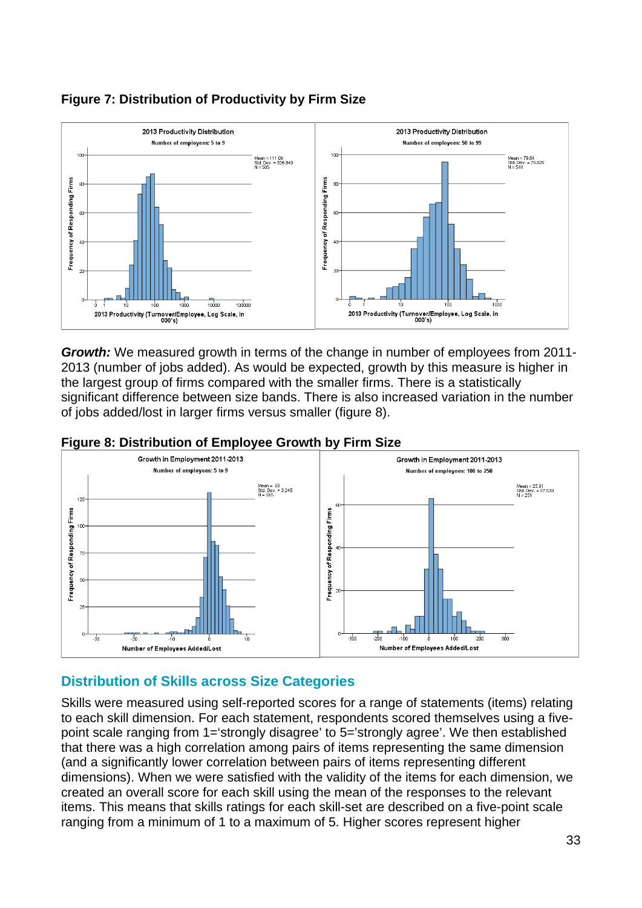**Figure 7: Distribution of Productivity by Firm Size**

***Growth:*** We measured growth in terms of the change in number of employees from 2011-2013 (number of jobs added). As would be expected, growth by this measure is higher in the largest group of firms compared with the smaller firms. There is a statistically significant difference between size bands. There is also increased variation in the number of jobs added/lost in larger firms versus smaller (figure 8).

**Figure 8: Distribution of Employee Growth by Firm Size**

## Distribution of Skills across Size Categories

Skills were measured using self-reported scores for a range of statements (items) relating to each skill dimension. For each statement, respondents scored themselves using a five-point scale ranging from 1='strongly disagree' to 5='strongly agree'. We then established that there was a high correlation among pairs of items representing the same dimension (and a significantly lower correlation between pairs of items representing different dimensions). When we were satisfied with the validity of the items for each dimension, we created an overall score for each skill using the mean of the responses to the relevant items. This means that skills ratings for each skill-set are described on a five-point scale ranging from a minimum of 1 to a maximum of 5. Higher scores represent higher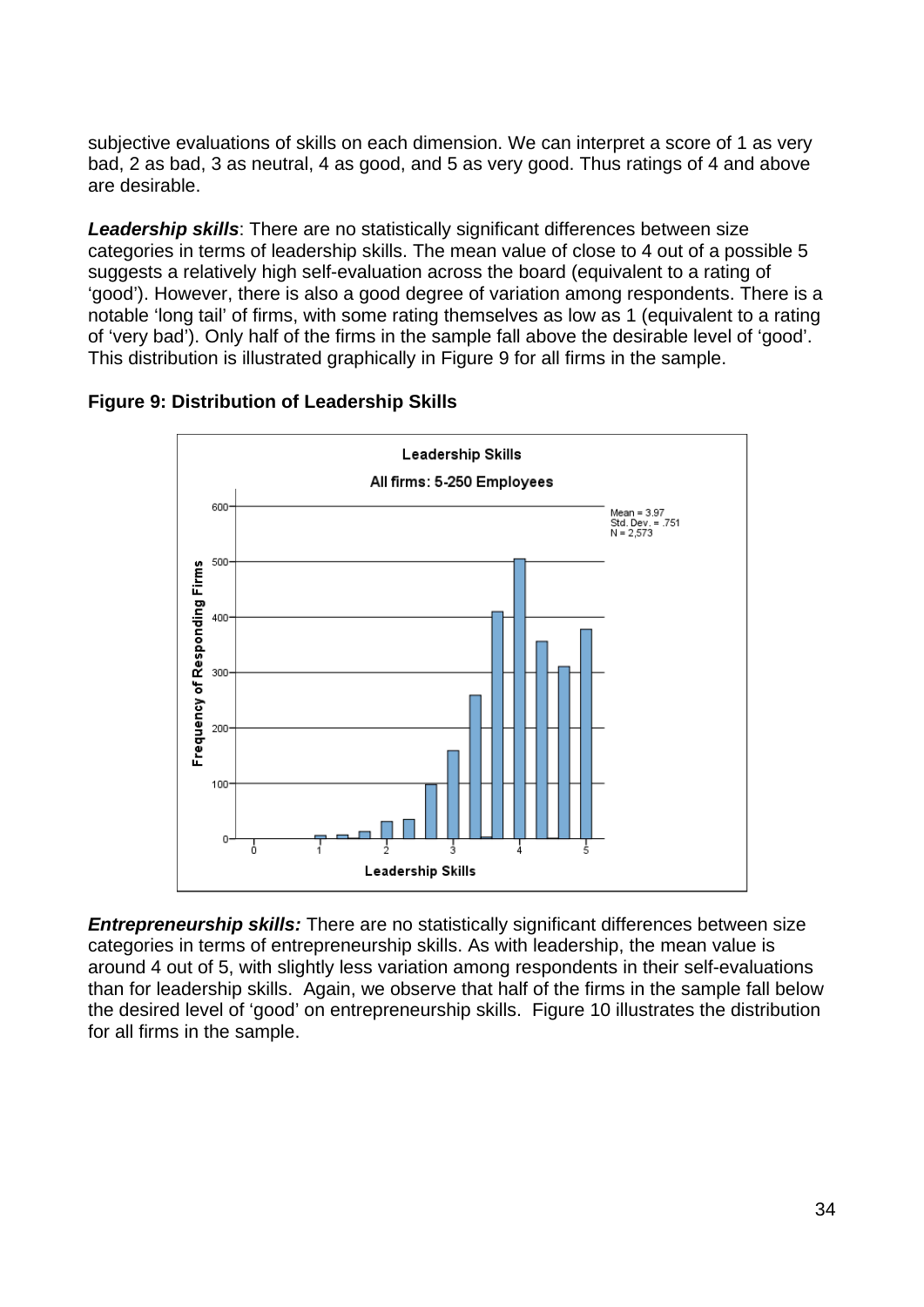subjective evaluations of skills on each dimension. We can interpret a score of 1 as very bad, 2 as bad, 3 as neutral, 4 as good, and 5 as very good. Thus ratings of 4 and above are desirable.

***Leadership skills***: There are no statistically significant differences between size categories in terms of leadership skills. The mean value of close to 4 out of a possible 5 suggests a relatively high self-evaluation across the board (equivalent to a rating of 'good'). However, there is also a good degree of variation among respondents. There is a notable 'long tail' of firms, with some rating themselves as low as 1 (equivalent to a rating of 'very bad'). Only half of the firms in the sample fall above the desirable level of 'good'. This distribution is illustrated graphically in Figure 9 for all firms in the sample.

**Figure 9: Distribution of Leadership Skills**

***Entrepreneurship skills:*** There are no statistically significant differences between size categories in terms of entrepreneurship skills. As with leadership, the mean value is around 4 out of 5, with slightly less variation among respondents in their self-evaluations than for leadership skills. Again, we observe that half of the firms in the sample fall below the desired level of 'good' on entrepreneurship skills. Figure 10 illustrates the distribution for all firms in the sample.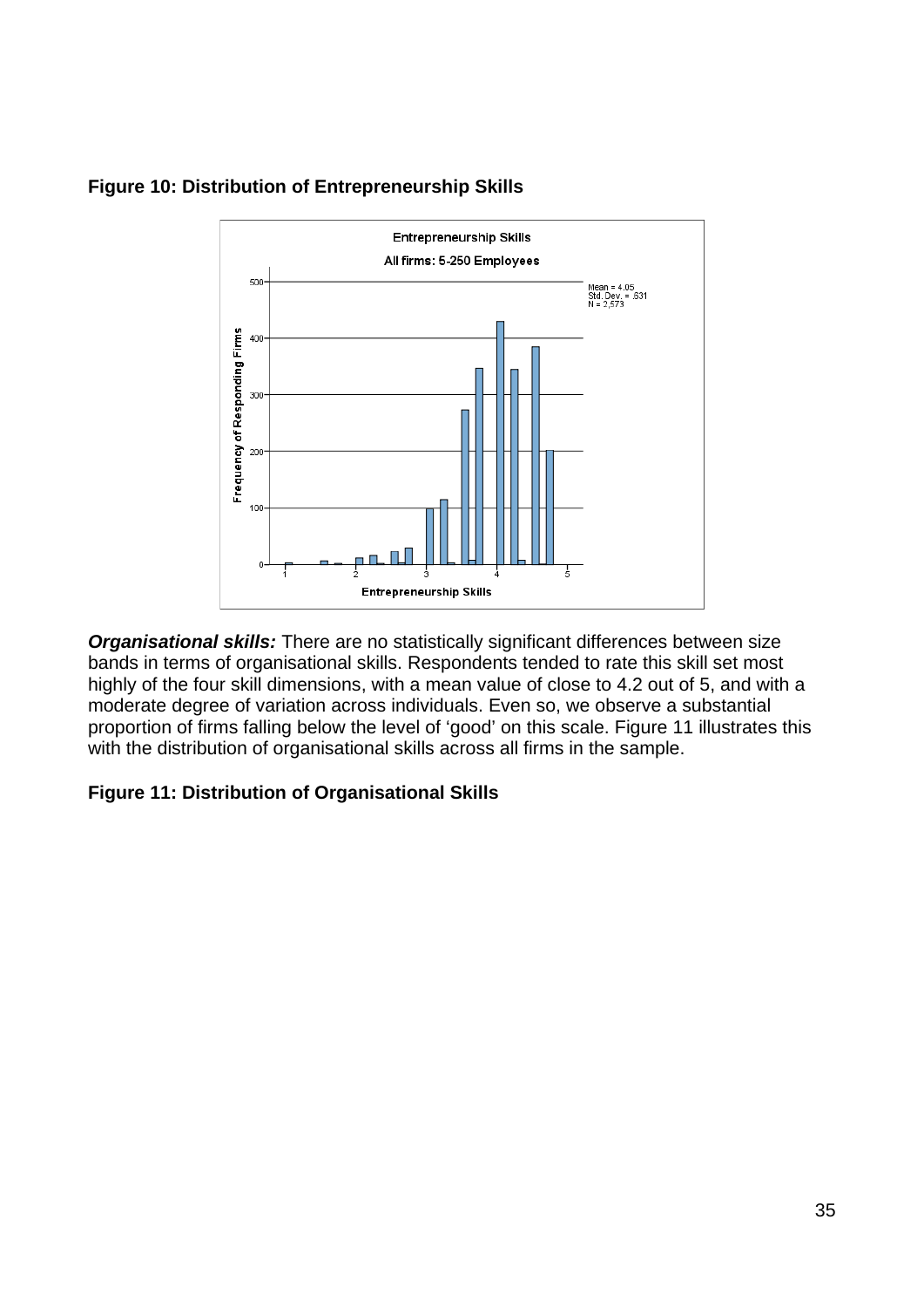**Figure 10: Distribution of Entrepreneurship Skills**

***Organisational skills:*** There are no statistically significant differences between size bands in terms of organisational skills. Respondents tended to rate this skill set most highly of the four skill dimensions, with a mean value of close to 4.2 out of 5, and with a moderate degree of variation across individuals. Even so, we observe a substantial proportion of firms falling below the level of 'good' on this scale. Figure 11 illustrates this with the distribution of organisational skills across all firms in the sample.

**Figure 11: Distribution of Organisational Skills**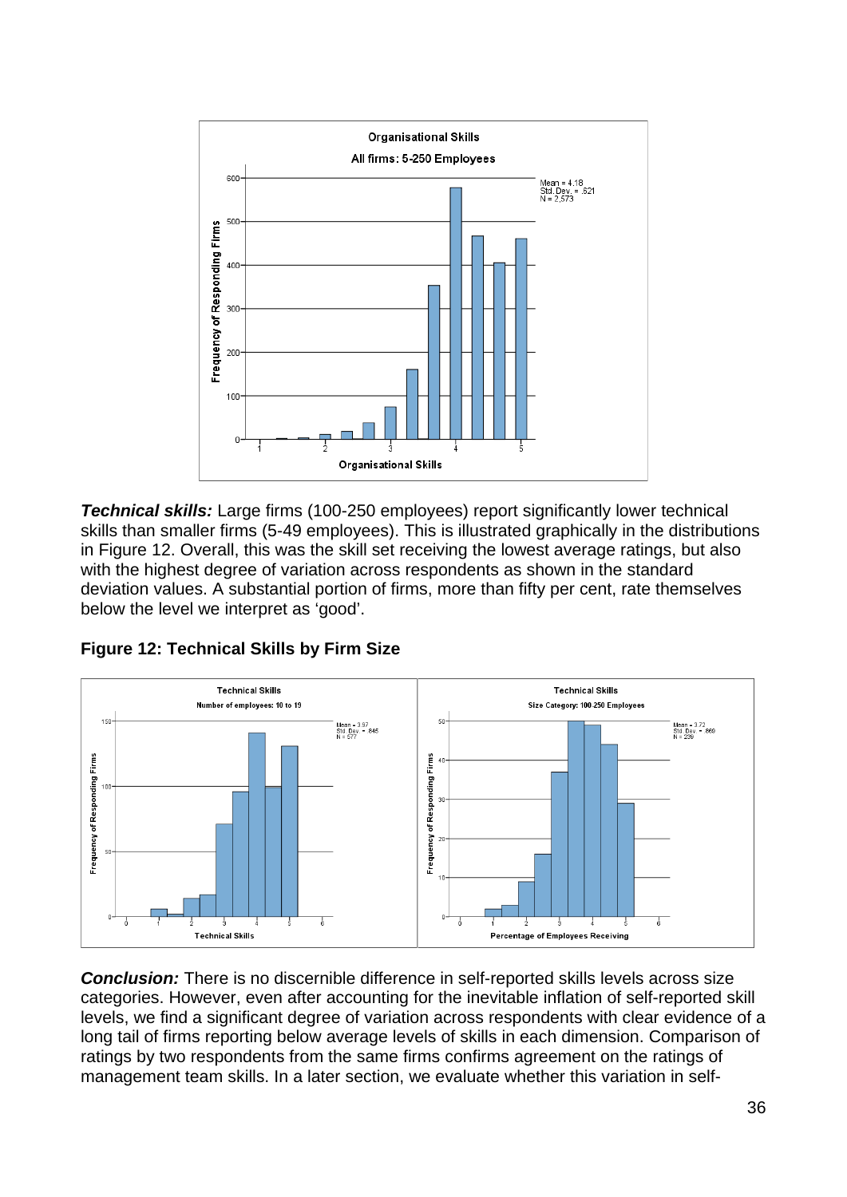**Technical skills:** Large firms (100-250 employees) report significantly lower technical skills than smaller firms (5-49 employees). This is illustrated graphically in the distributions in Figure 12. Overall, this was the skill set receiving the lowest average ratings, but also with the highest degree of variation across respondents as shown in the standard deviation values. A substantial portion of firms, more than fifty per cent, rate themselves below the level we interpret as 'good'.

**Figure 12: Technical Skills by Firm Size**

**Conclusion:** There is no discernible difference in self-reported skills levels across size categories. However, even after accounting for the inevitable inflation of self-reported skill levels, we find a significant degree of variation across respondents with clear evidence of a long tail of firms reporting below average levels of skills in each dimension. Comparison of ratings by two respondents from the same firms confirms agreement on the ratings of management team skills. In a later section, we evaluate whether this variation in self-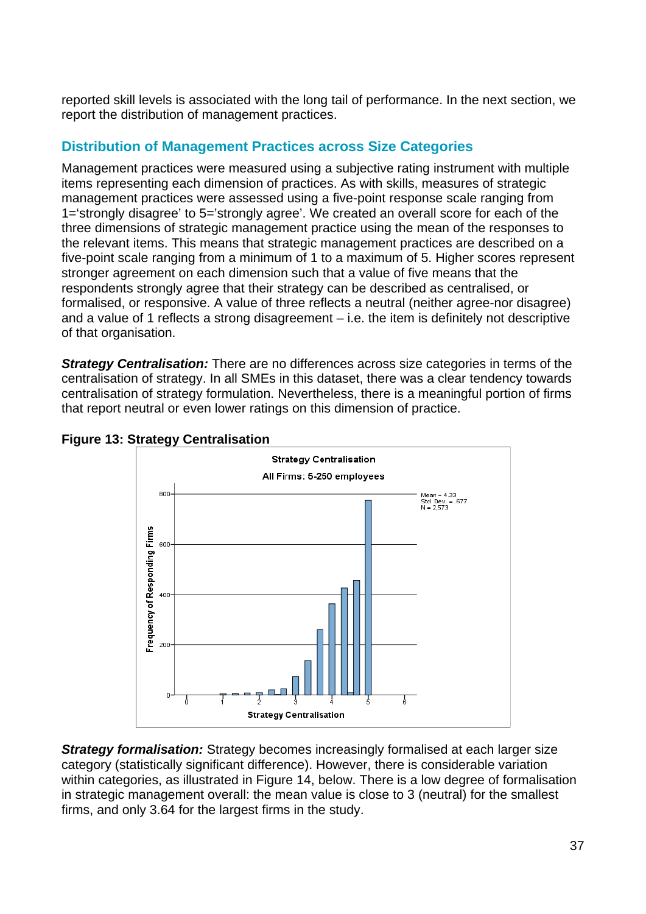reported skill levels is associated with the long tail of performance. In the next section, we report the distribution of management practices.

## Distribution of Management Practices across Size Categories

Management practices were measured using a subjective rating instrument with multiple items representing each dimension of practices. As with skills, measures of strategic management practices were assessed using a five-point response scale ranging from 1='strongly disagree' to 5='strongly agree'. We created an overall score for each of the three dimensions of strategic management practice using the mean of the responses to the relevant items. This means that strategic management practices are described on a five-point scale ranging from a minimum of 1 to a maximum of 5. Higher scores represent stronger agreement on each dimension such that a value of five means that the respondents strongly agree that their strategy can be described as centralised, or formalised, or responsive. A value of three reflects a neutral (neither agree-nor disagree) and a value of 1 reflects a strong disagreement – i.e. the item is definitely not descriptive of that organisation.

***Strategy Centralisation:*** There are no differences across size categories in terms of the centralisation of strategy. In all SMEs in this dataset, there was a clear tendency towards centralisation of strategy formulation. Nevertheless, there is a meaningful portion of firms that report neutral or even lower ratings on this dimension of practice.

**Figure 13: Strategy Centralisation**

Strategy Centralisation

All Firms: 5-250 employees

Mean = 4.33
Std. Dev. = .677
N = 2,573

***Strategy formalisation:*** Strategy becomes increasingly formalised at each larger size category (statistically significant difference). However, there is considerable variation within categories, as illustrated in Figure 14, below. There is a low degree of formalisation in strategic management overall: the mean value is close to 3 (neutral) for the smallest firms, and only 3.64 for the largest firms in the study.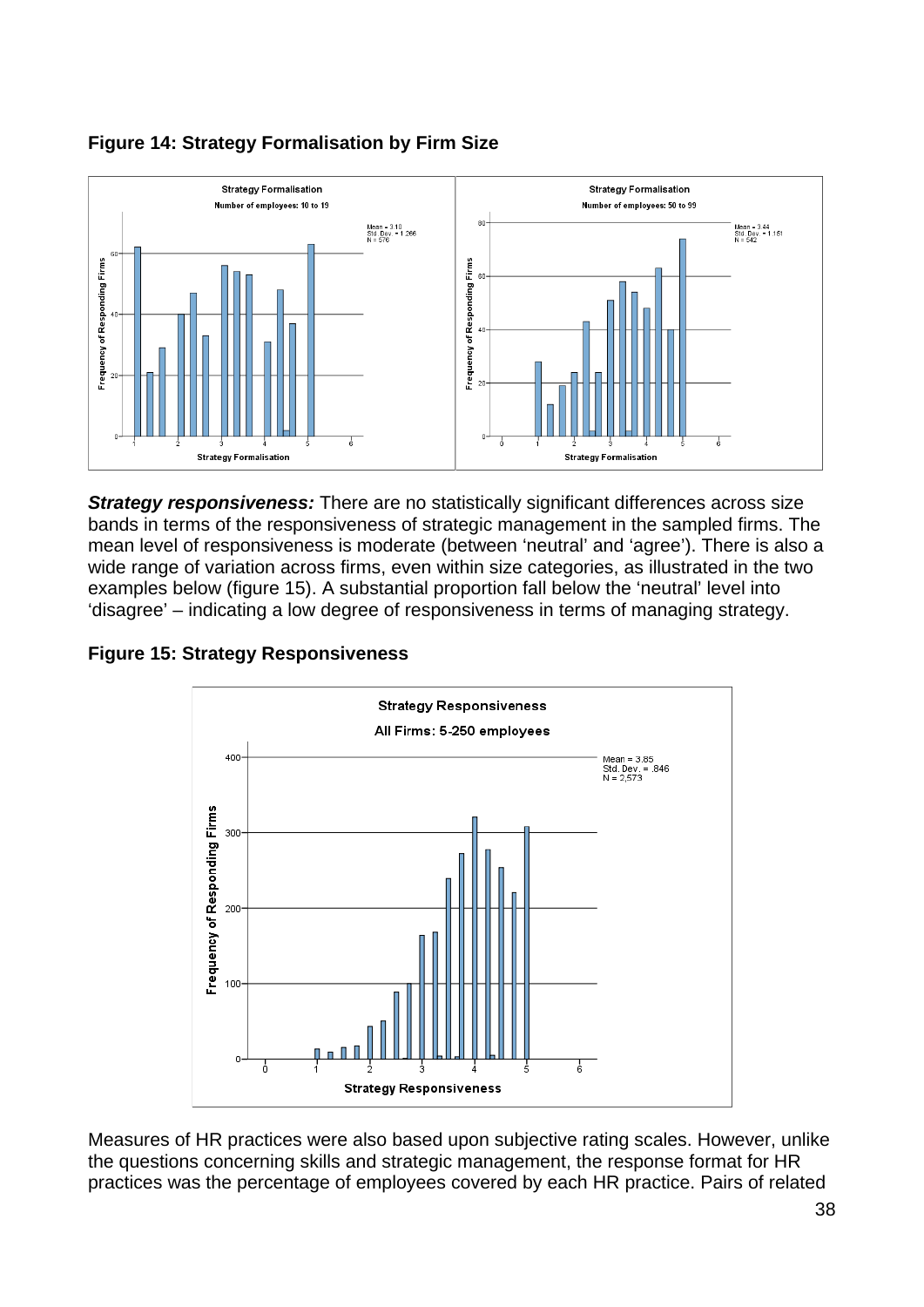**Figure 14: Strategy Formalisation by Firm Size**

***Strategy responsiveness:*** There are no statistically significant differences across size bands in terms of the responsiveness of strategic management in the sampled firms. The mean level of responsiveness is moderate (between 'neutral' and 'agree'). There is also a wide range of variation across firms, even within size categories, as illustrated in the two examples below (figure 15). A substantial proportion fall below the 'neutral' level into 'disagree' – indicating a low degree of responsiveness in terms of managing strategy.

**Figure 15: Strategy Responsiveness**

Measures of HR practices were also based upon subjective rating scales. However, unlike the questions concerning skills and strategic management, the response format for HR practices was the percentage of employees covered by each HR practice. Pairs of related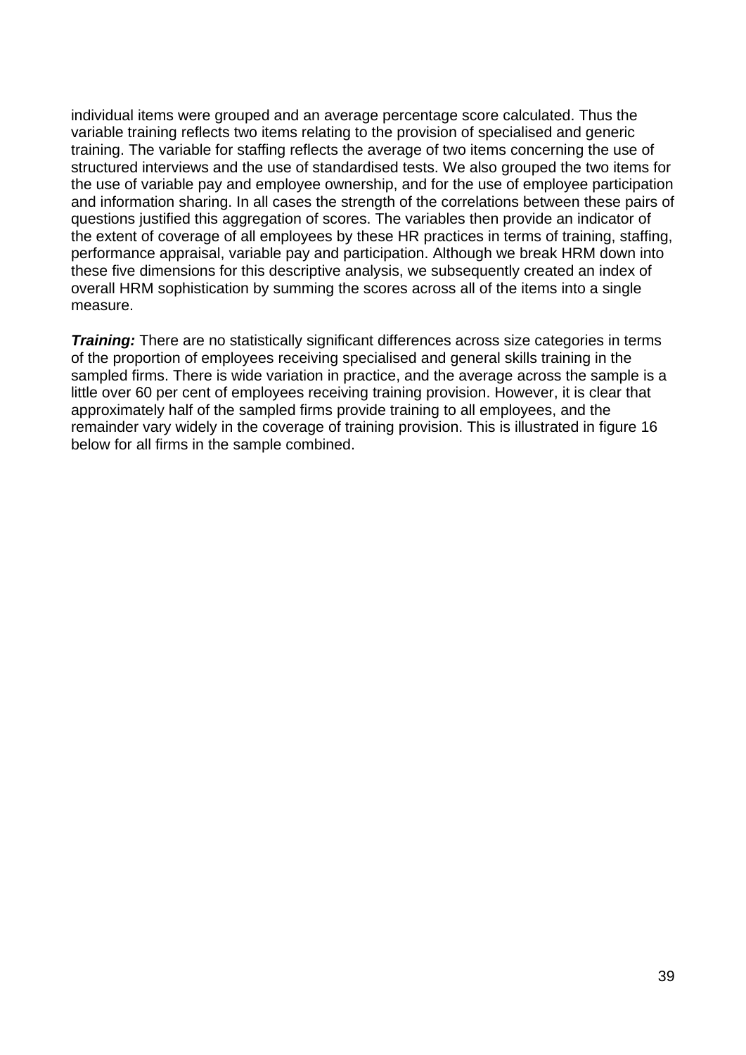individual items were grouped and an average percentage score calculated. Thus the variable training reflects two items relating to the provision of specialised and generic training. The variable for staffing reflects the average of two items concerning the use of structured interviews and the use of standardised tests. We also grouped the two items for the use of variable pay and employee ownership, and for the use of employee participation and information sharing. In all cases the strength of the correlations between these pairs of questions justified this aggregation of scores. The variables then provide an indicator of the extent of coverage of all employees by these HR practices in terms of training, staffing, performance appraisal, variable pay and participation. Although we break HRM down into these five dimensions for this descriptive analysis, we subsequently created an index of overall HRM sophistication by summing the scores across all of the items into a single measure.

***Training:*** There are no statistically significant differences across size categories in terms of the proportion of employees receiving specialised and general skills training in the sampled firms. There is wide variation in practice, and the average across the sample is a little over 60 per cent of employees receiving training provision. However, it is clear that approximately half of the sampled firms provide training to all employees, and the remainder vary widely in the coverage of training provision. This is illustrated in figure 16 below for all firms in the sample combined.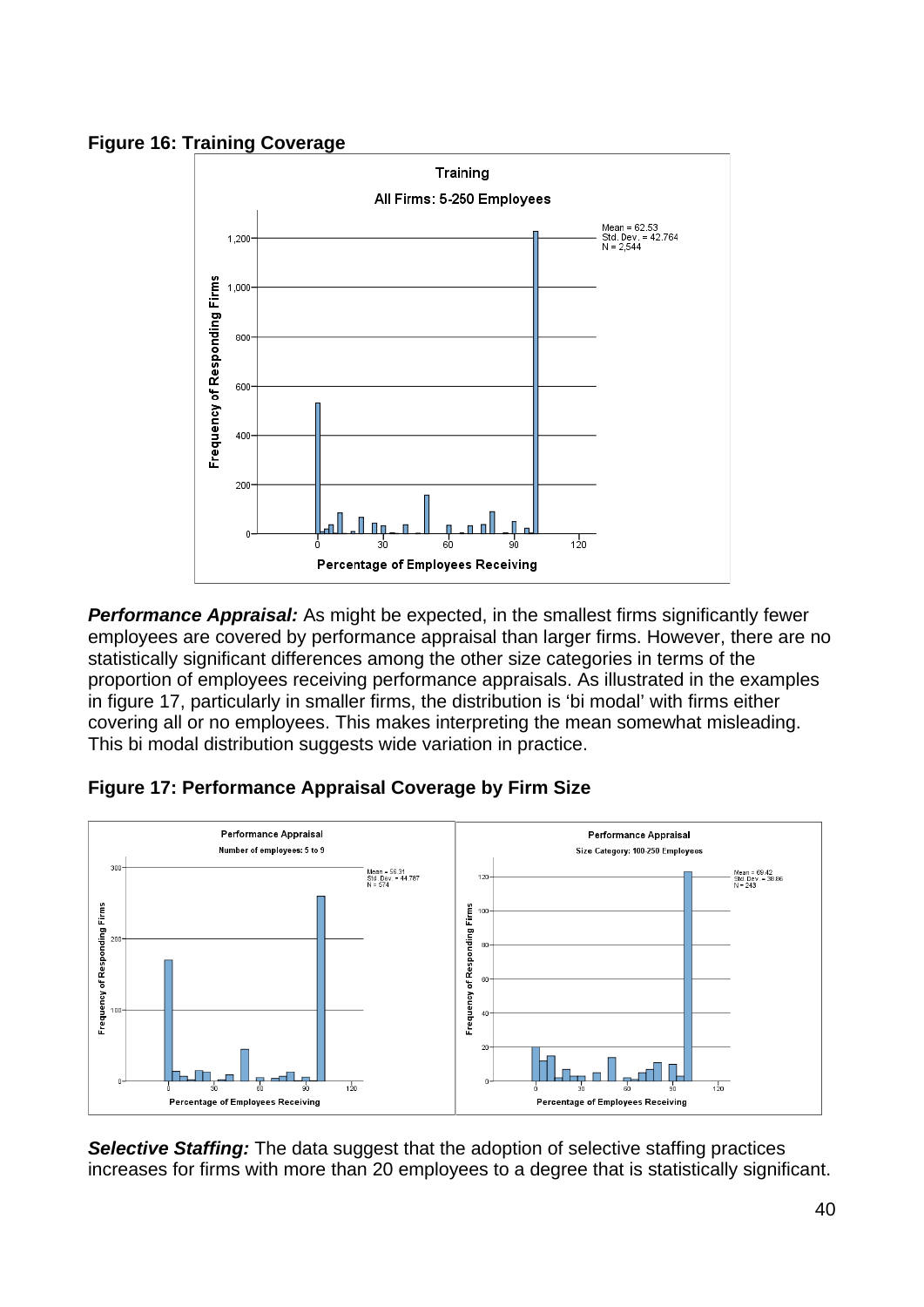**Figure 16: Training Coverage**

***Performance Appraisal:*** As might be expected, in the smallest firms significantly fewer employees are covered by performance appraisal than larger firms. However, there are no statistically significant differences among the other size categories in terms of the proportion of employees receiving performance appraisals. As illustrated in the examples in figure 17, particularly in smaller firms, the distribution is 'bi modal' with firms either covering all or no employees. This makes interpreting the mean somewhat misleading. This bi modal distribution suggests wide variation in practice.

**Figure 17: Performance Appraisal Coverage by Firm Size**

***Selective Staffing:*** The data suggest that the adoption of selective staffing practices increases for firms with more than 20 employees to a degree that is statistically significant.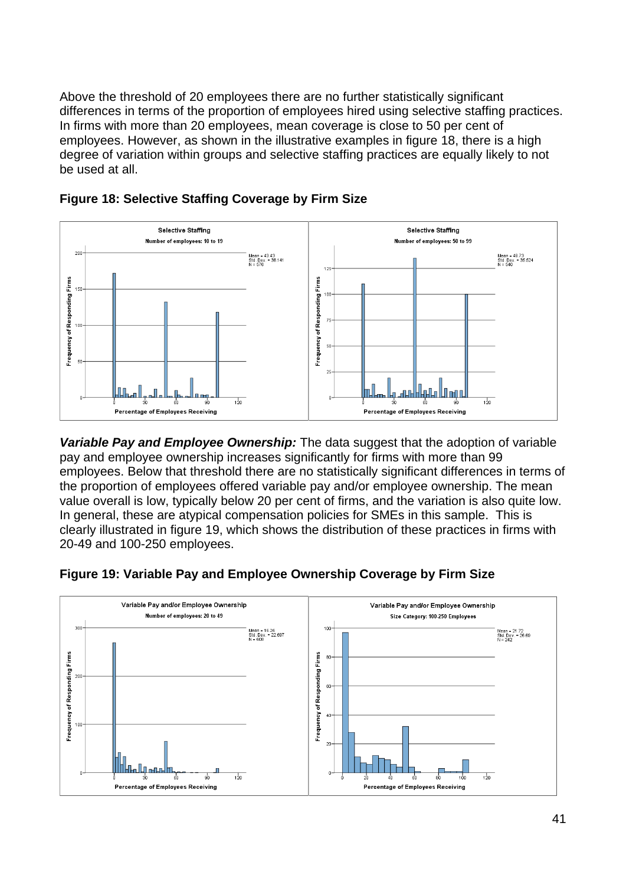Above the threshold of 20 employees there are no further statistically significant differences in terms of the proportion of employees hired using selective staffing practices. In firms with more than 20 employees, mean coverage is close to 50 per cent of employees. However, as shown in the illustrative examples in figure 18, there is a high degree of variation within groups and selective staffing practices are equally likely to not be used at all.

**Figure 18: Selective Staffing Coverage by Firm Size**

***Variable Pay and Employee Ownership:*** The data suggest that the adoption of variable pay and employee ownership increases significantly for firms with more than 99 employees. Below that threshold there are no statistically significant differences in terms of the proportion of employees offered variable pay and/or employee ownership. The mean value overall is low, typically below 20 per cent of firms, and the variation is also quite low. In general, these are atypical compensation policies for SMEs in this sample. This is clearly illustrated in figure 19, which shows the distribution of these practices in firms with 20-49 and 100-250 employees.

**Figure 19: Variable Pay and Employee Ownership Coverage by Firm Size**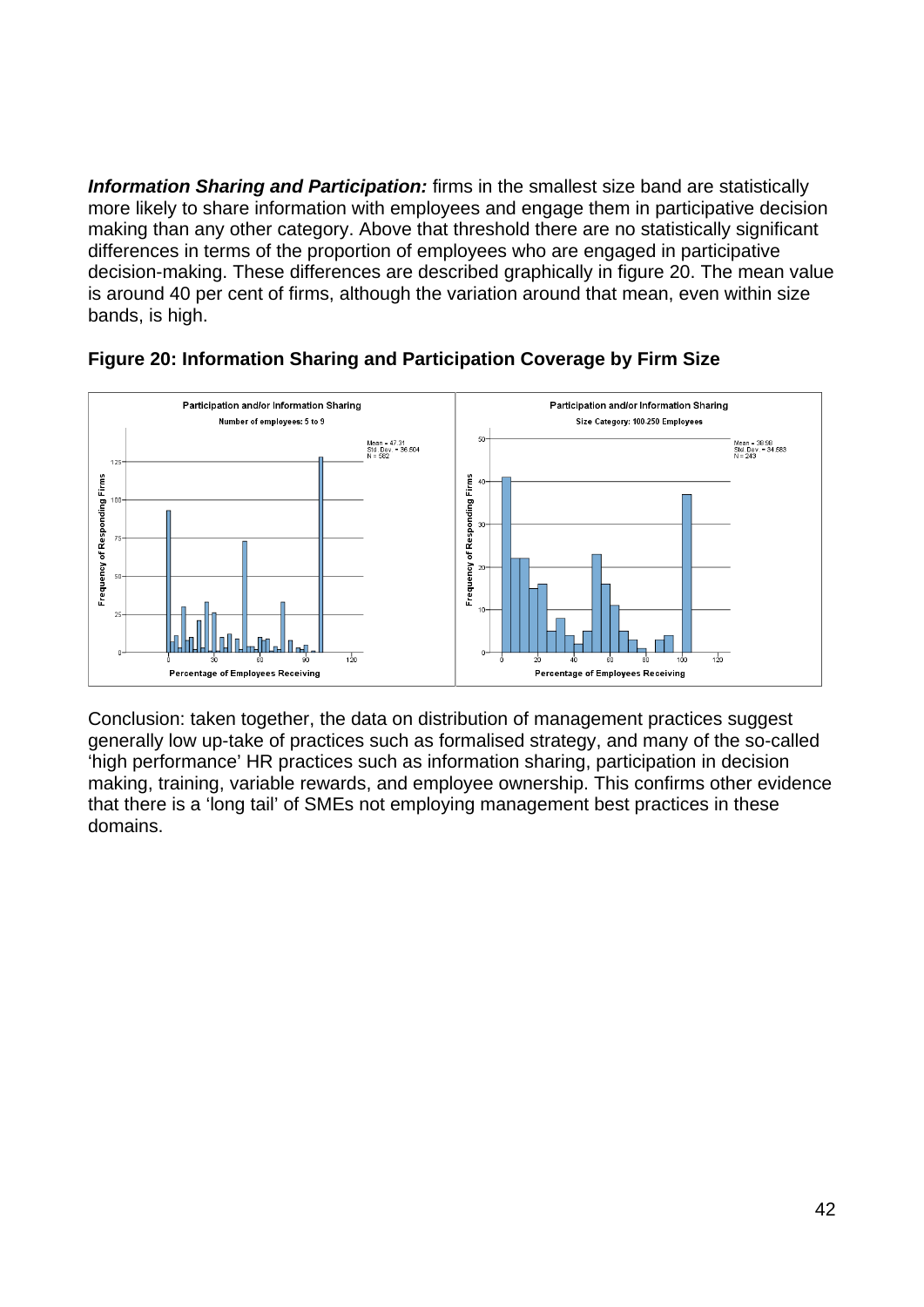***Information Sharing and Participation:*** firms in the smallest size band are statistically more likely to share information with employees and engage them in participative decision making than any other category. Above that threshold there are no statistically significant differences in terms of the proportion of employees who are engaged in participative decision-making. These differences are described graphically in figure 20. The mean value is around 40 per cent of firms, although the variation around that mean, even within size bands, is high.

**Figure 20: Information Sharing and Participation Coverage by Firm Size**

Conclusion: taken together, the data on distribution of management practices suggest generally low up-take of practices such as formalised strategy, and many of the so-called 'high performance' HR practices such as information sharing, participation in decision making, training, variable rewards, and employee ownership. This confirms other evidence that there is a 'long tail' of SMEs not employing management best practices in these domains.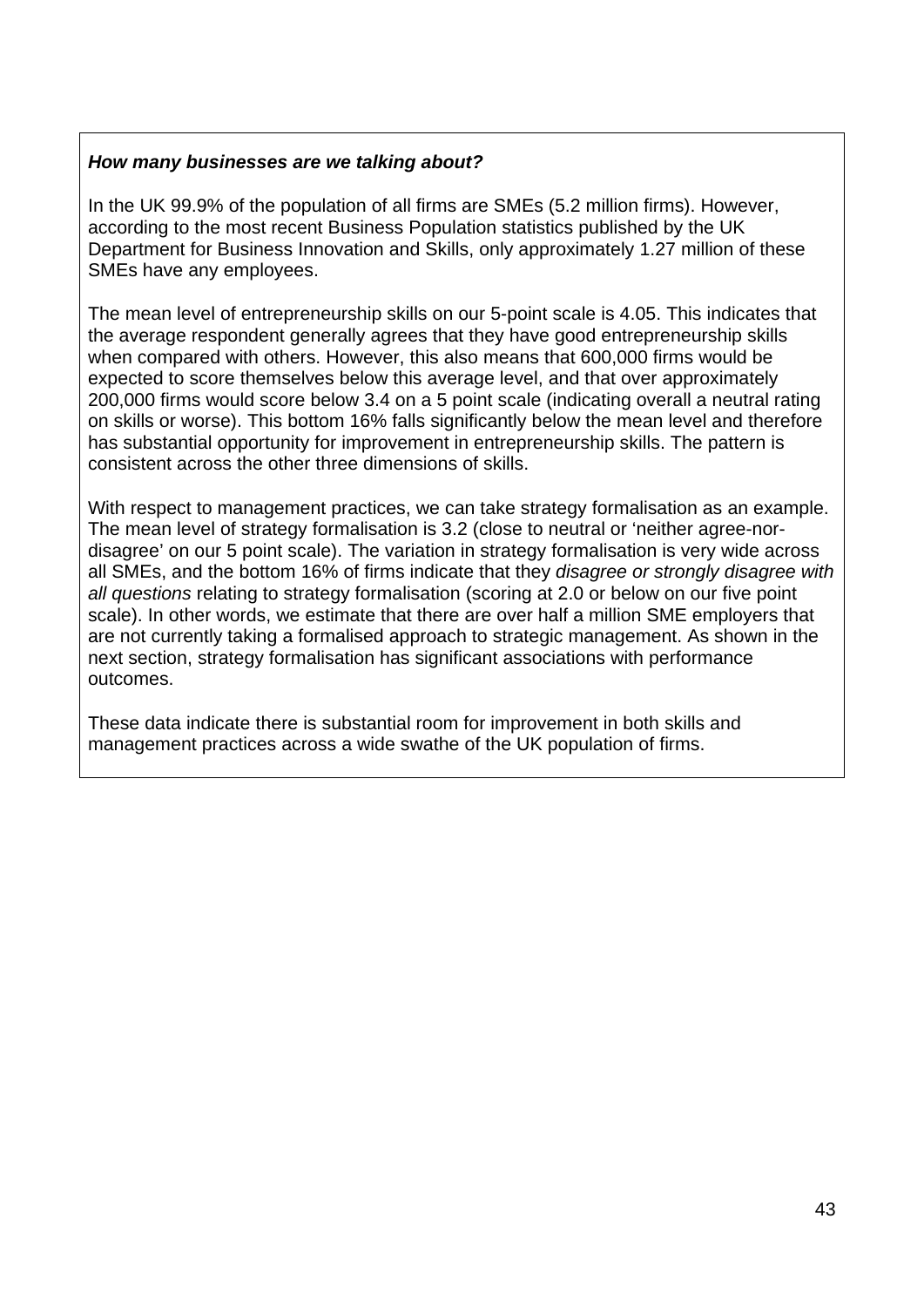***How many businesses are we talking about?***

In the UK 99.9% of the population of all firms are SMEs (5.2 million firms). However, according to the most recent Business Population statistics published by the UK Department for Business Innovation and Skills, only approximately 1.27 million of these SMEs have any employees.

The mean level of entrepreneurship skills on our 5-point scale is 4.05. This indicates that the average respondent generally agrees that they have good entrepreneurship skills when compared with others. However, this also means that 600,000 firms would be expected to score themselves below this average level, and that over approximately 200,000 firms would score below 3.4 on a 5 point scale (indicating overall a neutral rating on skills or worse). This bottom 16% falls significantly below the mean level and therefore has substantial opportunity for improvement in entrepreneurship skills. The pattern is consistent across the other three dimensions of skills.

With respect to management practices, we can take strategy formalisation as an example. The mean level of strategy formalisation is 3.2 (close to neutral or 'neither agree-nor-disagree' on our 5 point scale). The variation in strategy formalisation is very wide across all SMEs, and the bottom 16% of firms indicate that they *disagree or strongly disagree with all questions* relating to strategy formalisation (scoring at 2.0 or below on our five point scale). In other words, we estimate that there are over half a million SME employers that are not currently taking a formalised approach to strategic management. As shown in the next section, strategy formalisation has significant associations with performance outcomes.

These data indicate there is substantial room for improvement in both skills and management practices across a wide swathe of the UK population of firms.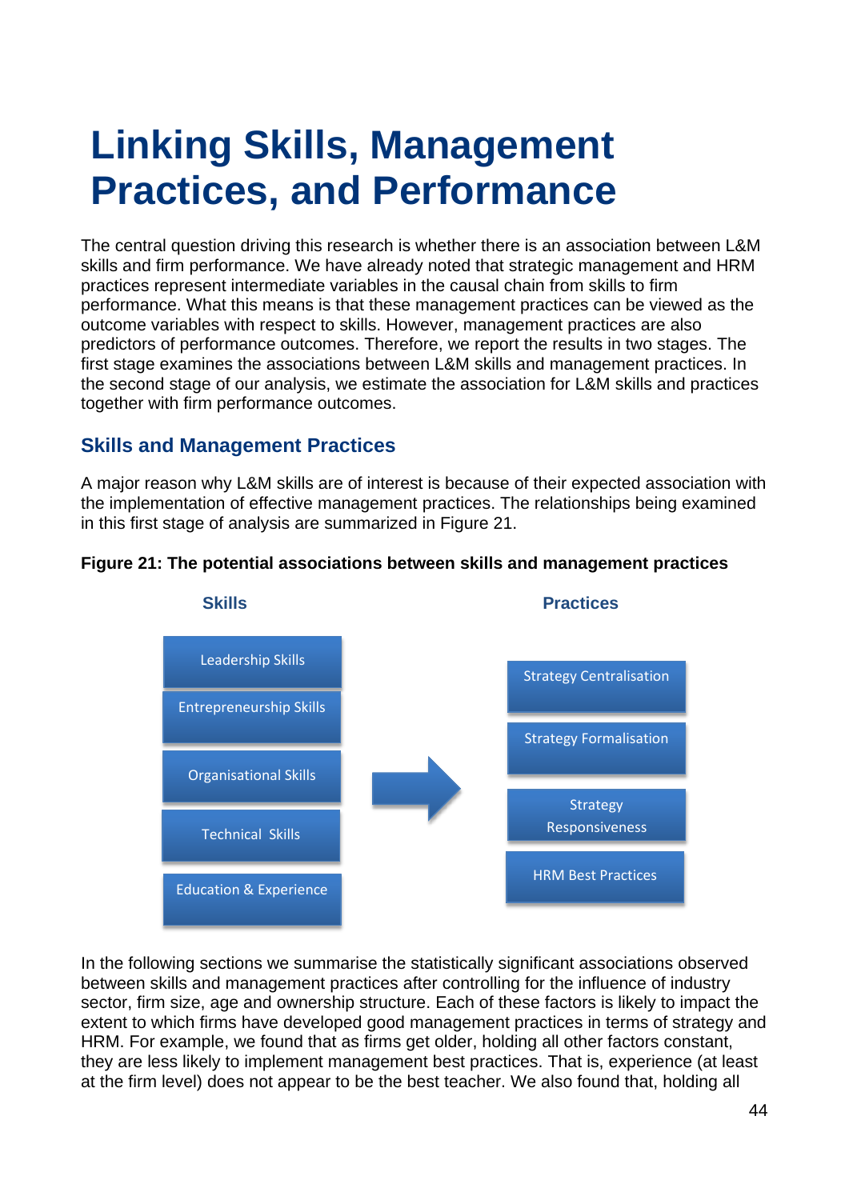# Linking Skills, Management Practices, and Performance

The central question driving this research is whether there is an association between L&M skills and firm performance. We have already noted that strategic management and HRM practices represent intermediate variables in the causal chain from skills to firm performance. What this means is that these management practices can be viewed as the outcome variables with respect to skills. However, management practices are also predictors of performance outcomes. Therefore, we report the results in two stages. The first stage examines the associations between L&M skills and management practices. In the second stage of our analysis, we estimate the association for L&M skills and practices together with firm performance outcomes.

## Skills and Management Practices

A major reason why L&M skills are of interest is because of their expected association with the implementation of effective management practices. The relationships being examined in this first stage of analysis are summarized in Figure 21.

**Figure 21: The potential associations between skills and management practices**

| Skills | | Practices |
|---|---|---|
| Leadership Skills | → | Strategy Centralisation |
| Entrepreneurship Skills | | Strategy Formalisation |
| Organisational Skills | | Strategy Responsiveness |
| Technical Skills | | HRM Best Practices |
| Education & Experience | | |

In the following sections we summarise the statistically significant associations observed between skills and management practices after controlling for the influence of industry sector, firm size, age and ownership structure. Each of these factors is likely to impact the extent to which firms have developed good management practices in terms of strategy and HRM. For example, we found that as firms get older, holding all other factors constant, they are less likely to implement management best practices. That is, experience (at least at the firm level) does not appear to be the best teacher. We also found that, holding all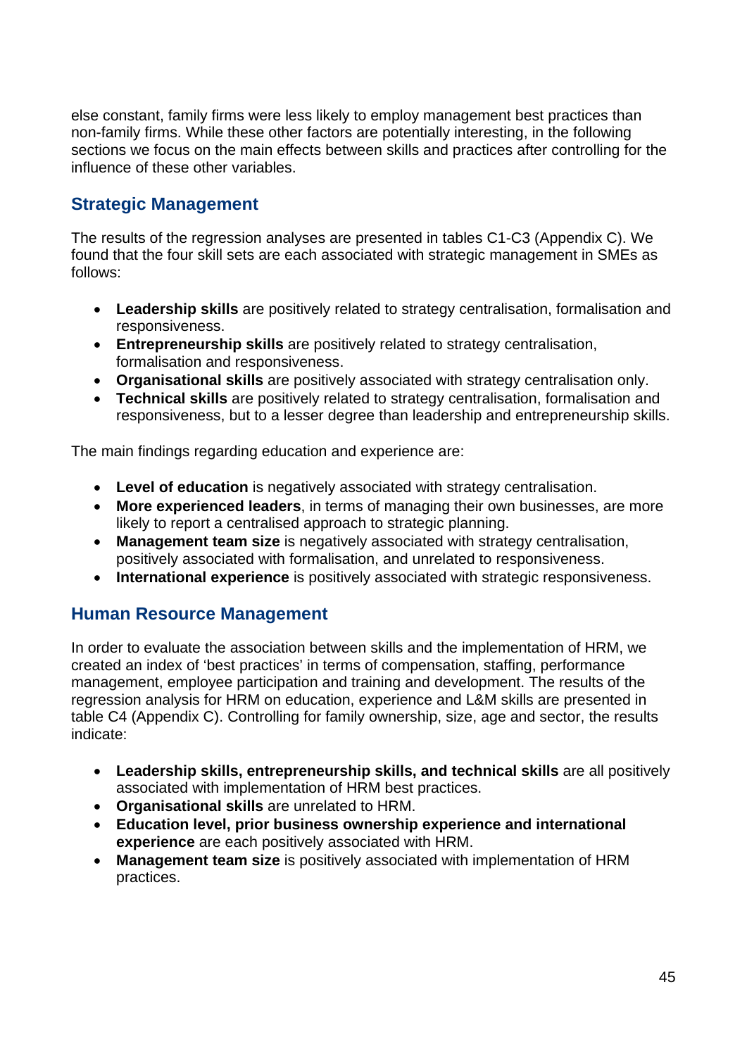else constant, family firms were less likely to employ management best practices than non-family firms. While these other factors are potentially interesting, in the following sections we focus on the main effects between skills and practices after controlling for the influence of these other variables.

## Strategic Management

The results of the regression analyses are presented in tables C1-C3 (Appendix C). We found that the four skill sets are each associated with strategic management in SMEs as follows:

- **Leadership skills** are positively related to strategy centralisation, formalisation and responsiveness.
- **Entrepreneurship skills** are positively related to strategy centralisation, formalisation and responsiveness.
- **Organisational skills** are positively associated with strategy centralisation only.
- **Technical skills** are positively related to strategy centralisation, formalisation and responsiveness, but to a lesser degree than leadership and entrepreneurship skills.

The main findings regarding education and experience are:

- **Level of education** is negatively associated with strategy centralisation.
- **More experienced leaders**, in terms of managing their own businesses, are more likely to report a centralised approach to strategic planning.
- **Management team size** is negatively associated with strategy centralisation, positively associated with formalisation, and unrelated to responsiveness.
- **International experience** is positively associated with strategic responsiveness.

## Human Resource Management

In order to evaluate the association between skills and the implementation of HRM, we created an index of 'best practices' in terms of compensation, staffing, performance management, employee participation and training and development. The results of the regression analysis for HRM on education, experience and L&M skills are presented in table C4 (Appendix C). Controlling for family ownership, size, age and sector, the results indicate:

- **Leadership skills, entrepreneurship skills, and technical skills** are all positively associated with implementation of HRM best practices.
- **Organisational skills** are unrelated to HRM.
- **Education level, prior business ownership experience and international experience** are each positively associated with HRM.
- **Management team size** is positively associated with implementation of HRM practices.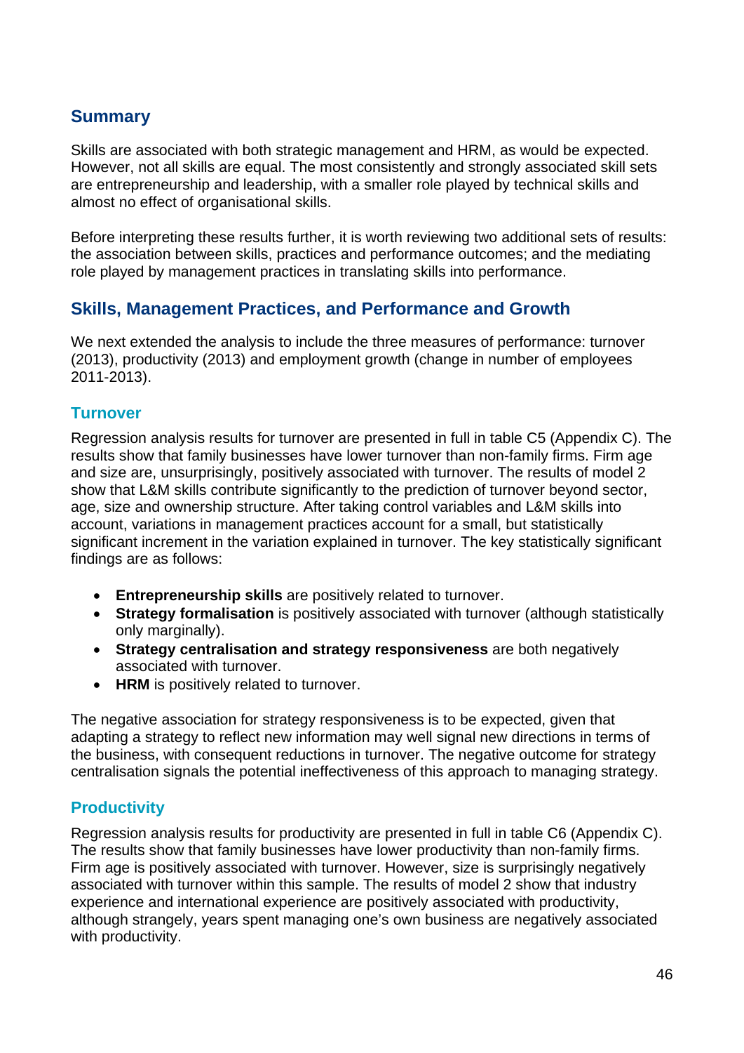## Summary

Skills are associated with both strategic management and HRM, as would be expected. However, not all skills are equal. The most consistently and strongly associated skill sets are entrepreneurship and leadership, with a smaller role played by technical skills and almost no effect of organisational skills.

Before interpreting these results further, it is worth reviewing two additional sets of results: the association between skills, practices and performance outcomes; and the mediating role played by management practices in translating skills into performance.

## Skills, Management Practices, and Performance and Growth

We next extended the analysis to include the three measures of performance: turnover (2013), productivity (2013) and employment growth (change in number of employees 2011-2013).

### Turnover

Regression analysis results for turnover are presented in full in table C5 (Appendix C). The results show that family businesses have lower turnover than non-family firms. Firm age and size are, unsurprisingly, positively associated with turnover. The results of model 2 show that L&M skills contribute significantly to the prediction of turnover beyond sector, age, size and ownership structure. After taking control variables and L&M skills into account, variations in management practices account for a small, but statistically significant increment in the variation explained in turnover. The key statistically significant findings are as follows:

- **Entrepreneurship skills** are positively related to turnover.
- **Strategy formalisation** is positively associated with turnover (although statistically only marginally).
- **Strategy centralisation and strategy responsiveness** are both negatively associated with turnover.
- **HRM** is positively related to turnover.

The negative association for strategy responsiveness is to be expected, given that adapting a strategy to reflect new information may well signal new directions in terms of the business, with consequent reductions in turnover. The negative outcome for strategy centralisation signals the potential ineffectiveness of this approach to managing strategy.

### Productivity

Regression analysis results for productivity are presented in full in table C6 (Appendix C). The results show that family businesses have lower productivity than non-family firms. Firm age is positively associated with turnover. However, size is surprisingly negatively associated with turnover within this sample. The results of model 2 show that industry experience and international experience are positively associated with productivity, although strangely, years spent managing one's own business are negatively associated with productivity.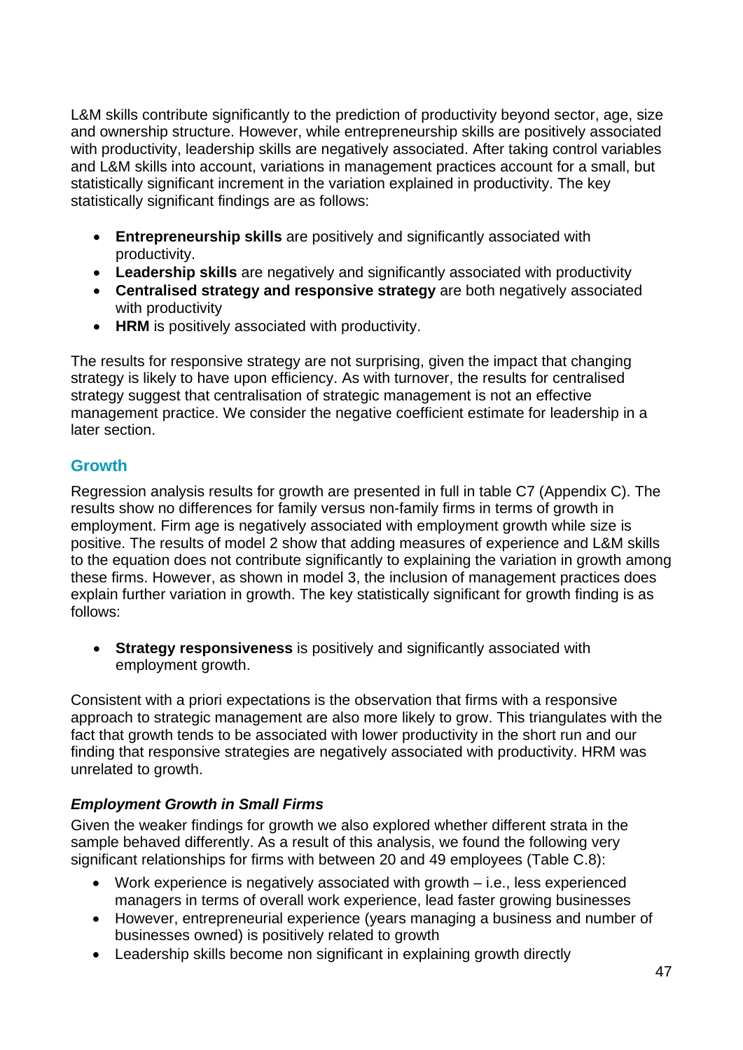L&M skills contribute significantly to the prediction of productivity beyond sector, age, size and ownership structure. However, while entrepreneurship skills are positively associated with productivity, leadership skills are negatively associated. After taking control variables and L&M skills into account, variations in management practices account for a small, but statistically significant increment in the variation explained in productivity. The key statistically significant findings are as follows:

- **Entrepreneurship skills** are positively and significantly associated with productivity.
- **Leadership skills** are negatively and significantly associated with productivity
- **Centralised strategy and responsive strategy** are both negatively associated with productivity
- **HRM** is positively associated with productivity.

The results for responsive strategy are not surprising, given the impact that changing strategy is likely to have upon efficiency. As with turnover, the results for centralised strategy suggest that centralisation of strategic management is not an effective management practice. We consider the negative coefficient estimate for leadership in a later section.

## Growth

Regression analysis results for growth are presented in full in table C7 (Appendix C). The results show no differences for family versus non-family firms in terms of growth in employment. Firm age is negatively associated with employment growth while size is positive. The results of model 2 show that adding measures of experience and L&M skills to the equation does not contribute significantly to explaining the variation in growth among these firms. However, as shown in model 3, the inclusion of management practices does explain further variation in growth. The key statistically significant for growth finding is as follows:

- **Strategy responsiveness** is positively and significantly associated with employment growth.

Consistent with a priori expectations is the observation that firms with a responsive approach to strategic management are also more likely to grow. This triangulates with the fact that growth tends to be associated with lower productivity in the short run and our finding that responsive strategies are negatively associated with productivity. HRM was unrelated to growth.

### *Employment Growth in Small Firms*

Given the weaker findings for growth we also explored whether different strata in the sample behaved differently. As a result of this analysis, we found the following very significant relationships for firms with between 20 and 49 employees (Table C.8):

- Work experience is negatively associated with growth – i.e., less experienced managers in terms of overall work experience, lead faster growing businesses
- However, entrepreneurial experience (years managing a business and number of businesses owned) is positively related to growth
- Leadership skills become non significant in explaining growth directly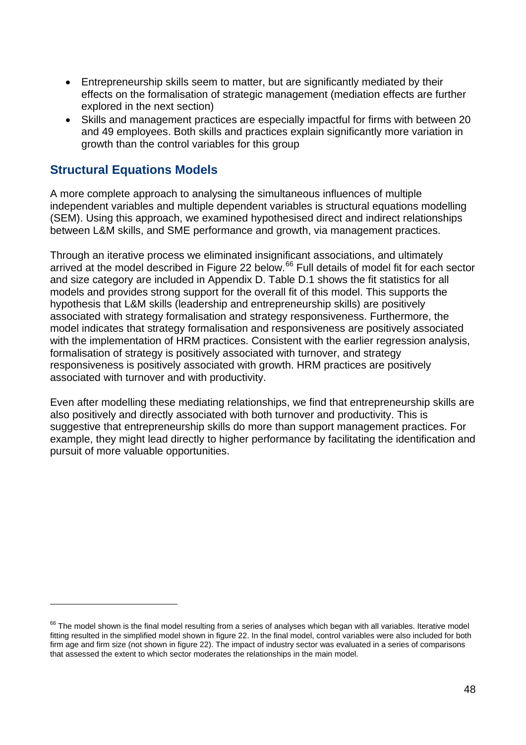- Entrepreneurship skills seem to matter, but are significantly mediated by their effects on the formalisation of strategic management (mediation effects are further explored in the next section)
- Skills and management practices are especially impactful for firms with between 20 and 49 employees. Both skills and practices explain significantly more variation in growth than the control variables for this group

## Structural Equations Models

A more complete approach to analysing the simultaneous influences of multiple independent variables and multiple dependent variables is structural equations modelling (SEM). Using this approach, we examined hypothesised direct and indirect relationships between L&M skills, and SME performance and growth, via management practices.

Through an iterative process we eliminated insignificant associations, and ultimately arrived at the model described in Figure 22 below.[66] Full details of model fit for each sector and size category are included in Appendix D. Table D.1 shows the fit statistics for all models and provides strong support for the overall fit of this model. This supports the hypothesis that L&M skills (leadership and entrepreneurship skills) are positively associated with strategy formalisation and strategy responsiveness. Furthermore, the model indicates that strategy formalisation and responsiveness are positively associated with the implementation of HRM practices. Consistent with the earlier regression analysis, formalisation of strategy is positively associated with turnover, and strategy responsiveness is positively associated with growth. HRM practices are positively associated with turnover and with productivity.

Even after modelling these mediating relationships, we find that entrepreneurship skills are also positively and directly associated with both turnover and productivity. This is suggestive that entrepreneurship skills do more than support management practices. For example, they might lead directly to higher performance by facilitating the identification and pursuit of more valuable opportunities.

---

[66] The model shown is the final model resulting from a series of analyses which began with all variables. Iterative model fitting resulted in the simplified model shown in figure 22. In the final model, control variables were also included for both firm age and firm size (not shown in figure 22). The impact of industry sector was evaluated in a series of comparisons that assessed the extent to which sector moderates the relationships in the main model.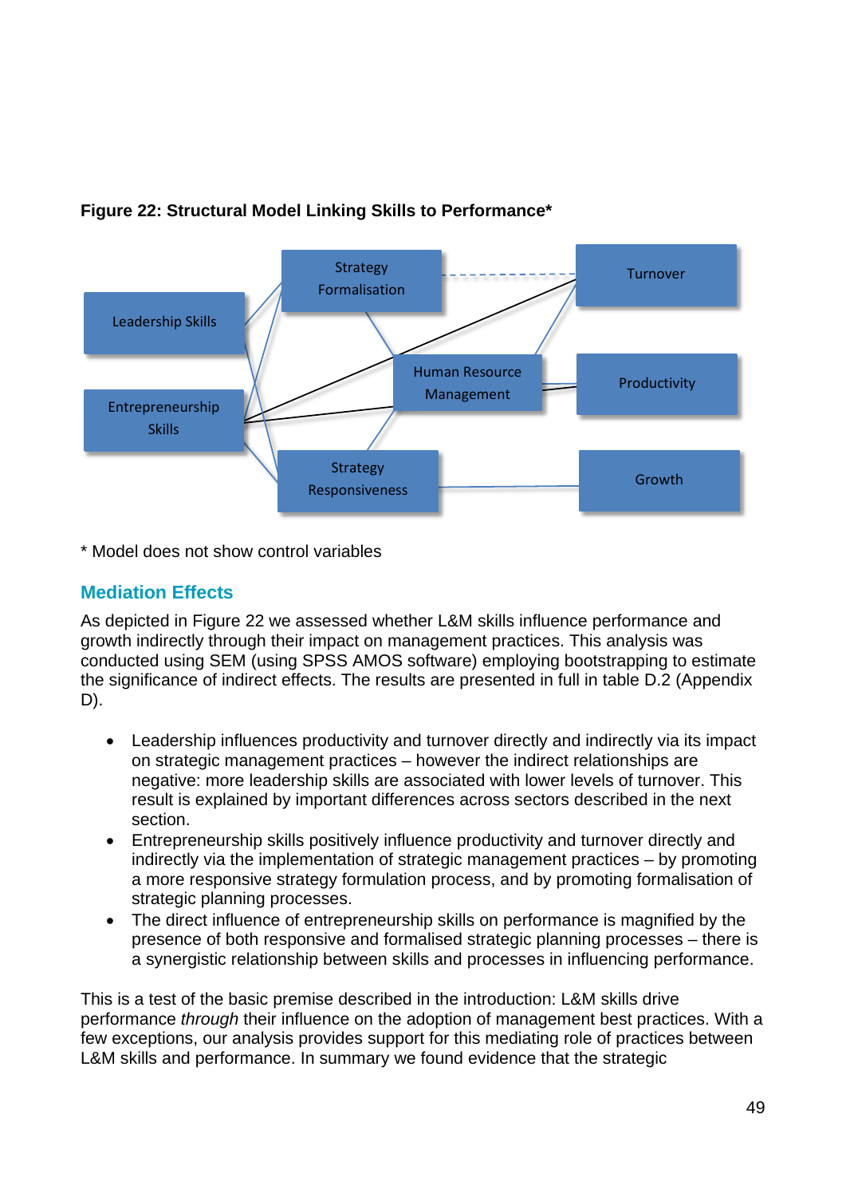**Figure 22: Structural Model Linking Skills to Performance***

Leadership Skills

Entrepreneurship Skills

Strategy Formalisation

Human Resource Management

Strategy Responsiveness

Turnover

Productivity

Growth

\* Model does not show control variables

## Mediation Effects

As depicted in Figure 22 we assessed whether L&M skills influence performance and growth indirectly through their impact on management practices. This analysis was conducted using SEM (using SPSS AMOS software) employing bootstrapping to estimate the significance of indirect effects. The results are presented in full in table D.2 (Appendix D).

- Leadership influences productivity and turnover directly and indirectly via its impact on strategic management practices – however the indirect relationships are negative: more leadership skills are associated with lower levels of turnover. This result is explained by important differences across sectors described in the next section.
- Entrepreneurship skills positively influence productivity and turnover directly and indirectly via the implementation of strategic management practices – by promoting a more responsive strategy formulation process, and by promoting formalisation of strategic planning processes.
- The direct influence of entrepreneurship skills on performance is magnified by the presence of both responsive and formalised strategic planning processes – there is a synergistic relationship between skills and processes in influencing performance.

This is a test of the basic premise described in the introduction: L&M skills drive performance *through* their influence on the adoption of management best practices. With a few exceptions, our analysis provides support for this mediating role of practices between L&M skills and performance. In summary we found evidence that the strategic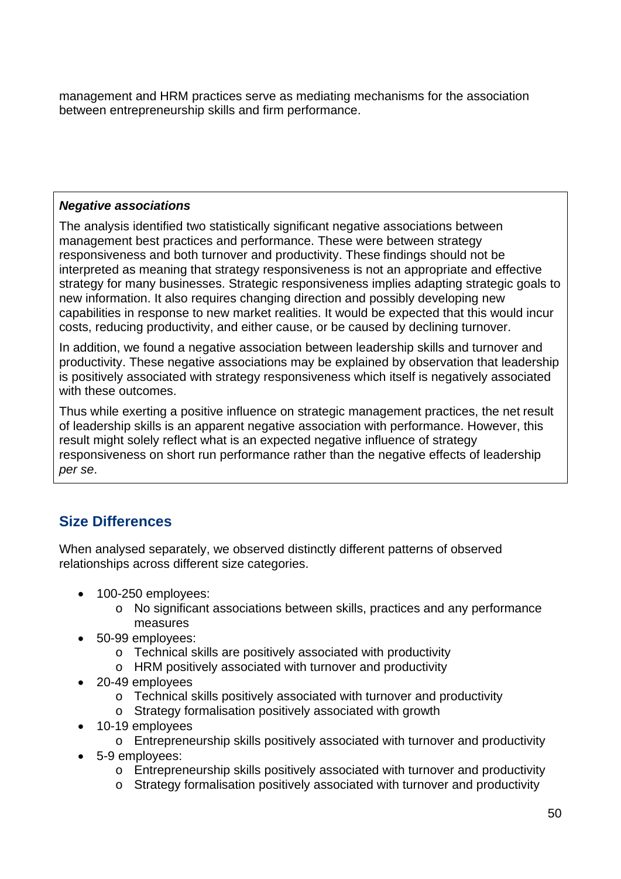management and HRM practices serve as mediating mechanisms for the association between entrepreneurship skills and firm performance.

> ***Negative associations***
>
> The analysis identified two statistically significant negative associations between management best practices and performance. These were between strategy responsiveness and both turnover and productivity. These findings should not be interpreted as meaning that strategy responsiveness is not an appropriate and effective strategy for many businesses. Strategic responsiveness implies adapting strategic goals to new information. It also requires changing direction and possibly developing new capabilities in response to new market realities. It would be expected that this would incur costs, reducing productivity, and either cause, or be caused by declining turnover.
>
> In addition, we found a negative association between leadership skills and turnover and productivity. These negative associations may be explained by observation that leadership is positively associated with strategy responsiveness which itself is negatively associated with these outcomes.
>
> Thus while exerting a positive influence on strategic management practices, the net result of leadership skills is an apparent negative association with performance. However, this result might solely reflect what is an expected negative influence of strategy responsiveness on short run performance rather than the negative effects of leadership *per se*.

## Size Differences

When analysed separately, we observed distinctly different patterns of observed relationships across different size categories.

- 100-250 employees:
    - No significant associations between skills, practices and any performance measures
- 50-99 employees:
    - Technical skills are positively associated with productivity
    - HRM positively associated with turnover and productivity
- 20-49 employees
    - Technical skills positively associated with turnover and productivity
    - Strategy formalisation positively associated with growth
- 10-19 employees
    - Entrepreneurship skills positively associated with turnover and productivity
- 5-9 employees:
    - Entrepreneurship skills positively associated with turnover and productivity
    - Strategy formalisation positively associated with turnover and productivity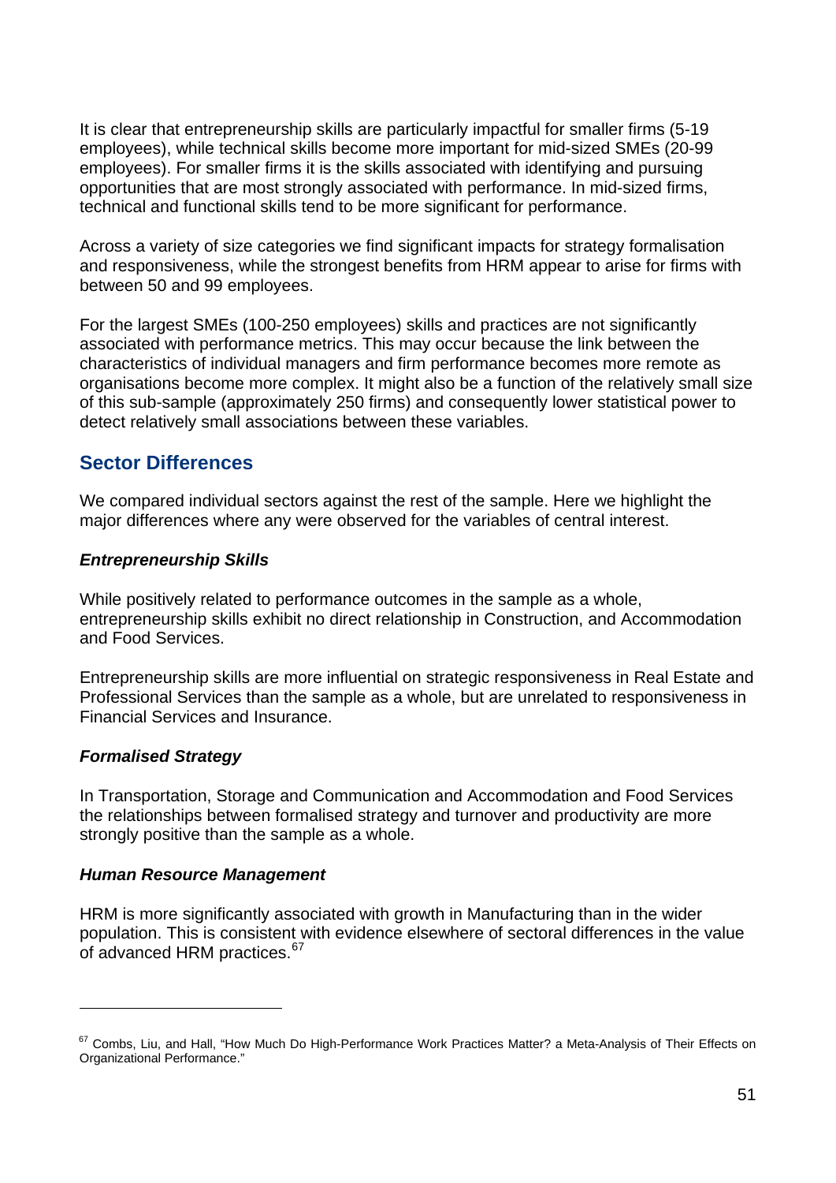It is clear that entrepreneurship skills are particularly impactful for smaller firms (5-19 employees), while technical skills become more important for mid-sized SMEs (20-99 employees). For smaller firms it is the skills associated with identifying and pursuing opportunities that are most strongly associated with performance. In mid-sized firms, technical and functional skills tend to be more significant for performance.

Across a variety of size categories we find significant impacts for strategy formalisation and responsiveness, while the strongest benefits from HRM appear to arise for firms with between 50 and 99 employees.

For the largest SMEs (100-250 employees) skills and practices are not significantly associated with performance metrics. This may occur because the link between the characteristics of individual managers and firm performance becomes more remote as organisations become more complex. It might also be a function of the relatively small size of this sub-sample (approximately 250 firms) and consequently lower statistical power to detect relatively small associations between these variables.

## Sector Differences

We compared individual sectors against the rest of the sample. Here we highlight the major differences where any were observed for the variables of central interest.

### *Entrepreneurship Skills*

While positively related to performance outcomes in the sample as a whole, entrepreneurship skills exhibit no direct relationship in Construction, and Accommodation and Food Services.

Entrepreneurship skills are more influential on strategic responsiveness in Real Estate and Professional Services than the sample as a whole, but are unrelated to responsiveness in Financial Services and Insurance.

### *Formalised Strategy*

In Transportation, Storage and Communication and Accommodation and Food Services the relationships between formalised strategy and turnover and productivity are more strongly positive than the sample as a whole.

### *Human Resource Management*

HRM is more significantly associated with growth in Manufacturing than in the wider population. This is consistent with evidence elsewhere of sectoral differences in the value of advanced HRM practices.[67]

---

[67] Combs, Liu, and Hall, "How Much Do High-Performance Work Practices Matter? a Meta-Analysis of Their Effects on Organizational Performance."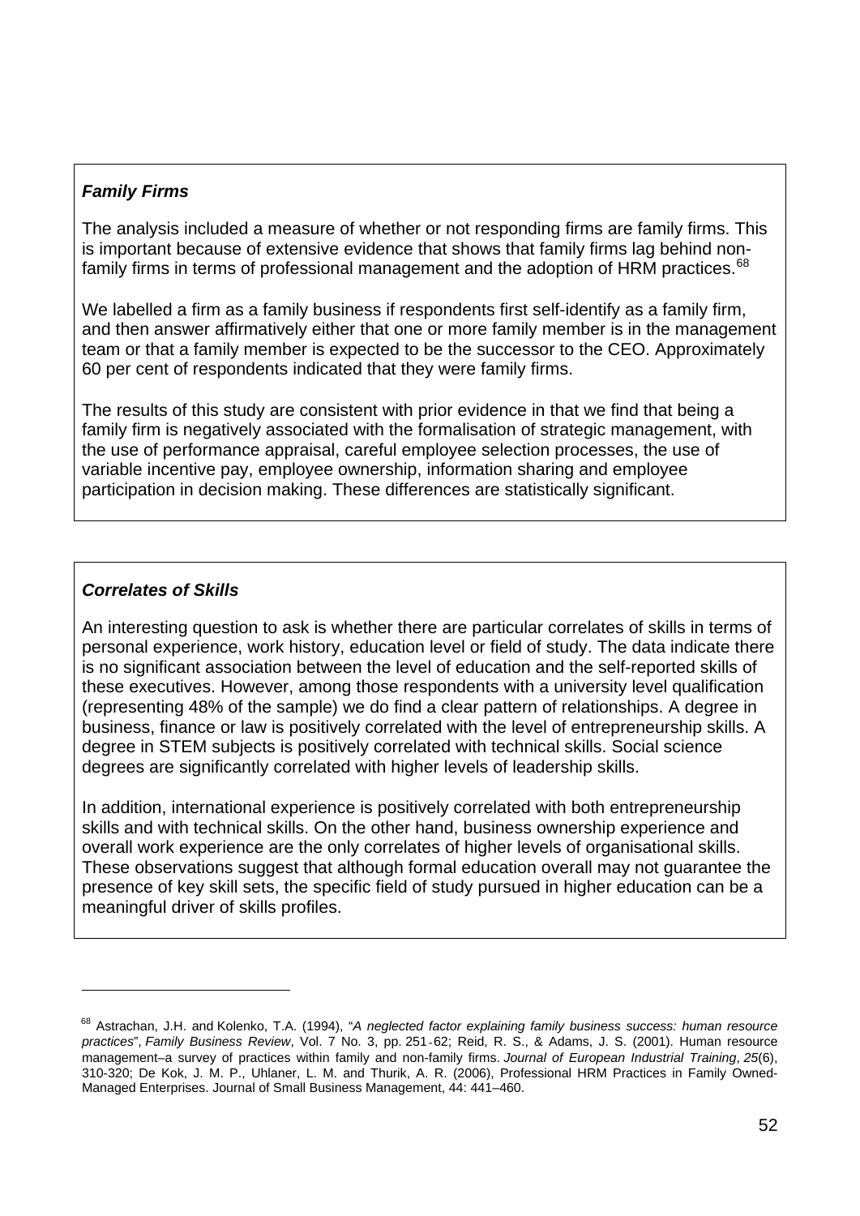### *Family Firms*

The analysis included a measure of whether or not responding firms are family firms. This is important because of extensive evidence that shows that family firms lag behind non-family firms in terms of professional management and the adoption of HRM practices.[68]

We labelled a firm as a family business if respondents first self-identify as a family firm, and then answer affirmatively either that one or more family member is in the management team or that a family member is expected to be the successor to the CEO. Approximately 60 per cent of respondents indicated that they were family firms.

The results of this study are consistent with prior evidence in that we find that being a family firm is negatively associated with the formalisation of strategic management, with the use of performance appraisal, careful employee selection processes, the use of variable incentive pay, employee ownership, information sharing and employee participation in decision making. These differences are statistically significant.

### *Correlates of Skills*

An interesting question to ask is whether there are particular correlates of skills in terms of personal experience, work history, education level or field of study. The data indicate there is no significant association between the level of education and the self-reported skills of these executives. However, among those respondents with a university level qualification (representing 48% of the sample) we do find a clear pattern of relationships. A degree in business, finance or law is positively correlated with the level of entrepreneurship skills. A degree in STEM subjects is positively correlated with technical skills. Social science degrees are significantly correlated with higher levels of leadership skills.

In addition, international experience is positively correlated with both entrepreneurship skills and with technical skills. On the other hand, business ownership experience and overall work experience are the only correlates of higher levels of organisational skills. These observations suggest that although formal education overall may not guarantee the presence of key skill sets, the specific field of study pursued in higher education can be a meaningful driver of skills profiles.

---

[68] Astrachan, J.H. and Kolenko, T.A. (1994), "*A neglected factor explaining family business success: human resource practices*", *Family Business Review*, Vol. 7 No. 3, pp. 251-62; Reid, R. S., & Adams, J. S. (2001). Human resource management–a survey of practices within family and non-family firms. *Journal of European Industrial Training*, *25*(6), 310-320; De Kok, J. M. P., Uhlaner, L. M. and Thurik, A. R. (2006), Professional HRM Practices in Family Owned-Managed Enterprises. Journal of Small Business Management, 44: 441–460.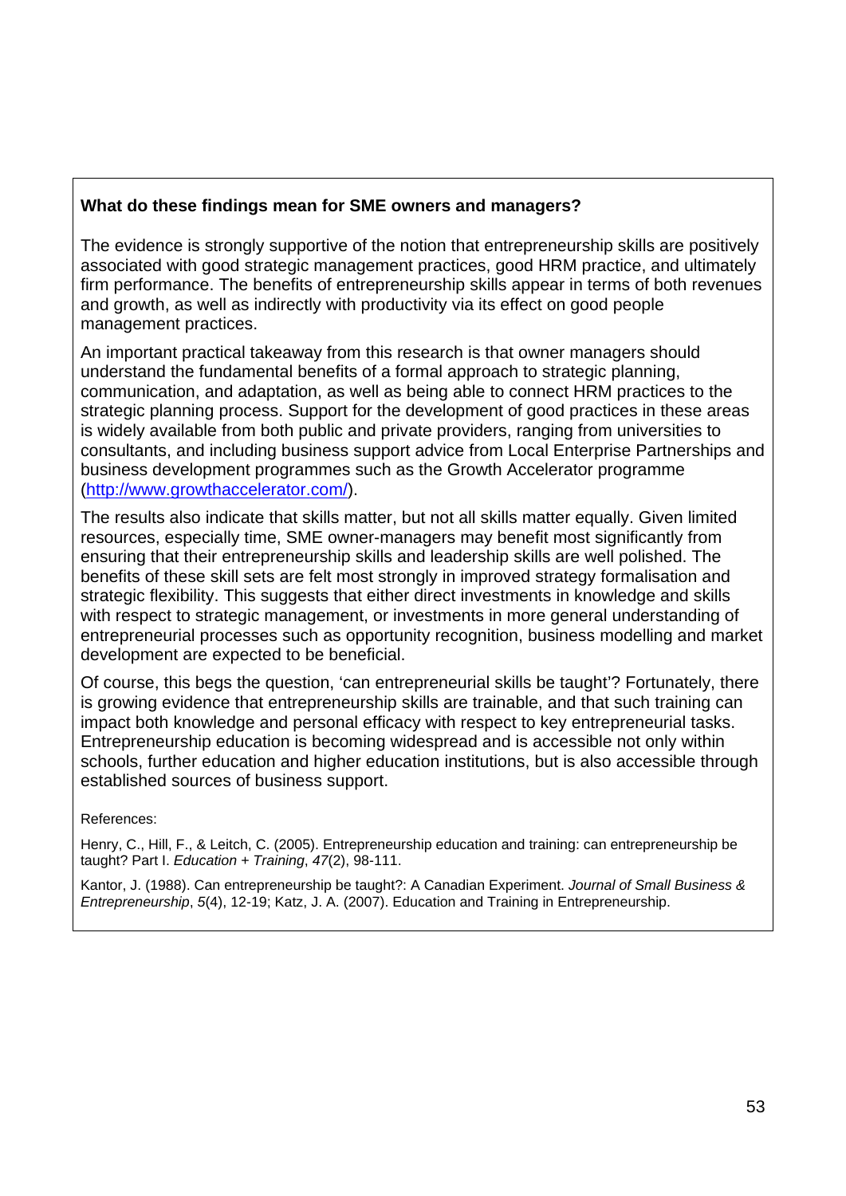**What do these findings mean for SME owners and managers?**

The evidence is strongly supportive of the notion that entrepreneurship skills are positively associated with good strategic management practices, good HRM practice, and ultimately firm performance. The benefits of entrepreneurship skills appear in terms of both revenues and growth, as well as indirectly with productivity via its effect on good people management practices.

An important practical takeaway from this research is that owner managers should understand the fundamental benefits of a formal approach to strategic planning, communication, and adaptation, as well as being able to connect HRM practices to the strategic planning process. Support for the development of good practices in these areas is widely available from both public and private providers, ranging from universities to consultants, and including business support advice from Local Enterprise Partnerships and business development programmes such as the Growth Accelerator programme (http://www.growthaccelerator.com/).

The results also indicate that skills matter, but not all skills matter equally. Given limited resources, especially time, SME owner-managers may benefit most significantly from ensuring that their entrepreneurship skills and leadership skills are well polished. The benefits of these skill sets are felt most strongly in improved strategy formalisation and strategic flexibility. This suggests that either direct investments in knowledge and skills with respect to strategic management, or investments in more general understanding of entrepreneurial processes such as opportunity recognition, business modelling and market development are expected to be beneficial.

Of course, this begs the question, 'can entrepreneurial skills be taught'? Fortunately, there is growing evidence that entrepreneurship skills are trainable, and that such training can impact both knowledge and personal efficacy with respect to key entrepreneurial tasks. Entrepreneurship education is becoming widespread and is accessible not only within schools, further education and higher education institutions, but is also accessible through established sources of business support.

References:

Henry, C., Hill, F., & Leitch, C. (2005). Entrepreneurship education and training: can entrepreneurship be taught? Part I. *Education + Training*, *47*(2), 98-111.

Kantor, J. (1988). Can entrepreneurship be taught?: A Canadian Experiment. *Journal of Small Business & Entrepreneurship*, *5*(4), 12-19; Katz, J. A. (2007). Education and Training in Entrepreneurship.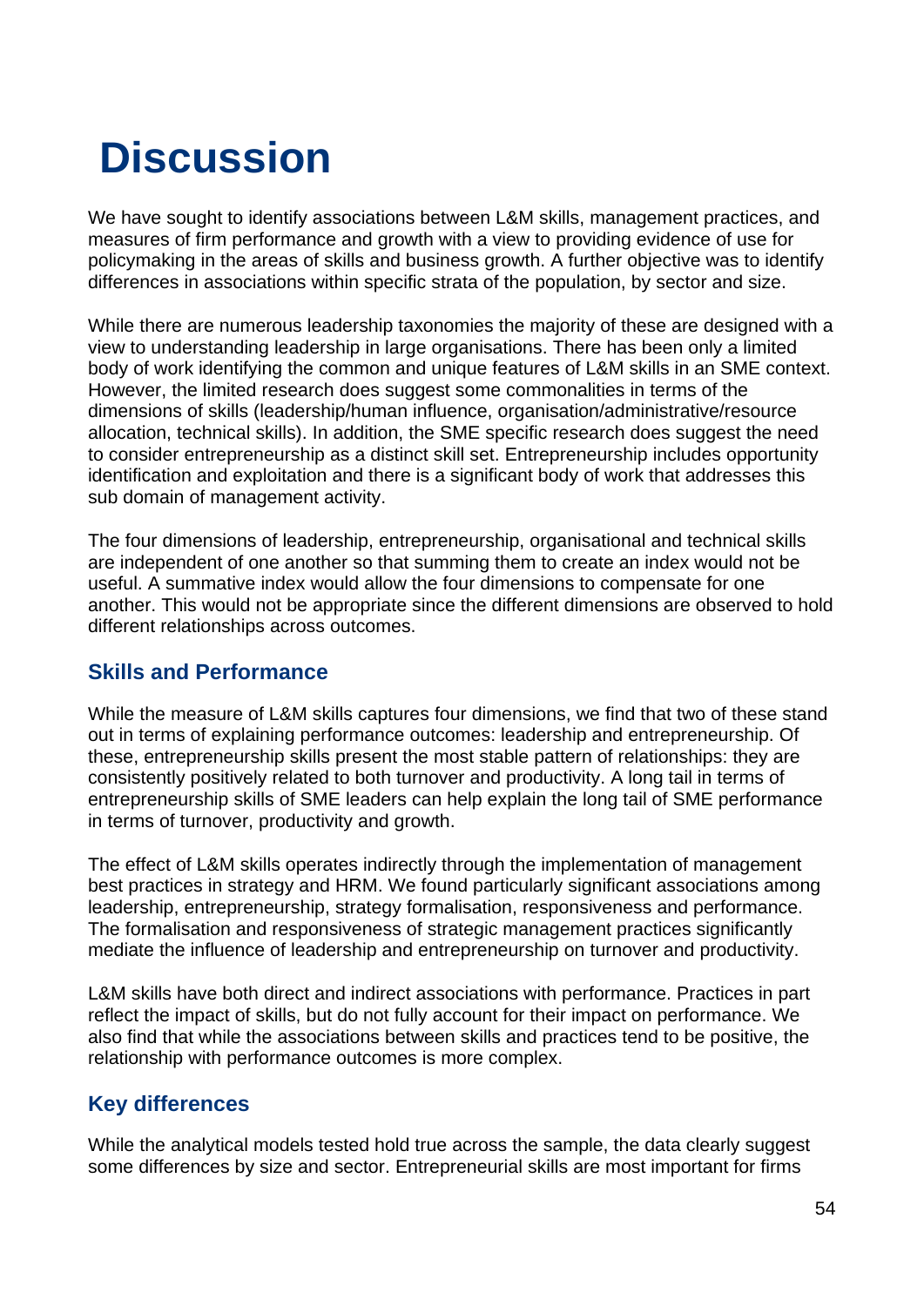# Discussion

We have sought to identify associations between L&M skills, management practices, and measures of firm performance and growth with a view to providing evidence of use for policymaking in the areas of skills and business growth. A further objective was to identify differences in associations within specific strata of the population, by sector and size.

While there are numerous leadership taxonomies the majority of these are designed with a view to understanding leadership in large organisations. There has been only a limited body of work identifying the common and unique features of L&M skills in an SME context. However, the limited research does suggest some commonalities in terms of the dimensions of skills (leadership/human influence, organisation/administrative/resource allocation, technical skills). In addition, the SME specific research does suggest the need to consider entrepreneurship as a distinct skill set. Entrepreneurship includes opportunity identification and exploitation and there is a significant body of work that addresses this sub domain of management activity.

The four dimensions of leadership, entrepreneurship, organisational and technical skills are independent of one another so that summing them to create an index would not be useful. A summative index would allow the four dimensions to compensate for one another. This would not be appropriate since the different dimensions are observed to hold different relationships across outcomes.

## Skills and Performance

While the measure of L&M skills captures four dimensions, we find that two of these stand out in terms of explaining performance outcomes: leadership and entrepreneurship. Of these, entrepreneurship skills present the most stable pattern of relationships: they are consistently positively related to both turnover and productivity. A long tail in terms of entrepreneurship skills of SME leaders can help explain the long tail of SME performance in terms of turnover, productivity and growth.

The effect of L&M skills operates indirectly through the implementation of management best practices in strategy and HRM. We found particularly significant associations among leadership, entrepreneurship, strategy formalisation, responsiveness and performance. The formalisation and responsiveness of strategic management practices significantly mediate the influence of leadership and entrepreneurship on turnover and productivity.

L&M skills have both direct and indirect associations with performance. Practices in part reflect the impact of skills, but do not fully account for their impact on performance. We also find that while the associations between skills and practices tend to be positive, the relationship with performance outcomes is more complex.

## Key differences

While the analytical models tested hold true across the sample, the data clearly suggest some differences by size and sector. Entrepreneurial skills are most important for firms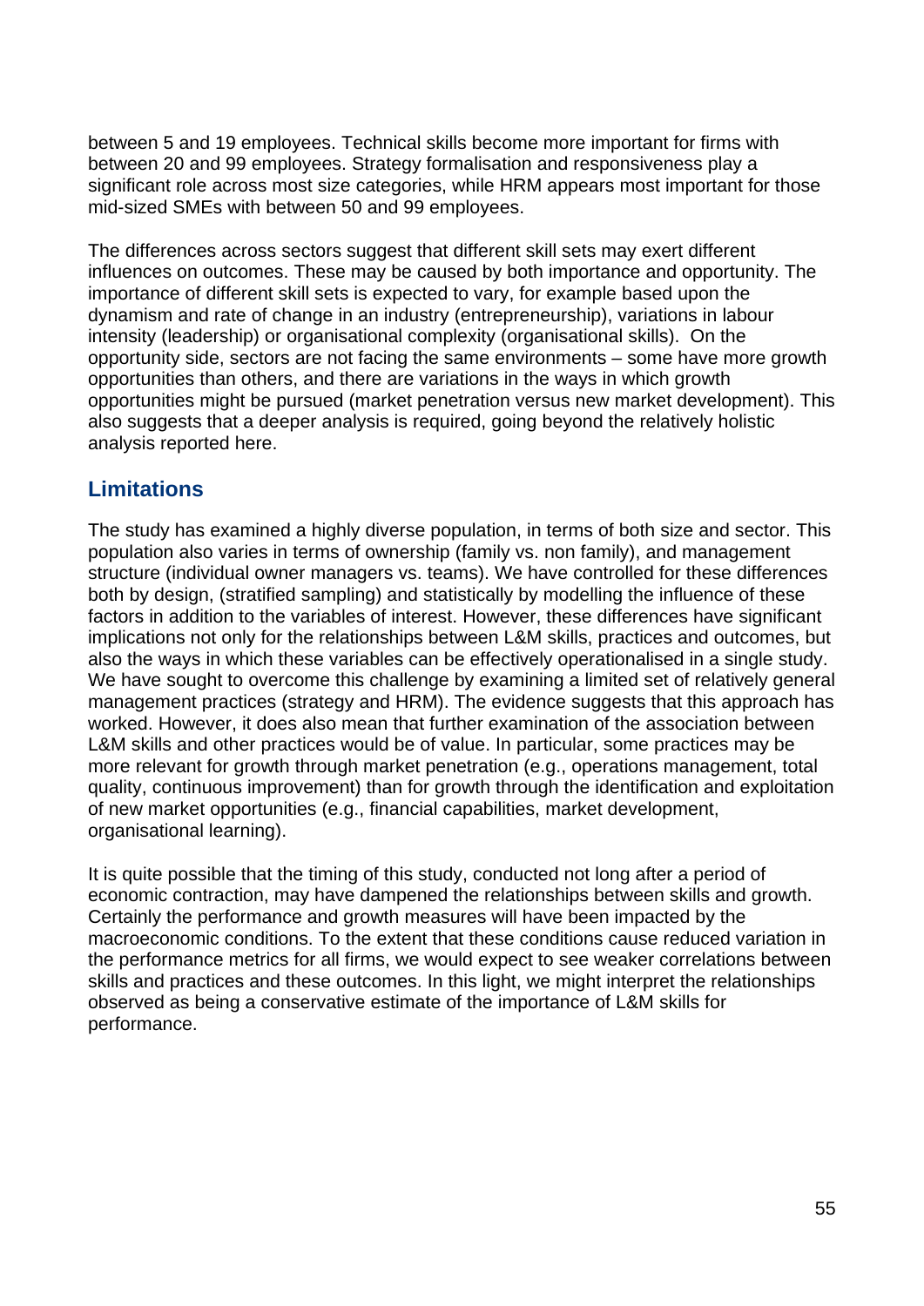between 5 and 19 employees. Technical skills become more important for firms with between 20 and 99 employees. Strategy formalisation and responsiveness play a significant role across most size categories, while HRM appears most important for those mid-sized SMEs with between 50 and 99 employees.

The differences across sectors suggest that different skill sets may exert different influences on outcomes. These may be caused by both importance and opportunity. The importance of different skill sets is expected to vary, for example based upon the dynamism and rate of change in an industry (entrepreneurship), variations in labour intensity (leadership) or organisational complexity (organisational skills). On the opportunity side, sectors are not facing the same environments – some have more growth opportunities than others, and there are variations in the ways in which growth opportunities might be pursued (market penetration versus new market development). This also suggests that a deeper analysis is required, going beyond the relatively holistic analysis reported here.

## Limitations

The study has examined a highly diverse population, in terms of both size and sector. This population also varies in terms of ownership (family vs. non family), and management structure (individual owner managers vs. teams). We have controlled for these differences both by design, (stratified sampling) and statistically by modelling the influence of these factors in addition to the variables of interest. However, these differences have significant implications not only for the relationships between L&M skills, practices and outcomes, but also the ways in which these variables can be effectively operationalised in a single study. We have sought to overcome this challenge by examining a limited set of relatively general management practices (strategy and HRM). The evidence suggests that this approach has worked. However, it does also mean that further examination of the association between L&M skills and other practices would be of value. In particular, some practices may be more relevant for growth through market penetration (e.g., operations management, total quality, continuous improvement) than for growth through the identification and exploitation of new market opportunities (e.g., financial capabilities, market development, organisational learning).

It is quite possible that the timing of this study, conducted not long after a period of economic contraction, may have dampened the relationships between skills and growth. Certainly the performance and growth measures will have been impacted by the macroeconomic conditions. To the extent that these conditions cause reduced variation in the performance metrics for all firms, we would expect to see weaker correlations between skills and practices and these outcomes. In this light, we might interpret the relationships observed as being a conservative estimate of the importance of L&M skills for performance.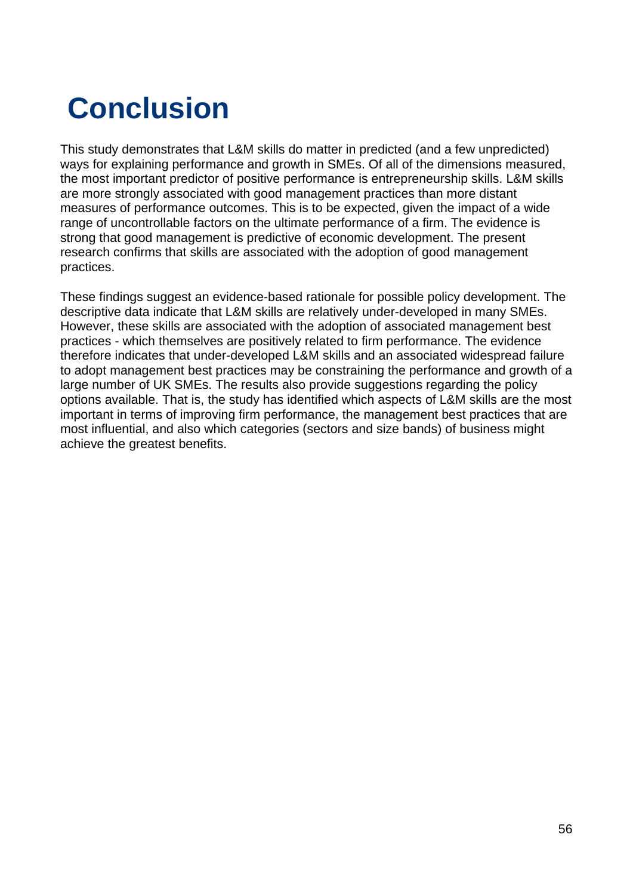# Conclusion

This study demonstrates that L&M skills do matter in predicted (and a few unpredicted) ways for explaining performance and growth in SMEs. Of all of the dimensions measured, the most important predictor of positive performance is entrepreneurship skills. L&M skills are more strongly associated with good management practices than more distant measures of performance outcomes. This is to be expected, given the impact of a wide range of uncontrollable factors on the ultimate performance of a firm. The evidence is strong that good management is predictive of economic development. The present research confirms that skills are associated with the adoption of good management practices.

These findings suggest an evidence-based rationale for possible policy development. The descriptive data indicate that L&M skills are relatively under-developed in many SMEs. However, these skills are associated with the adoption of associated management best practices - which themselves are positively related to firm performance. The evidence therefore indicates that under-developed L&M skills and an associated widespread failure to adopt management best practices may be constraining the performance and growth of a large number of UK SMEs. The results also provide suggestions regarding the policy options available. That is, the study has identified which aspects of L&M skills are the most important in terms of improving firm performance, the management best practices that are most influential, and also which categories (sectors and size bands) of business might achieve the greatest benefits.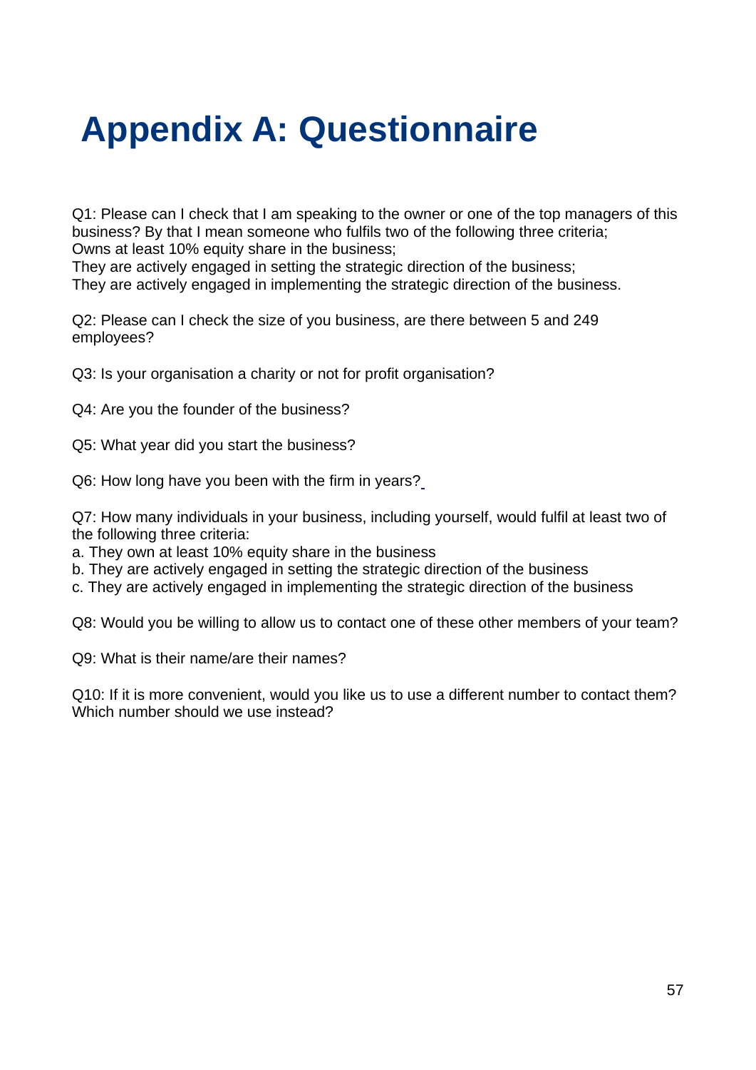# Appendix A: Questionnaire

Q1: Please can I check that I am speaking to the owner or one of the top managers of this business? By that I mean someone who fulfils two of the following three criteria;
Owns at least 10% equity share in the business;
They are actively engaged in setting the strategic direction of the business;
They are actively engaged in implementing the strategic direction of the business.

Q2: Please can I check the size of you business, are there between 5 and 249 employees?

Q3: Is your organisation a charity or not for profit organisation?

Q4: Are you the founder of the business?

Q5: What year did you start the business?

Q6: How long have you been with the firm in years?

Q7: How many individuals in your business, including yourself, would fulfil at least two of the following three criteria:

a. They own at least 10% equity share in the business
b. They are actively engaged in setting the strategic direction of the business
c. They are actively engaged in implementing the strategic direction of the business

Q8: Would you be willing to allow us to contact one of these other members of your team?

Q9: What is their name/are their names?

Q10: If it is more convenient, would you like us to use a different number to contact them? Which number should we use instead?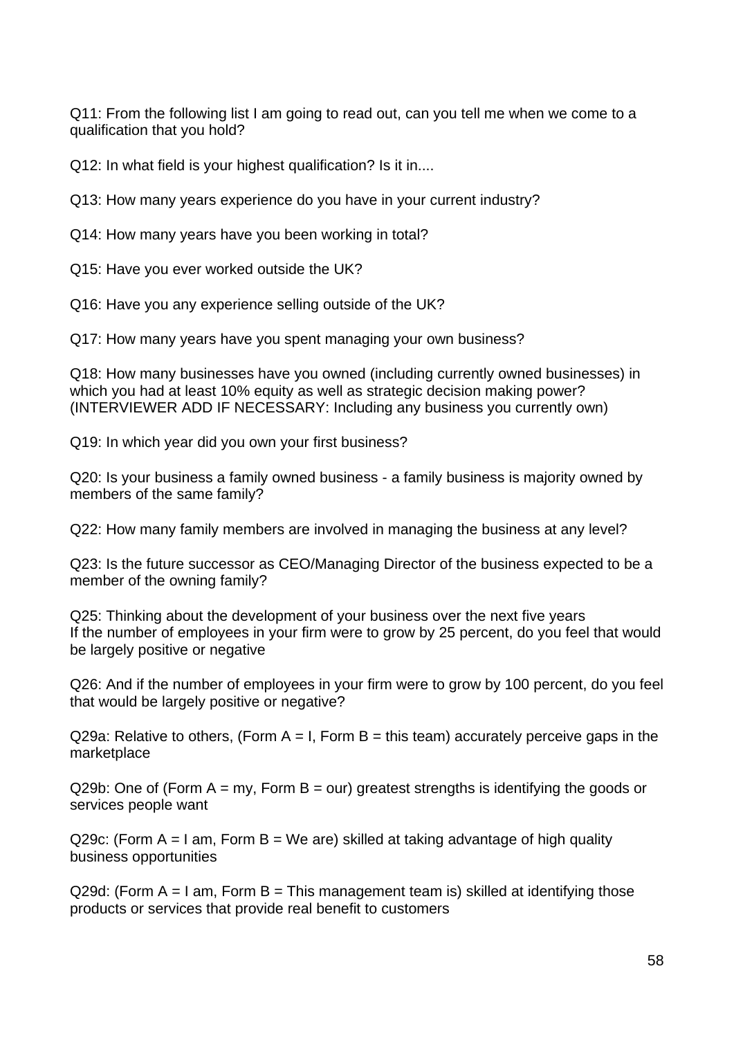Q11: From the following list I am going to read out, can you tell me when we come to a qualification that you hold?

Q12: In what field is your highest qualification? Is it in....

Q13: How many years experience do you have in your current industry?

Q14: How many years have you been working in total?

Q15: Have you ever worked outside the UK?

Q16: Have you any experience selling outside of the UK?

Q17: How many years have you spent managing your own business?

Q18: How many businesses have you owned (including currently owned businesses) in which you had at least 10% equity as well as strategic decision making power? (INTERVIEWER ADD IF NECESSARY: Including any business you currently own)

Q19: In which year did you own your first business?

Q20: Is your business a family owned business - a family business is majority owned by members of the same family?

Q22: How many family members are involved in managing the business at any level?

Q23: Is the future successor as CEO/Managing Director of the business expected to be a member of the owning family?

Q25: Thinking about the development of your business over the next five years
If the number of employees in your firm were to grow by 25 percent, do you feel that would be largely positive or negative

Q26: And if the number of employees in your firm were to grow by 100 percent, do you feel that would be largely positive or negative?

Q29a: Relative to others, (Form A = I, Form B = this team) accurately perceive gaps in the marketplace

Q29b: One of (Form A = my, Form B = our) greatest strengths is identifying the goods or services people want

Q29c: (Form A = I am, Form B = We are) skilled at taking advantage of high quality business opportunities

Q29d: (Form A = I am, Form B = This management team is) skilled at identifying those products or services that provide real benefit to customers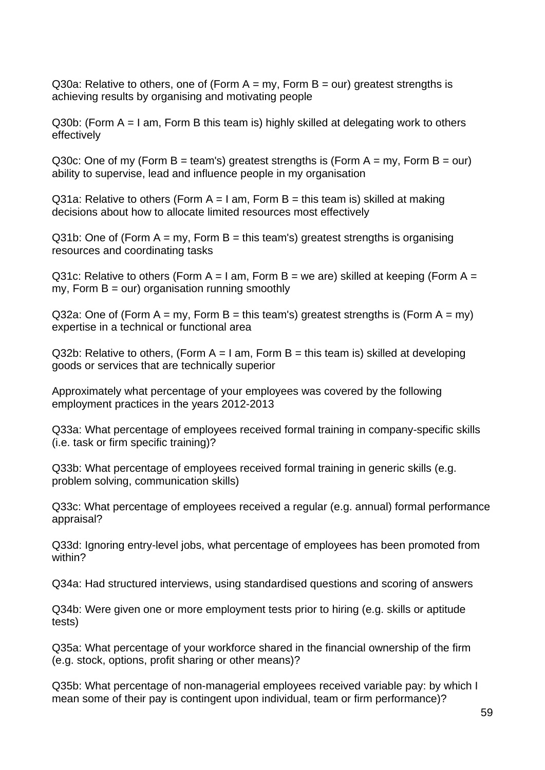Q30a: Relative to others, one of (Form A = my, Form B = our) greatest strengths is achieving results by organising and motivating people

Q30b: (Form A = I am, Form B this team is) highly skilled at delegating work to others effectively

Q30c: One of my (Form B = team's) greatest strengths is (Form A = my, Form B = our) ability to supervise, lead and influence people in my organisation

Q31a: Relative to others (Form A = I am, Form B = this team is) skilled at making decisions about how to allocate limited resources most effectively

Q31b: One of (Form A = my, Form B = this team's) greatest strengths is organising resources and coordinating tasks

Q31c: Relative to others (Form A = I am, Form B = we are) skilled at keeping (Form A = my, Form B = our) organisation running smoothly

Q32a: One of (Form A = my, Form B = this team's) greatest strengths is (Form A = my) expertise in a technical or functional area

Q32b: Relative to others, (Form A = I am, Form B = this team is) skilled at developing goods or services that are technically superior

Approximately what percentage of your employees was covered by the following employment practices in the years 2012-2013

Q33a: What percentage of employees received formal training in company-specific skills (i.e. task or firm specific training)?

Q33b: What percentage of employees received formal training in generic skills (e.g. problem solving, communication skills)

Q33c: What percentage of employees received a regular (e.g. annual) formal performance appraisal?

Q33d: Ignoring entry-level jobs, what percentage of employees has been promoted from within?

Q34a: Had structured interviews, using standardised questions and scoring of answers

Q34b: Were given one or more employment tests prior to hiring (e.g. skills or aptitude tests)

Q35a: What percentage of your workforce shared in the financial ownership of the firm (e.g. stock, options, profit sharing or other means)?

Q35b: What percentage of non-managerial employees received variable pay: by which I mean some of their pay is contingent upon individual, team or firm performance)?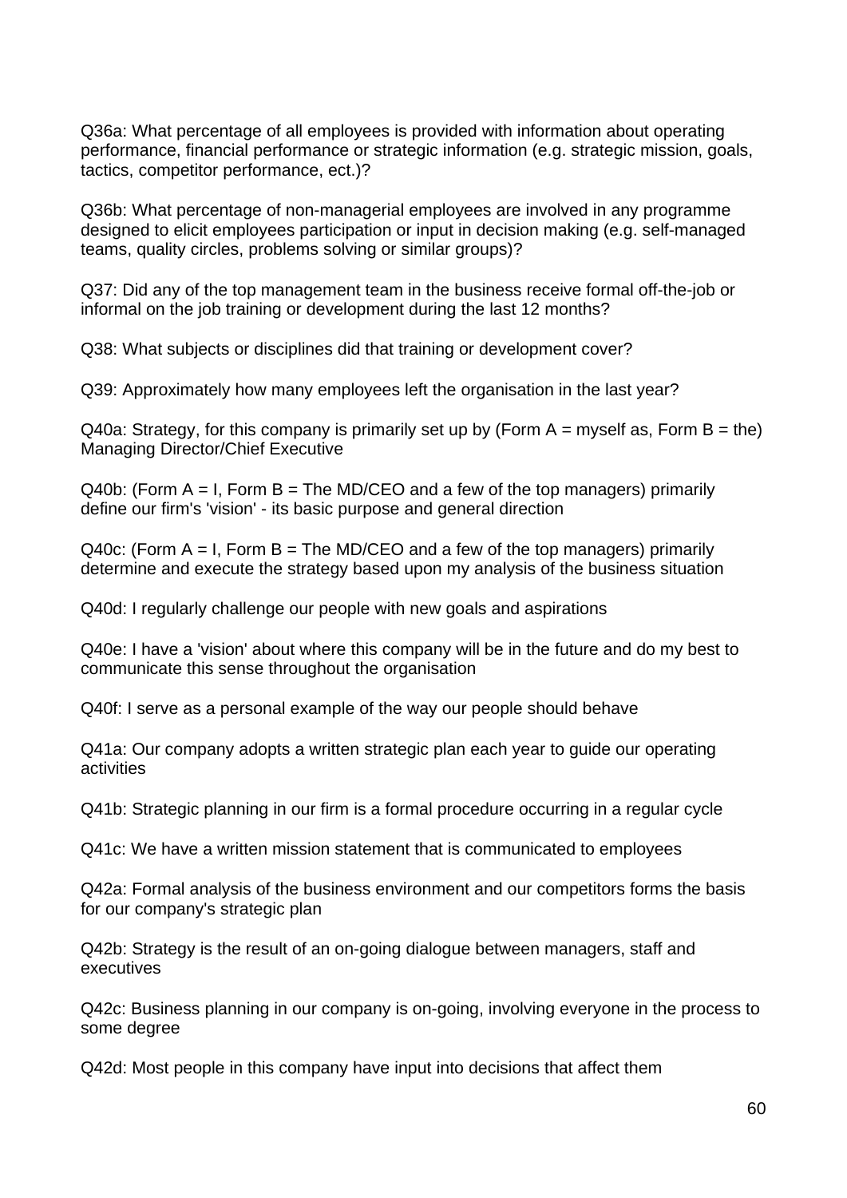Q36a: What percentage of all employees is provided with information about operating performance, financial performance or strategic information (e.g. strategic mission, goals, tactics, competitor performance, ect.)?

Q36b: What percentage of non-managerial employees are involved in any programme designed to elicit employees participation or input in decision making (e.g. self-managed teams, quality circles, problems solving or similar groups)?

Q37: Did any of the top management team in the business receive formal off-the-job or informal on the job training or development during the last 12 months?

Q38: What subjects or disciplines did that training or development cover?

Q39: Approximately how many employees left the organisation in the last year?

Q40a: Strategy, for this company is primarily set up by (Form A = myself as, Form B = the) Managing Director/Chief Executive

Q40b: (Form A = I, Form B = The MD/CEO and a few of the top managers) primarily define our firm's 'vision' - its basic purpose and general direction

Q40c: (Form A = I, Form B = The MD/CEO and a few of the top managers) primarily determine and execute the strategy based upon my analysis of the business situation

Q40d: I regularly challenge our people with new goals and aspirations

Q40e: I have a 'vision' about where this company will be in the future and do my best to communicate this sense throughout the organisation

Q40f: I serve as a personal example of the way our people should behave

Q41a: Our company adopts a written strategic plan each year to guide our operating activities

Q41b: Strategic planning in our firm is a formal procedure occurring in a regular cycle

Q41c: We have a written mission statement that is communicated to employees

Q42a: Formal analysis of the business environment and our competitors forms the basis for our company's strategic plan

Q42b: Strategy is the result of an on-going dialogue between managers, staff and executives

Q42c: Business planning in our company is on-going, involving everyone in the process to some degree

Q42d: Most people in this company have input into decisions that affect them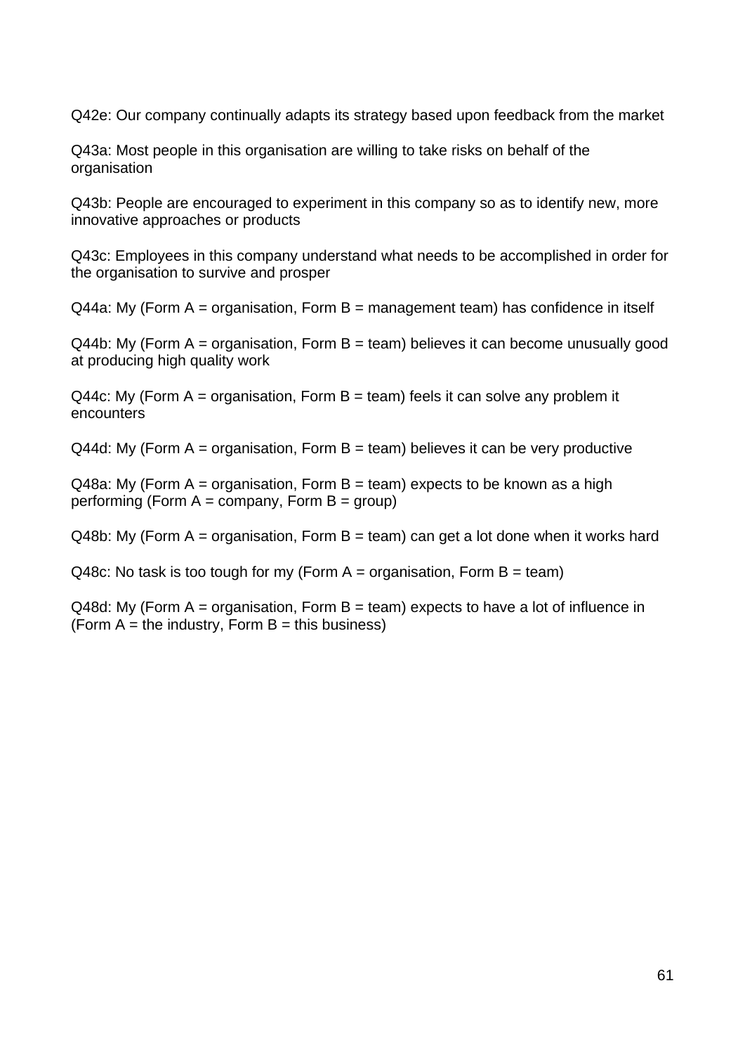Q42e: Our company continually adapts its strategy based upon feedback from the market

Q43a: Most people in this organisation are willing to take risks on behalf of the organisation

Q43b: People are encouraged to experiment in this company so as to identify new, more innovative approaches or products

Q43c: Employees in this company understand what needs to be accomplished in order for the organisation to survive and prosper

Q44a: My (Form A = organisation, Form B = management team) has confidence in itself

Q44b: My (Form A = organisation, Form B = team) believes it can become unusually good at producing high quality work

Q44c: My (Form A = organisation, Form B = team) feels it can solve any problem it encounters

Q44d: My (Form A = organisation, Form B = team) believes it can be very productive

Q48a: My (Form A = organisation, Form B = team) expects to be known as a high performing (Form A = company, Form B = group)

Q48b: My (Form A = organisation, Form B = team) can get a lot done when it works hard

Q48c: No task is too tough for my (Form A = organisation, Form B = team)

Q48d: My (Form A = organisation, Form B = team) expects to have a lot of influence in (Form A = the industry, Form B = this business)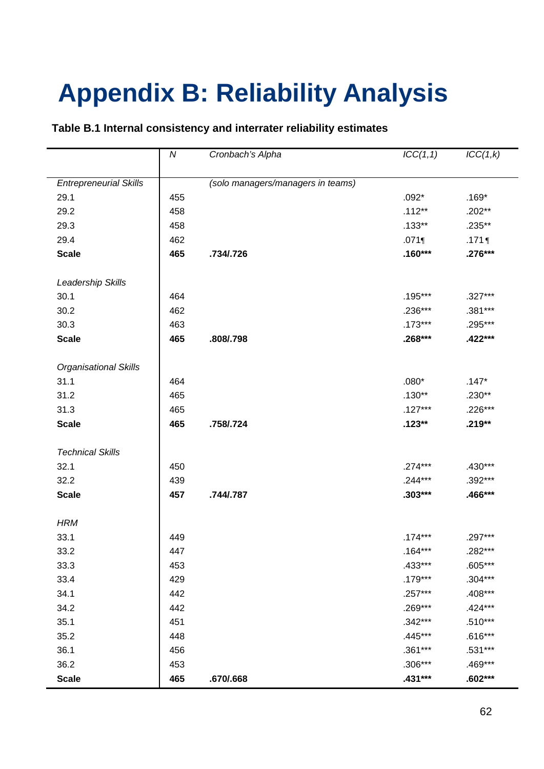# Appendix B: Reliability Analysis

**Table B.1 Internal consistency and interrater reliability estimates**

| | *N* | *Cronbach's Alpha* | *ICC(1,1)* | *ICC(1,k)* |
|---|---|---|---|---|
| *Entrepreneurial Skills* | | *(solo managers/managers in teams)* | | |
| 29.1 | 455 | | .092* | .169* |
| 29.2 | 458 | | .112** | .202** |
| 29.3 | 458 | | .133** | .235** |
| 29.4 | 462 | | .071¶ | .171 ¶ |
| **Scale** | **465** | **.734/.726** | **.160*** ** | **.276*** ** |
| *Leadership Skills* | | | | |
| 30.1 | 464 | | .195*** | .327*** |
| 30.2 | 462 | | .236*** | .381*** |
| 30.3 | 463 | | .173*** | .295*** |
| **Scale** | **465** | **.808/.798** | **.268*** ** | **.422*** ** |
| *Organisational Skills* | | | | |
| 31.1 | 464 | | .080* | .147* |
| 31.2 | 465 | | .130** | .230** |
| 31.3 | 465 | | .127*** | .226*** |
| **Scale** | **465** | **.758/.724** | **.123** ** | **.219** ** |
| *Technical Skills* | | | | |
| 32.1 | 450 | | .274*** | .430*** |
| 32.2 | 439 | | .244*** | .392*** |
| **Scale** | **457** | **.744/.787** | **.303*** ** | **.466*** ** |
| *HRM* | | | | |
| 33.1 | 449 | | .174*** | .297*** |
| 33.2 | 447 | | .164*** | .282*** |
| 33.3 | 453 | | .433*** | .605*** |
| 33.4 | 429 | | .179*** | .304*** |
| 34.1 | 442 | | .257*** | .408*** |
| 34.2 | 442 | | .269*** | .424*** |
| 35.1 | 451 | | .342*** | .510*** |
| 35.2 | 448 | | .445*** | .616*** |
| 36.1 | 456 | | .361*** | .531*** |
| 36.2 | 453 | | .306*** | .469*** |
| **Scale** | **465** | **.670/.668** | **.431*** ** | **.602*** ** |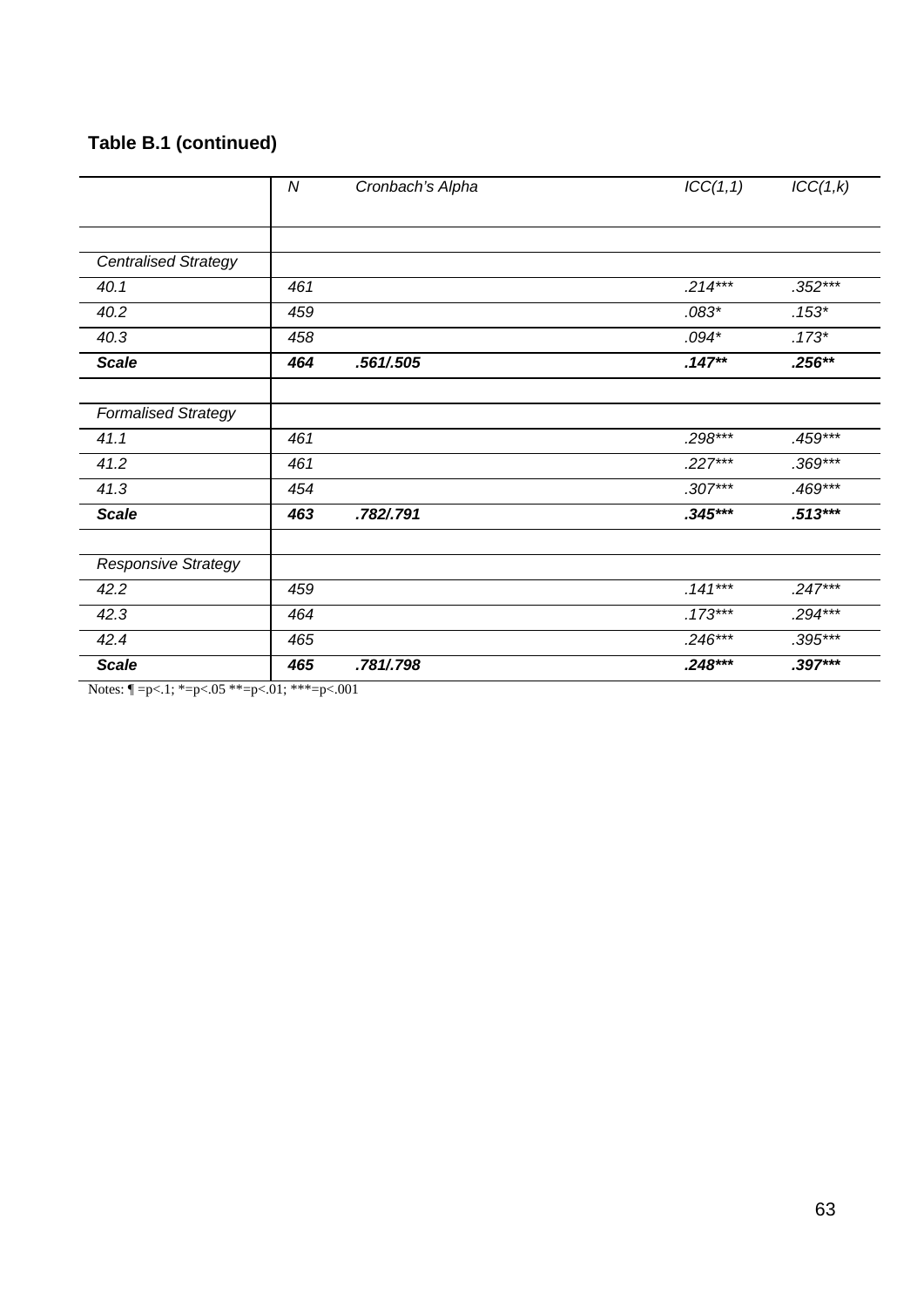**Table B.1 (continued)**

| | *N* | *Cronbach's Alpha* | *ICC(1,1)* | *ICC(1,k)* |
|---|---|---|---|---|
| | | | | |
| *Centralised Strategy* | | | | |
| *40.1* | *461* | | *.214**** | *.352**** |
| *40.2* | *459* | | *.083** | *.153** |
| *40.3* | *458* | | *.094** | *.173** |
| ***Scale*** | ***464*** | ***.561/.505*** | ***.147***** | ***.256***** |
| | | | | |
| *Formalised Strategy* | | | | |
| *41.1* | *461* | | *.298**** | *.459**** |
| *41.2* | *461* | | *.227**** | *.369**** |
| *41.3* | *454* | | *.307**** | *.469**** |
| ***Scale*** | ***463*** | ***.782/.791*** | ***.345****** | ***.513****** |
| | | | | |
| *Responsive Strategy* | | | | |
| *42.2* | *459* | | *.141**** | *.247**** |
| *42.3* | *464* | | *.173**** | *.294**** |
| *42.4* | *465* | | *.246**** | *.395**** |
| ***Scale*** | ***465*** | ***.781/.798*** | ***.248****** | ***.397****** |

Notes: ¶ =p<.1; *=p<.05 **=p<.01; ***=p<.001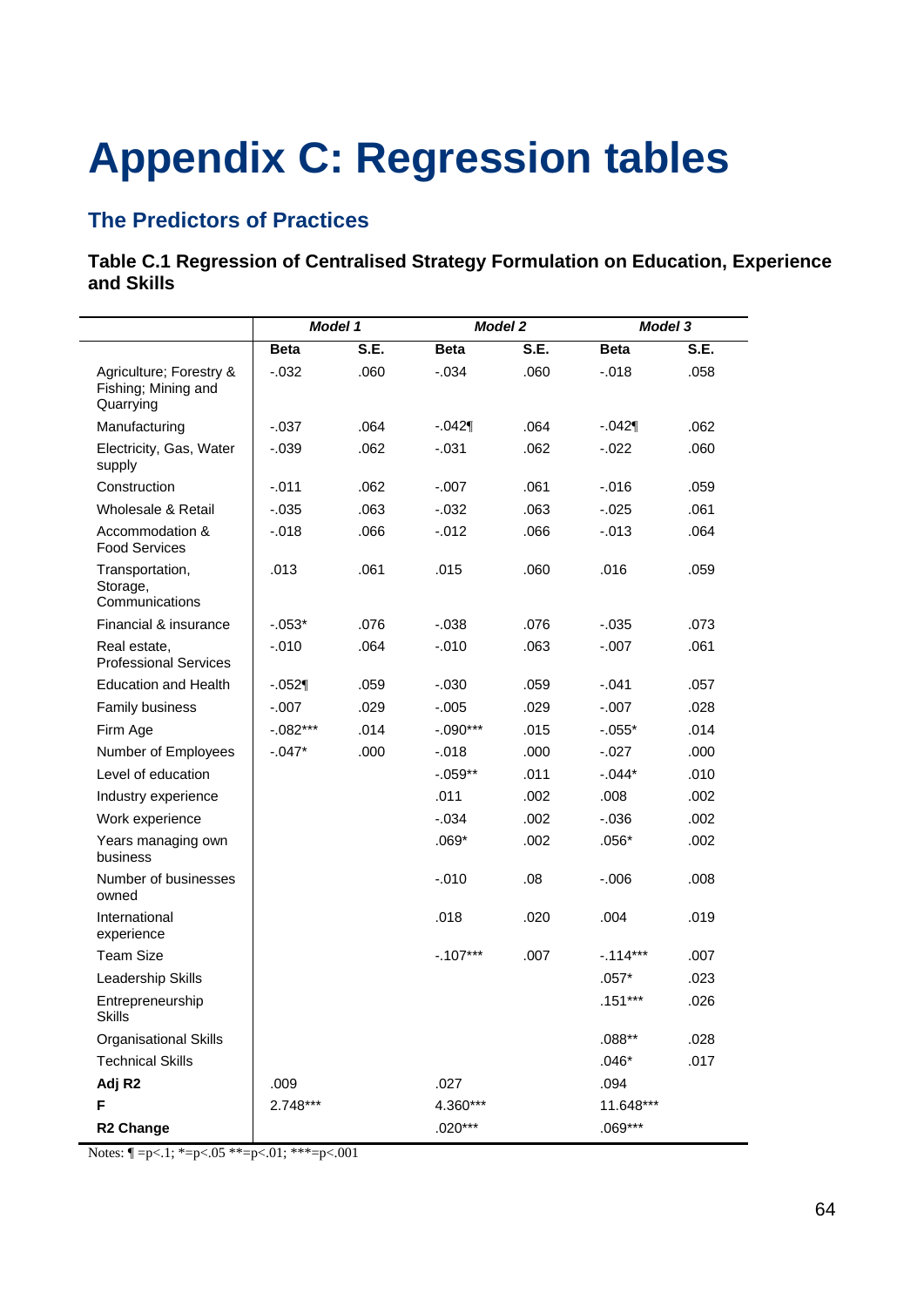# Appendix C: Regression tables

## The Predictors of Practices

### Table C.1 Regression of Centralised Strategy Formulation on Education, Experience and Skills

| | *Model 1* | | *Model 2* | | *Model 3* | |
|---|---|---|---|---|---|---|
| | **Beta** | **S.E.** | **Beta** | **S.E.** | **Beta** | **S.E.** |
| Agriculture; Forestry & Fishing; Mining and Quarrying | -.032 | .060 | -.034 | .060 | -.018 | .058 |
| Manufacturing | -.037 | .064 | -.042¶ | .064 | -.042¶ | .062 |
| Electricity, Gas, Water supply | -.039 | .062 | -.031 | .062 | -.022 | .060 |
| Construction | -.011 | .062 | -.007 | .061 | -.016 | .059 |
| Wholesale & Retail | -.035 | .063 | -.032 | .063 | -.025 | .061 |
| Accommodation & Food Services | -.018 | .066 | -.012 | .066 | -.013 | .064 |
| Transportation, Storage, Communications | .013 | .061 | .015 | .060 | .016 | .059 |
| Financial & insurance | -.053* | .076 | -.038 | .076 | -.035 | .073 |
| Real estate, Professional Services | -.010 | .064 | -.010 | .063 | -.007 | .061 |
| Education and Health | -.052¶ | .059 | -.030 | .059 | -.041 | .057 |
| Family business | -.007 | .029 | -.005 | .029 | -.007 | .028 |
| Firm Age | -.082*** | .014 | -.090*** | .015 | -.055* | .014 |
| Number of Employees | -.047* | .000 | -.018 | .000 | -.027 | .000 |
| Level of education | | | -.059** | .011 | -.044* | .010 |
| Industry experience | | | .011 | .002 | .008 | .002 |
| Work experience | | | -.034 | .002 | -.036 | .002 |
| Years managing own business | | | .069* | .002 | .056* | .002 |
| Number of businesses owned | | | -.010 | .08 | -.006 | .008 |
| International experience | | | .018 | .020 | .004 | .019 |
| Team Size | | | -.107*** | .007 | -.114*** | .007 |
| Leadership Skills | | | | | .057* | .023 |
| Entrepreneurship Skills | | | | | .151*** | .026 |
| Organisational Skills | | | | | .088** | .028 |
| Technical Skills | | | | | .046* | .017 |
| **Adj R2** | .009 | | .027 | | .094 | |
| **F** | 2.748*** | | 4.360*** | | 11.648*** | |
| **R2 Change** | | | .020*** | | .069*** | |

Notes: ¶ =p<.1; *=p<.05 **=p<.01; ***=p<.001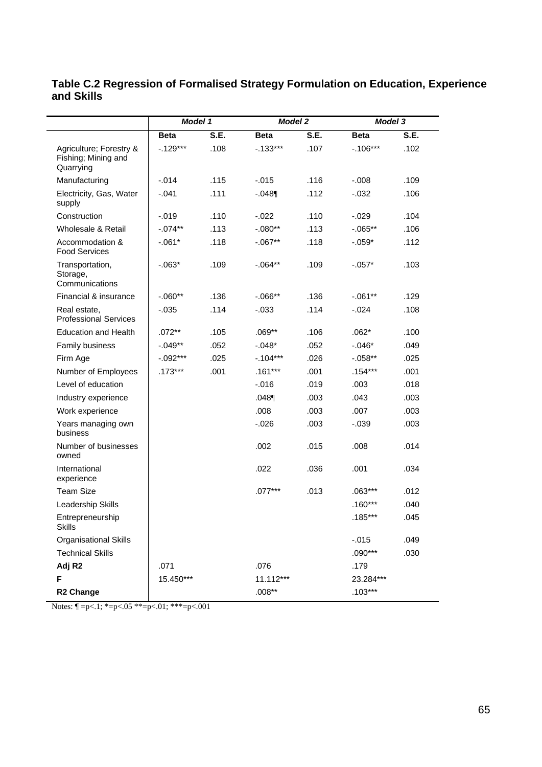### Table C.2 Regression of Formalised Strategy Formulation on Education, Experience and Skills

| | *Model 1* | | *Model 2* | | *Model 3* | |
|---|---|---|---|---|---|---|
| | **Beta** | **S.E.** | **Beta** | **S.E.** | **Beta** | **S.E.** |
| Agriculture; Forestry & Fishing; Mining and Quarrying | -.129*** | .108 | -.133*** | .107 | -.106*** | .102 |
| Manufacturing | -.014 | .115 | -.015 | .116 | -.008 | .109 |
| Electricity, Gas, Water supply | -.041 | .111 | -.048¶ | .112 | -.032 | .106 |
| Construction | -.019 | .110 | -.022 | .110 | -.029 | .104 |
| Wholesale & Retail | -.074** | .113 | -.080** | .113 | -.065** | .106 |
| Accommodation & Food Services | -.061* | .118 | -.067** | .118 | -.059* | .112 |
| Transportation, Storage, Communications | -.063* | .109 | -.064** | .109 | -.057* | .103 |
| Financial & insurance | -.060** | .136 | -.066** | .136 | -.061** | .129 |
| Real estate, Professional Services | -.035 | .114 | -.033 | .114 | -.024 | .108 |
| Education and Health | .072** | .105 | .069** | .106 | .062* | .100 |
| Family business | -.049** | .052 | -.048* | .052 | -.046* | .049 |
| Firm Age | -.092*** | .025 | -.104*** | .026 | -.058** | .025 |
| Number of Employees | .173*** | .001 | .161*** | .001 | .154*** | .001 |
| Level of education | | | -.016 | .019 | .003 | .018 |
| Industry experience | | | .048¶ | .003 | .043 | .003 |
| Work experience | | | .008 | .003 | .007 | .003 |
| Years managing own business | | | -.026 | .003 | -.039 | .003 |
| Number of businesses owned | | | .002 | .015 | .008 | .014 |
| International experience | | | .022 | .036 | .001 | .034 |
| Team Size | | | .077*** | .013 | .063*** | .012 |
| Leadership Skills | | | | | .160*** | .040 |
| Entrepreneurship Skills | | | | | .185*** | .045 |
| Organisational Skills | | | | | -.015 | .049 |
| Technical Skills | | | | | .090*** | .030 |
| **Adj R2** | .071 | | .076 | | .179 | |
| **F** | 15.450*** | | 11.112*** | | 23.284*** | |
| **R2 Change** | | | .008** | | .103*** | |

Notes: ¶ =p<.1; *=p<.05 **=p<.01; ***=p<.001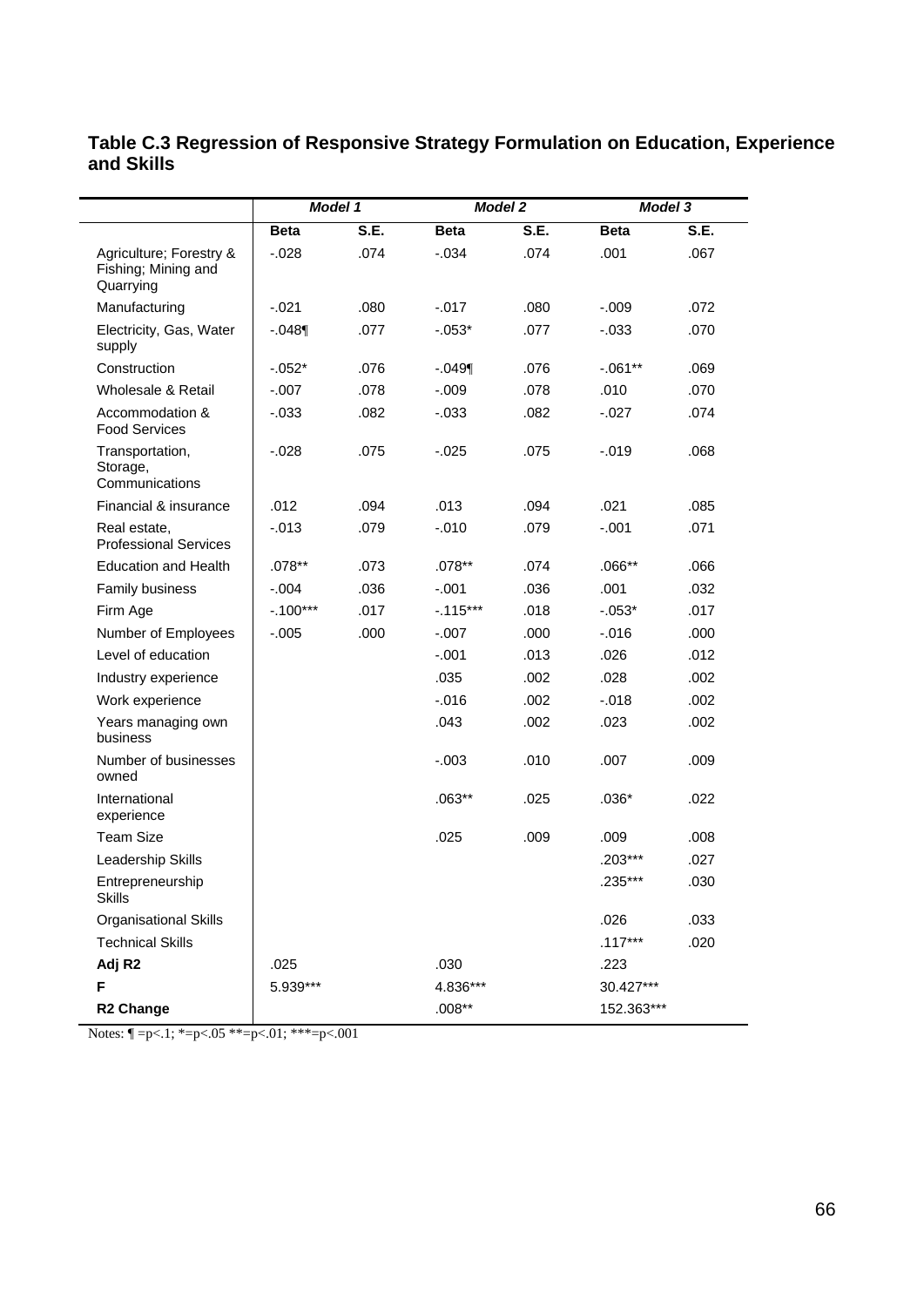**Table C.3 Regression of Responsive Strategy Formulation on Education, Experience and Skills**

| | *Model 1* | | *Model 2* | | *Model 3* | |
|---|---|---|---|---|---|---|
| | **Beta** | **S.E.** | **Beta** | **S.E.** | **Beta** | **S.E.** |
| Agriculture; Forestry & Fishing; Mining and Quarrying | -.028 | .074 | -.034 | .074 | .001 | .067 |
| Manufacturing | -.021 | .080 | -.017 | .080 | -.009 | .072 |
| Electricity, Gas, Water supply | -.048¶ | .077 | -.053* | .077 | -.033 | .070 |
| Construction | -.052* | .076 | -.049¶ | .076 | -.061** | .069 |
| Wholesale & Retail | -.007 | .078 | -.009 | .078 | .010 | .070 |
| Accommodation & Food Services | -.033 | .082 | -.033 | .082 | -.027 | .074 |
| Transportation, Storage, Communications | -.028 | .075 | -.025 | .075 | -.019 | .068 |
| Financial & insurance | .012 | .094 | .013 | .094 | .021 | .085 |
| Real estate, Professional Services | -.013 | .079 | -.010 | .079 | -.001 | .071 |
| Education and Health | .078** | .073 | .078** | .074 | .066** | .066 |
| Family business | -.004 | .036 | -.001 | .036 | .001 | .032 |
| Firm Age | -.100*** | .017 | -.115*** | .018 | -.053* | .017 |
| Number of Employees | -.005 | .000 | -.007 | .000 | -.016 | .000 |
| Level of education | | | -.001 | .013 | .026 | .012 |
| Industry experience | | | .035 | .002 | .028 | .002 |
| Work experience | | | -.016 | .002 | -.018 | .002 |
| Years managing own business | | | .043 | .002 | .023 | .002 |
| Number of businesses owned | | | -.003 | .010 | .007 | .009 |
| International experience | | | .063** | .025 | .036* | .022 |
| Team Size | | | .025 | .009 | .009 | .008 |
| Leadership Skills | | | | | .203*** | .027 |
| Entrepreneurship Skills | | | | | .235*** | .030 |
| Organisational Skills | | | | | .026 | .033 |
| Technical Skills | | | | | .117*** | .020 |
| **Adj R2** | .025 | | .030 | | .223 | |
| **F** | 5.939*** | | 4.836*** | | 30.427*** | |
| **R2 Change** | | | .008** | | 152.363*** | |

Notes: ¶ =p<.1; *=p<.05 **=p<.01; ***=p<.001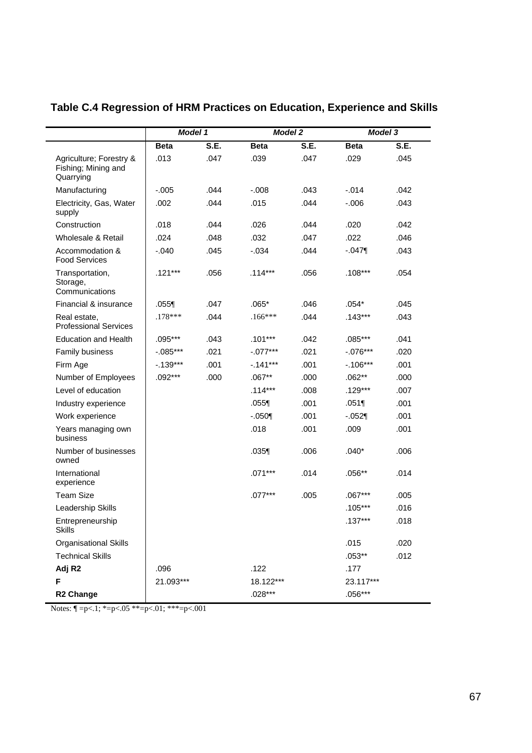## Table C.4 Regression of HRM Practices on Education, Experience and Skills

| | *Model 1* | | *Model 2* | | *Model 3* | |
|---|---|---|---|---|---|---|
| | **Beta** | **S.E.** | **Beta** | **S.E.** | **Beta** | **S.E.** |
| Agriculture; Forestry & Fishing; Mining and Quarrying | .013 | .047 | .039 | .047 | .029 | .045 |
| Manufacturing | -.005 | .044 | -.008 | .043 | -.014 | .042 |
| Electricity, Gas, Water supply | .002 | .044 | .015 | .044 | -.006 | .043 |
| Construction | .018 | .044 | .026 | .044 | .020 | .042 |
| Wholesale & Retail | .024 | .048 | .032 | .047 | .022 | .046 |
| Accommodation & Food Services | -.040 | .045 | -.034 | .044 | -.047¶ | .043 |
| Transportation, Storage, Communications | .121*** | .056 | .114*** | .056 | .108*** | .054 |
| Financial & insurance | .055¶ | .047 | .065* | .046 | .054* | .045 |
| Real estate, Professional Services | .178*** | .044 | .166*** | .044 | .143*** | .043 |
| Education and Health | .095*** | .043 | .101*** | .042 | .085*** | .041 |
| Family business | -.085*** | .021 | -.077*** | .021 | -.076*** | .020 |
| Firm Age | -.139*** | .001 | -.141*** | .001 | -.106*** | .001 |
| Number of Employees | .092*** | .000 | .067** | .000 | .062** | .000 |
| Level of education | | | .114*** | .008 | .129*** | .007 |
| Industry experience | | | .055¶ | .001 | .051¶ | .001 |
| Work experience | | | -.050¶ | .001 | -.052¶ | .001 |
| Years managing own business | | | .018 | .001 | .009 | .001 |
| Number of businesses owned | | | .035¶ | .006 | .040* | .006 |
| International experience | | | .071*** | .014 | .056** | .014 |
| Team Size | | | .077*** | .005 | .067*** | .005 |
| Leadership Skills | | | | | .105*** | .016 |
| Entrepreneurship Skills | | | | | .137*** | .018 |
| Organisational Skills | | | | | .015 | .020 |
| Technical Skills | | | | | .053** | .012 |
| **Adj R2** | .096 | | .122 | | .177 | |
| **F** | 21.093*** | | 18.122*** | | 23.117*** | |
| **R2 Change** | | | .028*** | | .056*** | |

Notes: ¶ =p<.1; *=p<.05 **=p<.01; ***=p<.001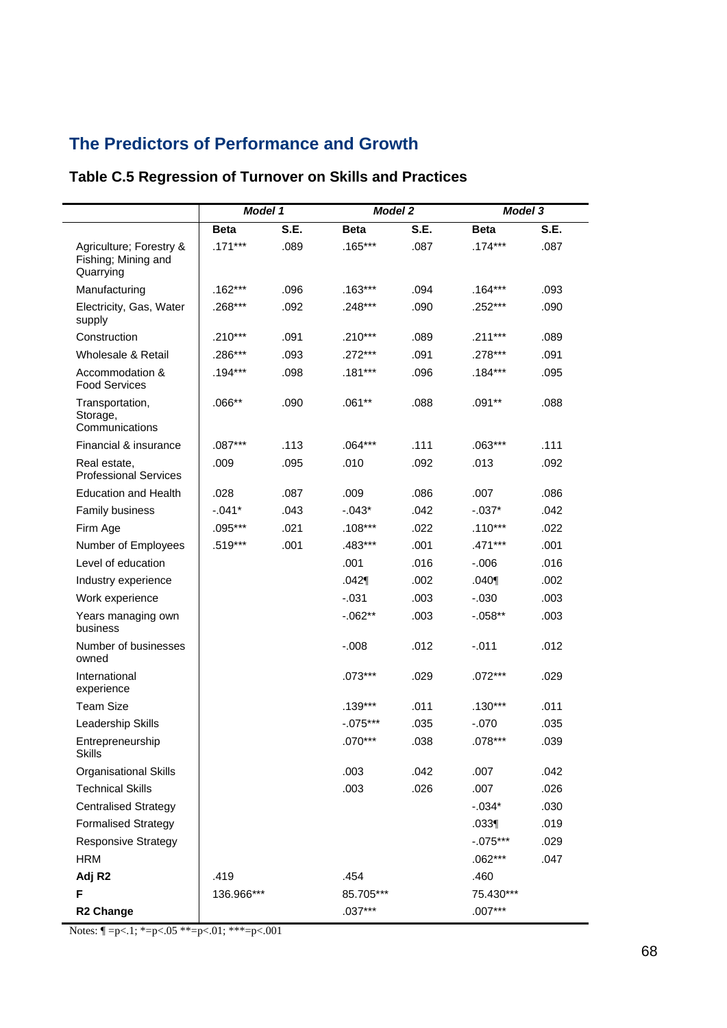## The Predictors of Performance and Growth

### Table C.5 Regression of Turnover on Skills and Practices

| | *Model 1* | | *Model 2* | | *Model 3* | |
|---|---|---|---|---|---|---|
| | **Beta** | **S.E.** | **Beta** | **S.E.** | **Beta** | **S.E.** |
| Agriculture; Forestry & Fishing; Mining and Quarrying | .171*** | .089 | .165*** | .087 | .174*** | .087 |
| Manufacturing | .162*** | .096 | .163*** | .094 | .164*** | .093 |
| Electricity, Gas, Water supply | .268*** | .092 | .248*** | .090 | .252*** | .090 |
| Construction | .210*** | .091 | .210*** | .089 | .211*** | .089 |
| Wholesale & Retail | .286*** | .093 | .272*** | .091 | .278*** | .091 |
| Accommodation & Food Services | .194*** | .098 | .181*** | .096 | .184*** | .095 |
| Transportation, Storage, Communications | .066** | .090 | .061** | .088 | .091** | .088 |
| Financial & insurance | .087*** | .113 | .064*** | .111 | .063*** | .111 |
| Real estate, Professional Services | .009 | .095 | .010 | .092 | .013 | .092 |
| Education and Health | .028 | .087 | .009 | .086 | .007 | .086 |
| Family business | -.041* | .043 | -.043* | .042 | -.037* | .042 |
| Firm Age | .095*** | .021 | .108*** | .022 | .110*** | .022 |
| Number of Employees | .519*** | .001 | .483*** | .001 | .471*** | .001 |
| Level of education | | | .001 | .016 | -.006 | .016 |
| Industry experience | | | .042¶ | .002 | .040¶ | .002 |
| Work experience | | | -.031 | .003 | -.030 | .003 |
| Years managing own business | | | -.062** | .003 | -.058** | .003 |
| Number of businesses owned | | | -.008 | .012 | -.011 | .012 |
| International experience | | | .073*** | .029 | .072*** | .029 |
| Team Size | | | .139*** | .011 | .130*** | .011 |
| Leadership Skills | | | -.075*** | .035 | -.070 | .035 |
| Entrepreneurship Skills | | | .070*** | .038 | .078*** | .039 |
| Organisational Skills | | | .003 | .042 | .007 | .042 |
| Technical Skills | | | .003 | .026 | .007 | .026 |
| Centralised Strategy | | | | | -.034* | .030 |
| Formalised Strategy | | | | | .033¶ | .019 |
| Responsive Strategy | | | | | -.075*** | .029 |
| HRM | | | | | .062*** | .047 |
| **Adj R2** | .419 | | .454 | | .460 | |
| **F** | 136.966*** | | 85.705*** | | 75.430*** | |
| **R2 Change** | | | .037*** | | .007*** | |

Notes: ¶ =p<.1; *=p<.05 **=p<.01; ***=p<.001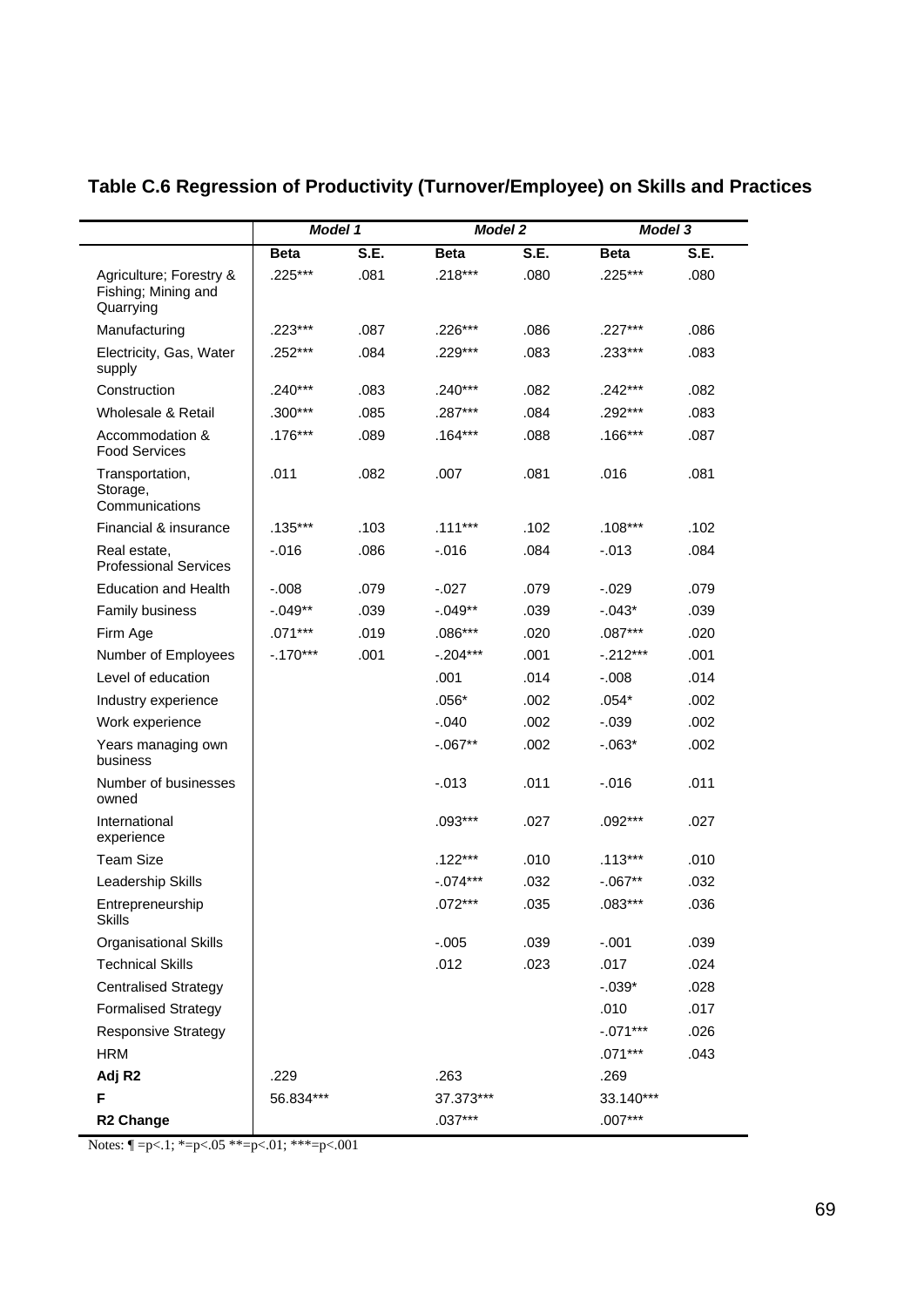## Table C.6 Regression of Productivity (Turnover/Employee) on Skills and Practices

| | *Model 1* | | *Model 2* | | *Model 3* | |
|---|---|---|---|---|---|---|
| | **Beta** | **S.E.** | **Beta** | **S.E.** | **Beta** | **S.E.** |
| Agriculture; Forestry & Fishing; Mining and Quarrying | .225*** | .081 | .218*** | .080 | .225*** | .080 |
| Manufacturing | .223*** | .087 | .226*** | .086 | .227*** | .086 |
| Electricity, Gas, Water supply | .252*** | .084 | .229*** | .083 | .233*** | .083 |
| Construction | .240*** | .083 | .240*** | .082 | .242*** | .082 |
| Wholesale & Retail | .300*** | .085 | .287*** | .084 | .292*** | .083 |
| Accommodation & Food Services | .176*** | .089 | .164*** | .088 | .166*** | .087 |
| Transportation, Storage, Communications | .011 | .082 | .007 | .081 | .016 | .081 |
| Financial & insurance | .135*** | .103 | .111*** | .102 | .108*** | .102 |
| Real estate, Professional Services | -.016 | .086 | -.016 | .084 | -.013 | .084 |
| Education and Health | -.008 | .079 | -.027 | .079 | -.029 | .079 |
| Family business | -.049** | .039 | -.049** | .039 | -.043* | .039 |
| Firm Age | .071*** | .019 | .086*** | .020 | .087*** | .020 |
| Number of Employees | -.170*** | .001 | -.204*** | .001 | -.212*** | .001 |
| Level of education | | | .001 | .014 | -.008 | .014 |
| Industry experience | | | .056* | .002 | .054* | .002 |
| Work experience | | | -.040 | .002 | -.039 | .002 |
| Years managing own business | | | -.067** | .002 | -.063* | .002 |
| Number of businesses owned | | | -.013 | .011 | -.016 | .011 |
| International experience | | | .093*** | .027 | .092*** | .027 |
| Team Size | | | .122*** | .010 | .113*** | .010 |
| Leadership Skills | | | -.074*** | .032 | -.067** | .032 |
| Entrepreneurship Skills | | | .072*** | .035 | .083*** | .036 |
| Organisational Skills | | | -.005 | .039 | -.001 | .039 |
| Technical Skills | | | .012 | .023 | .017 | .024 |
| Centralised Strategy | | | | | -.039* | .028 |
| Formalised Strategy | | | | | .010 | .017 |
| Responsive Strategy | | | | | -.071*** | .026 |
| HRM | | | | | .071*** | .043 |
| **Adj R2** | .229 | | .263 | | .269 | |
| **F** | 56.834*** | | 37.373*** | | 33.140*** | |
| **R2 Change** | | | .037*** | | .007*** | |

Notes: ¶ =p<.1; *=p<.05 **=p<.01; ***=p<.001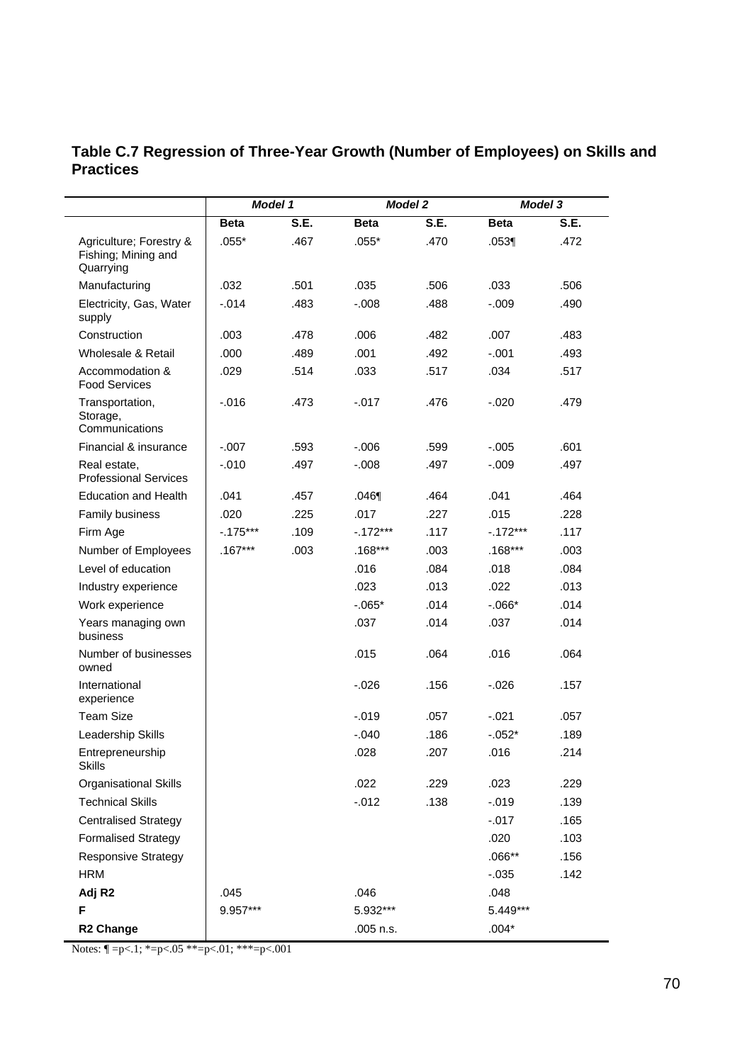## Table C.7 Regression of Three-Year Growth (Number of Employees) on Skills and Practices

| | *Model 1* | | *Model 2* | | *Model 3* | |
|---|---|---|---|---|---|---|
| | **Beta** | **S.E.** | **Beta** | **S.E.** | **Beta** | **S.E.** |
| Agriculture; Forestry & Fishing; Mining and Quarrying | .055* | .467 | .055* | .470 | .053¶ | .472 |
| Manufacturing | .032 | .501 | .035 | .506 | .033 | .506 |
| Electricity, Gas, Water supply | -.014 | .483 | -.008 | .488 | -.009 | .490 |
| Construction | .003 | .478 | .006 | .482 | .007 | .483 |
| Wholesale & Retail | .000 | .489 | .001 | .492 | -.001 | .493 |
| Accommodation & Food Services | .029 | .514 | .033 | .517 | .034 | .517 |
| Transportation, Storage, Communications | -.016 | .473 | -.017 | .476 | -.020 | .479 |
| Financial & insurance | -.007 | .593 | -.006 | .599 | -.005 | .601 |
| Real estate, Professional Services | -.010 | .497 | -.008 | .497 | -.009 | .497 |
| Education and Health | .041 | .457 | .046¶ | .464 | .041 | .464 |
| Family business | .020 | .225 | .017 | .227 | .015 | .228 |
| Firm Age | -.175*** | .109 | -.172*** | .117 | -.172*** | .117 |
| Number of Employees | .167*** | .003 | .168*** | .003 | .168*** | .003 |
| Level of education | | | .016 | .084 | .018 | .084 |
| Industry experience | | | .023 | .013 | .022 | .013 |
| Work experience | | | -.065* | .014 | -.066* | .014 |
| Years managing own business | | | .037 | .014 | .037 | .014 |
| Number of businesses owned | | | .015 | .064 | .016 | .064 |
| International experience | | | -.026 | .156 | -.026 | .157 |
| Team Size | | | -.019 | .057 | -.021 | .057 |
| Leadership Skills | | | -.040 | .186 | -.052* | .189 |
| Entrepreneurship Skills | | | .028 | .207 | .016 | .214 |
| Organisational Skills | | | .022 | .229 | .023 | .229 |
| Technical Skills | | | -.012 | .138 | -.019 | .139 |
| Centralised Strategy | | | | | -.017 | .165 |
| Formalised Strategy | | | | | .020 | .103 |
| Responsive Strategy | | | | | .066** | .156 |
| HRM | | | | | -.035 | .142 |
| **Adj R2** | .045 | | .046 | | .048 | |
| **F** | 9.957*** | | 5.932*** | | 5.449*** | |
| **R2 Change** | | | .005 n.s. | | .004* | |

Notes: ¶ =p<.1; *=p<.05 **=p<.01; ***=p<.001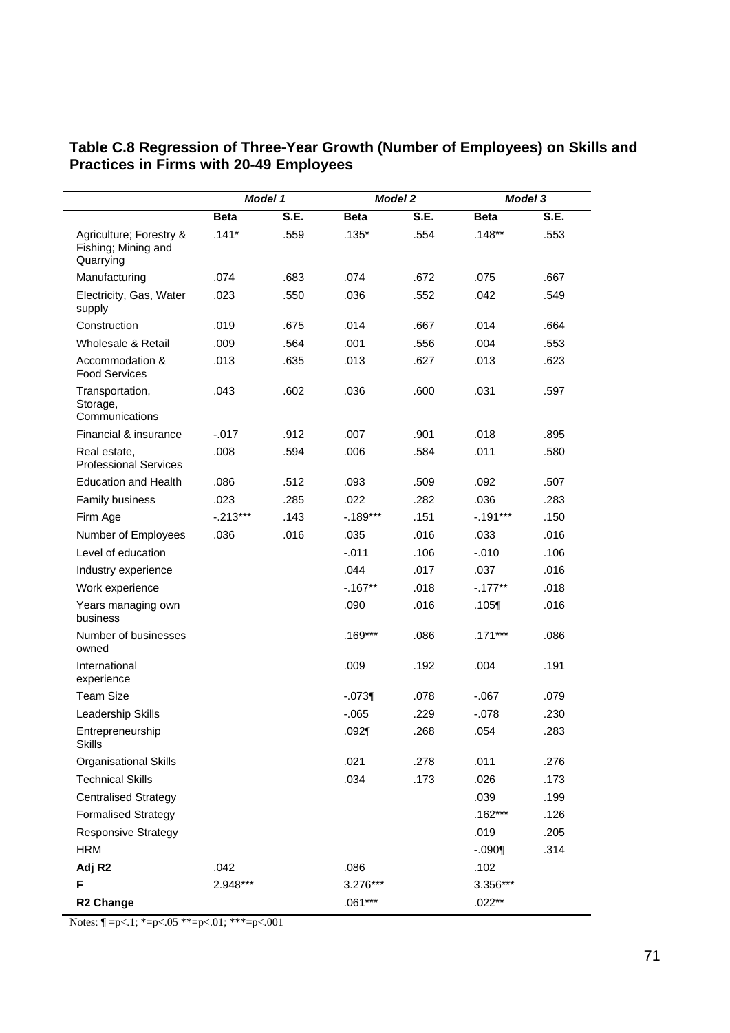### Table C.8 Regression of Three-Year Growth (Number of Employees) on Skills and Practices in Firms with 20-49 Employees

| | *Model 1* | | *Model 2* | | *Model 3* | |
|---|---|---|---|---|---|---|
| | **Beta** | **S.E.** | **Beta** | **S.E.** | **Beta** | **S.E.** |
| Agriculture; Forestry & Fishing; Mining and Quarrying | .141* | .559 | .135* | .554 | .148** | .553 |
| Manufacturing | .074 | .683 | .074 | .672 | .075 | .667 |
| Electricity, Gas, Water supply | .023 | .550 | .036 | .552 | .042 | .549 |
| Construction | .019 | .675 | .014 | .667 | .014 | .664 |
| Wholesale & Retail | .009 | .564 | .001 | .556 | .004 | .553 |
| Accommodation & Food Services | .013 | .635 | .013 | .627 | .013 | .623 |
| Transportation, Storage, Communications | .043 | .602 | .036 | .600 | .031 | .597 |
| Financial & insurance | -.017 | .912 | .007 | .901 | .018 | .895 |
| Real estate, Professional Services | .008 | .594 | .006 | .584 | .011 | .580 |
| Education and Health | .086 | .512 | .093 | .509 | .092 | .507 |
| Family business | .023 | .285 | .022 | .282 | .036 | .283 |
| Firm Age | -.213*** | .143 | -.189*** | .151 | -.191*** | .150 |
| Number of Employees | .036 | .016 | .035 | .016 | .033 | .016 |
| Level of education | | | -.011 | .106 | -.010 | .106 |
| Industry experience | | | .044 | .017 | .037 | .016 |
| Work experience | | | -.167** | .018 | -.177** | .018 |
| Years managing own business | | | .090 | .016 | .105¶ | .016 |
| Number of businesses owned | | | .169*** | .086 | .171*** | .086 |
| International experience | | | .009 | .192 | .004 | .191 |
| Team Size | | | -.073¶ | .078 | -.067 | .079 |
| Leadership Skills | | | -.065 | .229 | -.078 | .230 |
| Entrepreneurship Skills | | | .092¶ | .268 | .054 | .283 |
| Organisational Skills | | | .021 | .278 | .011 | .276 |
| Technical Skills | | | .034 | .173 | .026 | .173 |
| Centralised Strategy | | | | | .039 | .199 |
| Formalised Strategy | | | | | .162*** | .126 |
| Responsive Strategy | | | | | .019 | .205 |
| HRM | | | | | -.090¶ | .314 |
| **Adj R2** | .042 | | .086 | | .102 | |
| **F** | 2.948*** | | 3.276*** | | 3.356*** | |
| **R2 Change** | | | .061*** | | .022** | |

Notes: ¶ =p<.1; *=p<.05 **=p<.01; ***=p<.001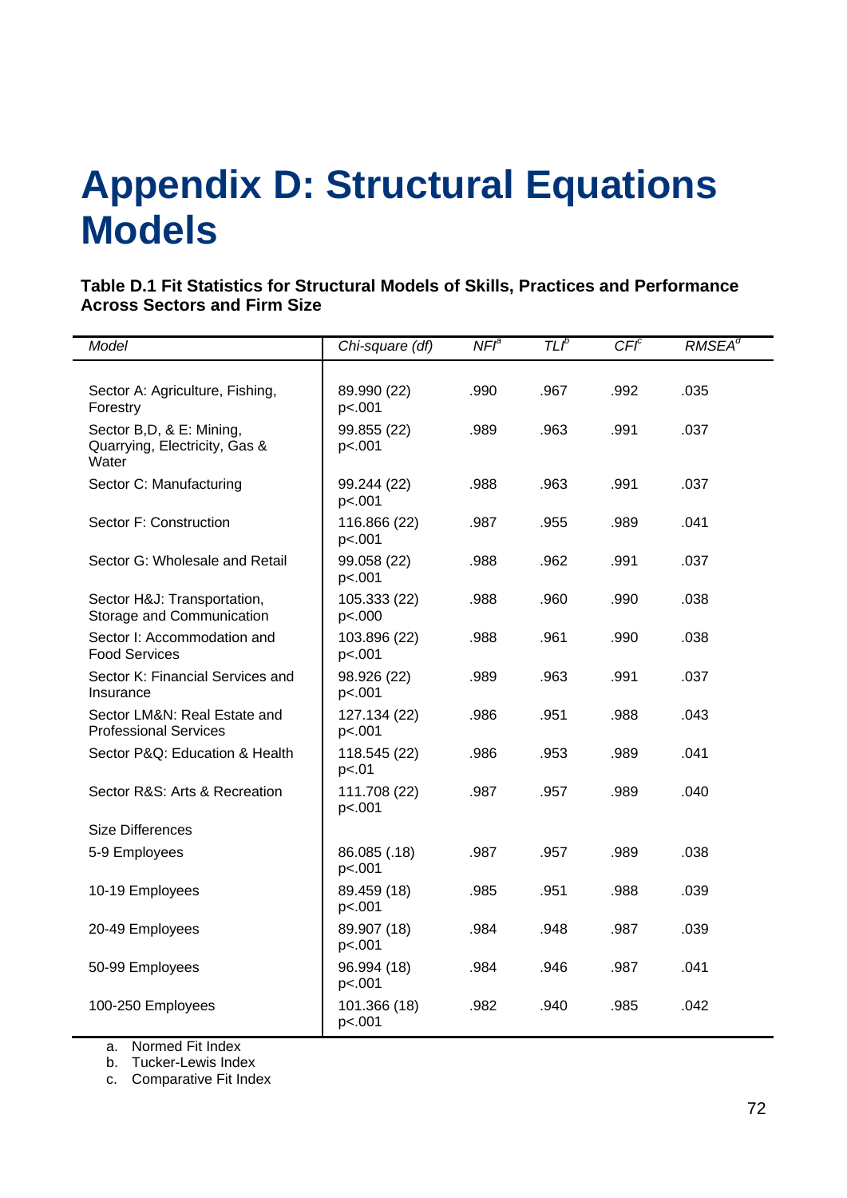# Appendix D: Structural Equations Models

**Table D.1 Fit Statistics for Structural Models of Skills, Practices and Performance Across Sectors and Firm Size**

| *Model* | *Chi-square (df)* | *NFI*[a] | *TLI*[b] | *CFI*[c] | *RMSEA*[d] |
|---|---|---|---|---|---|
| Sector A: Agriculture, Fishing, Forestry | 89.990 (22) p<.001 | .990 | .967 | .992 | .035 |
| Sector B,D, & E: Mining, Quarrying, Electricity, Gas & Water | 99.855 (22) p<.001 | .989 | .963 | .991 | .037 |
| Sector C: Manufacturing | 99.244 (22) p<.001 | .988 | .963 | .991 | .037 |
| Sector F: Construction | 116.866 (22) p<.001 | .987 | .955 | .989 | .041 |
| Sector G: Wholesale and Retail | 99.058 (22) p<.001 | .988 | .962 | .991 | .037 |
| Sector H&J: Transportation, Storage and Communication | 105.333 (22) p<.000 | .988 | .960 | .990 | .038 |
| Sector I: Accommodation and Food Services | 103.896 (22) p<.001 | .988 | .961 | .990 | .038 |
| Sector K: Financial Services and Insurance | 98.926 (22) p<.001 | .989 | .963 | .991 | .037 |
| Sector LM&N: Real Estate and Professional Services | 127.134 (22) p<.001 | .986 | .951 | .988 | .043 |
| Sector P&Q: Education & Health | 118.545 (22) p<.01 | .986 | .953 | .989 | .041 |
| Sector R&S: Arts & Recreation | 111.708 (22) p<.001 | .987 | .957 | .989 | .040 |
| Size Differences | | | | | |
| 5-9 Employees | 86.085 (.18) p<.001 | .987 | .957 | .989 | .038 |
| 10-19 Employees | 89.459 (18) p<.001 | .985 | .951 | .988 | .039 |
| 20-49 Employees | 89.907 (18) p<.001 | .984 | .948 | .987 | .039 |
| 50-99 Employees | 96.994 (18) p<.001 | .984 | .946 | .987 | .041 |
| 100-250 Employees | 101.366 (18) p<.001 | .982 | .940 | .985 | .042 |

a. Normed Fit Index
b. Tucker-Lewis Index
c. Comparative Fit Index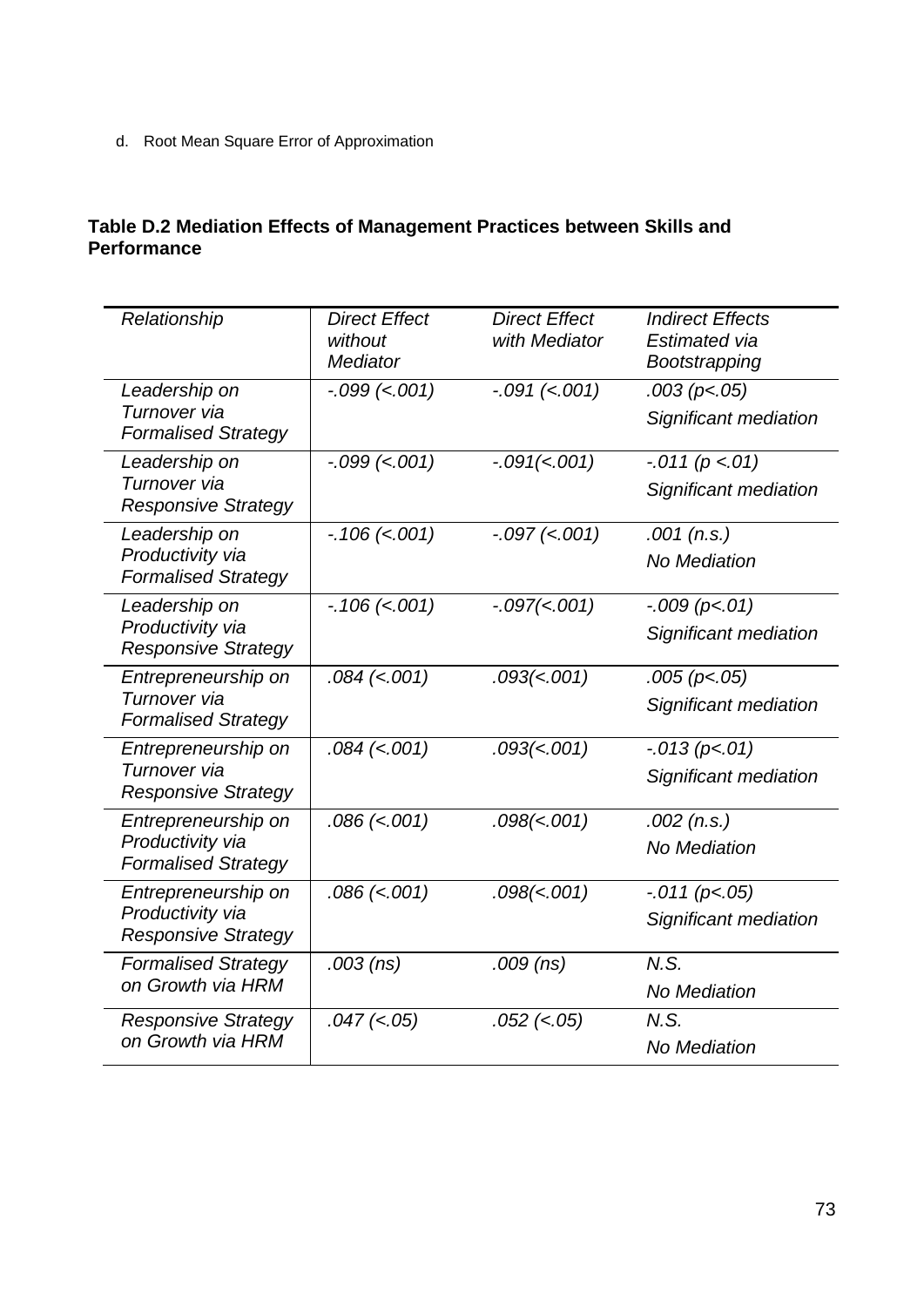d. Root Mean Square Error of Approximation

**Table D.2 Mediation Effects of Management Practices between Skills and Performance**

| *Relationship* | *Direct Effect without Mediator* | *Direct Effect with Mediator* | *Indirect Effects Estimated via Bootstrapping* |
|---|---|---|---|
| *Leadership on Turnover via Formalised Strategy* | *-.099 (<.001)* | *-.091 (<.001)* | *.003 (p<.05)* *Significant mediation* |
| *Leadership on Turnover via Responsive Strategy* | *-.099 (<.001)* | *-.091(<.001)* | *-.011 (p <.01)* *Significant mediation* |
| *Leadership on Productivity via Formalised Strategy* | *-.106 (<.001)* | *-.097 (<.001)* | *.001 (n.s.)* *No Mediation* |
| *Leadership on Productivity via Responsive Strategy* | *-.106 (<.001)* | *-.097(<.001)* | *-.009 (p<.01)* *Significant mediation* |
| *Entrepreneurship on Turnover via Formalised Strategy* | *.084 (<.001)* | *.093(<.001)* | *.005 (p<.05)* *Significant mediation* |
| *Entrepreneurship on Turnover via Responsive Strategy* | *.084 (<.001)* | *.093(<.001)* | *-.013 (p<.01)* *Significant mediation* |
| *Entrepreneurship on Productivity via Formalised Strategy* | *.086 (<.001)* | *.098(<.001)* | *.002 (n.s.)* *No Mediation* |
| *Entrepreneurship on Productivity via Responsive Strategy* | *.086 (<.001)* | *.098(<.001)* | *-.011 (p<.05)* *Significant mediation* |
| *Formalised Strategy on Growth via HRM* | *.003 (ns)* | *.009 (ns)* | *N.S.* *No Mediation* |
| *Responsive Strategy on Growth via HRM* | *.047 (<.05)* | *.052 (<.05)* | *N.S.* *No Mediation* |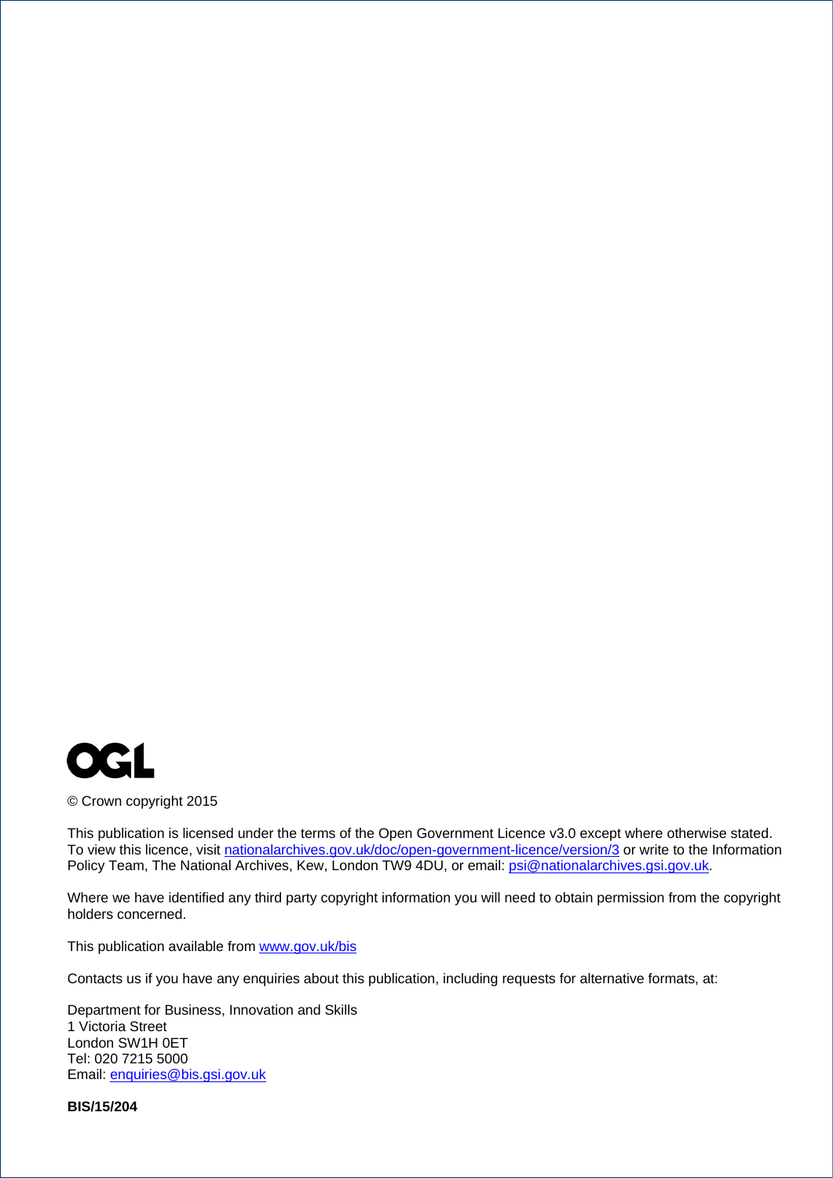OGL

© Crown copyright 2015

This publication is licensed under the terms of the Open Government Licence v3.0 except where otherwise stated. To view this licence, visit nationalarchives.gov.uk/doc/open-government-licence/version/3 or write to the Information Policy Team, The National Archives, Kew, London TW9 4DU, or email: psi@nationalarchives.gsi.gov.uk.

Where we have identified any third party copyright information you will need to obtain permission from the copyright holders concerned.

This publication available from www.gov.uk/bis

Contacts us if you have any enquiries about this publication, including requests for alternative formats, at:

Department for Business, Innovation and Skills
1 Victoria Street
London SW1H 0ET
Tel: 020 7215 5000
Email: enquiries@bis.gsi.gov.uk

**BIS/15/204**